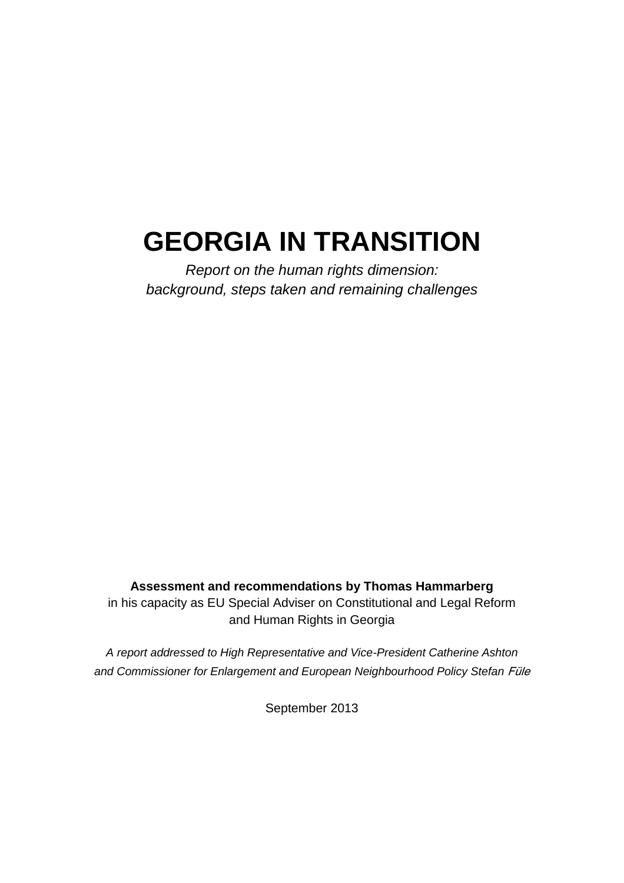# GEORGIA IN TRANSITION

*Report on the human rights dimension:*
*background, steps taken and remaining challenges*

**Assessment and recommendations by Thomas Hammarberg**
in his capacity as EU Special Adviser on Constitutional and Legal Reform
and Human Rights in Georgia

*A report addressed to High Representative and Vice-President Catherine Ashton*
*and Commissioner for Enlargement and European Neighbourhood Policy Stefan Füle*

September 2013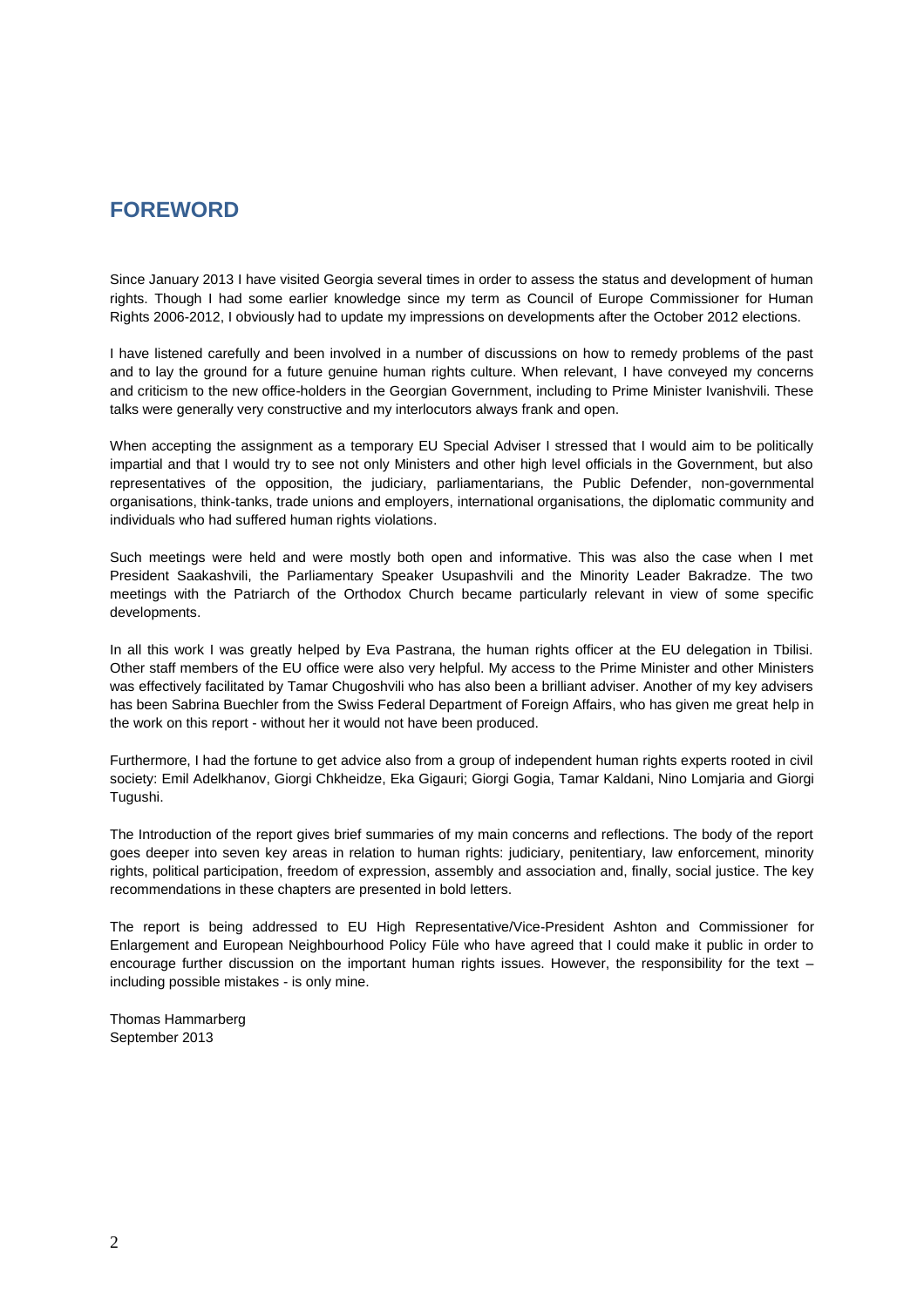# FOREWORD

Since January 2013 I have visited Georgia several times in order to assess the status and development of human rights. Though I had some earlier knowledge since my term as Council of Europe Commissioner for Human Rights 2006-2012, I obviously had to update my impressions on developments after the October 2012 elections.

I have listened carefully and been involved in a number of discussions on how to remedy problems of the past and to lay the ground for a future genuine human rights culture. When relevant, I have conveyed my concerns and criticism to the new office-holders in the Georgian Government, including to Prime Minister Ivanishvili. These talks were generally very constructive and my interlocutors always frank and open.

When accepting the assignment as a temporary EU Special Adviser I stressed that I would aim to be politically impartial and that I would try to see not only Ministers and other high level officials in the Government, but also representatives of the opposition, the judiciary, parliamentarians, the Public Defender, non-governmental organisations, think-tanks, trade unions and employers, international organisations, the diplomatic community and individuals who had suffered human rights violations.

Such meetings were held and were mostly both open and informative. This was also the case when I met President Saakashvili, the Parliamentary Speaker Usupashvili and the Minority Leader Bakradze. The two meetings with the Patriarch of the Orthodox Church became particularly relevant in view of some specific developments.

In all this work I was greatly helped by Eva Pastrana, the human rights officer at the EU delegation in Tbilisi. Other staff members of the EU office were also very helpful. My access to the Prime Minister and other Ministers was effectively facilitated by Tamar Chugoshvili who has also been a brilliant adviser. Another of my key advisers has been Sabrina Buechler from the Swiss Federal Department of Foreign Affairs, who has given me great help in the work on this report - without her it would not have been produced.

Furthermore, I had the fortune to get advice also from a group of independent human rights experts rooted in civil society: Emil Adelkhanov, Giorgi Chkheidze, Eka Gigauri; Giorgi Gogia, Tamar Kaldani, Nino Lomjaria and Giorgi Tugushi.

The Introduction of the report gives brief summaries of my main concerns and reflections. The body of the report goes deeper into seven key areas in relation to human rights: judiciary, penitentiary, law enforcement, minority rights, political participation, freedom of expression, assembly and association and, finally, social justice. The key recommendations in these chapters are presented in bold letters.

The report is being addressed to EU High Representative/Vice-President Ashton and Commissioner for Enlargement and European Neighbourhood Policy Füle who have agreed that I could make it public in order to encourage further discussion on the important human rights issues. However, the responsibility for the text – including possible mistakes - is only mine.

Thomas Hammarberg
September 2013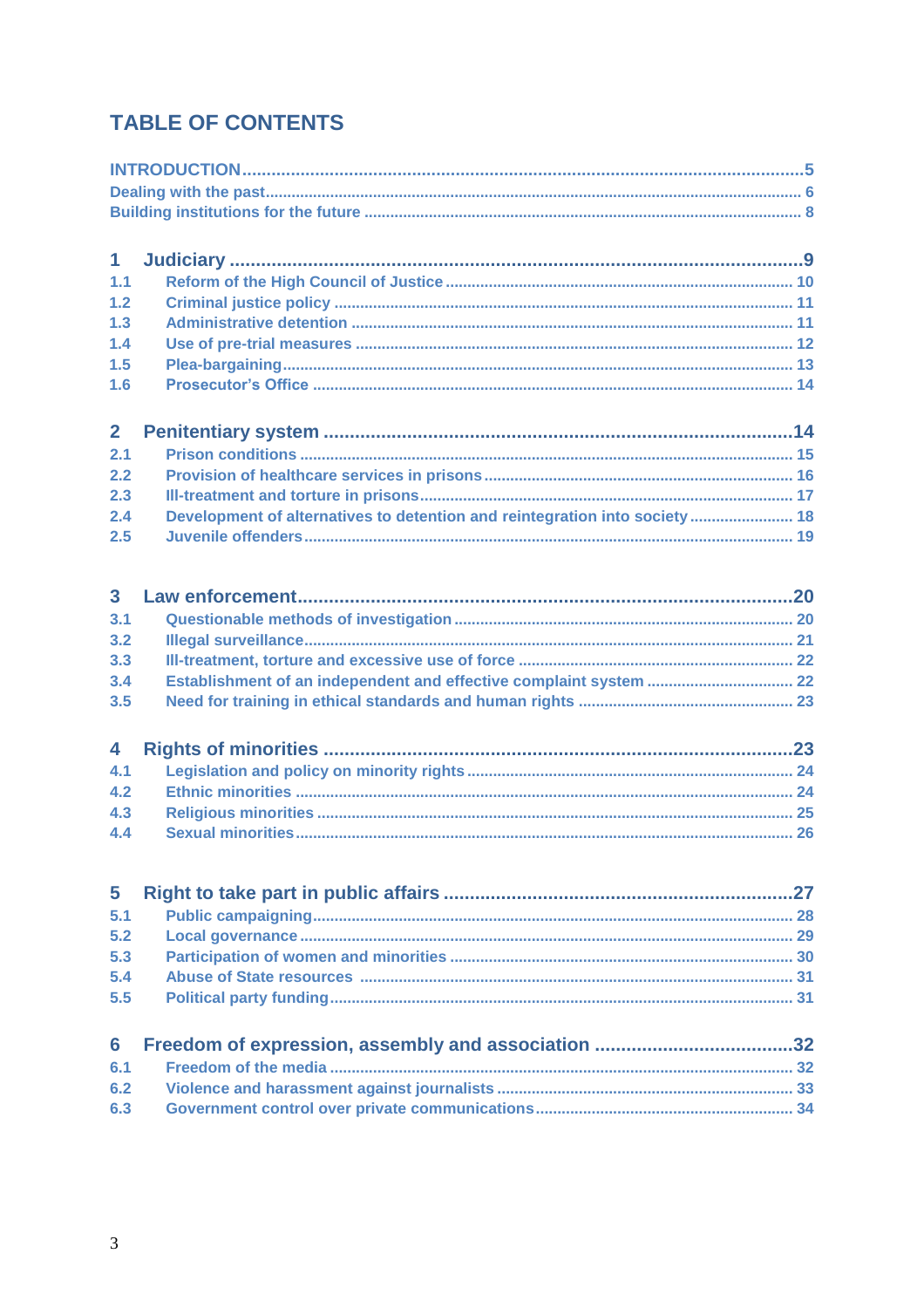# TABLE OF CONTENTS

INTRODUCTION ........ 5
Dealing with the past ........ 6
Building institutions for the future ........ 8

1 Judiciary ........ 9
1.1 Reform of the High Council of Justice ........ 10
1.2 Criminal justice policy ........ 11
1.3 Administrative detention ........ 11
1.4 Use of pre-trial measures ........ 12
1.5 Plea-bargaining ........ 13
1.6 Prosecutor's Office ........ 14

2 Penitentiary system ........ 14
2.1 Prison conditions ........ 15
2.2 Provision of healthcare services in prisons ........ 16
2.3 Ill-treatment and torture in prisons ........ 17
2.4 Development of alternatives to detention and reintegration into society ........ 18
2.5 Juvenile offenders ........ 19

3 Law enforcement ........ 20
3.1 Questionable methods of investigation ........ 20
3.2 Illegal surveillance ........ 21
3.3 Ill-treatment, torture and excessive use of force ........ 22
3.4 Establishment of an independent and effective complaint system ........ 22
3.5 Need for training in ethical standards and human rights ........ 23

4 Rights of minorities ........ 23
4.1 Legislation and policy on minority rights ........ 24
4.2 Ethnic minorities ........ 24
4.3 Religious minorities ........ 25
4.4 Sexual minorities ........ 26

5 Right to take part in public affairs ........ 27
5.1 Public campaigning ........ 28
5.2 Local governance ........ 29
5.3 Participation of women and minorities ........ 30
5.4 Abuse of State resources ........ 31
5.5 Political party funding ........ 31

6 Freedom of expression, assembly and association ........ 32
6.1 Freedom of the media ........ 32
6.2 Violence and harassment against journalists ........ 33
6.3 Government control over private communications ........ 34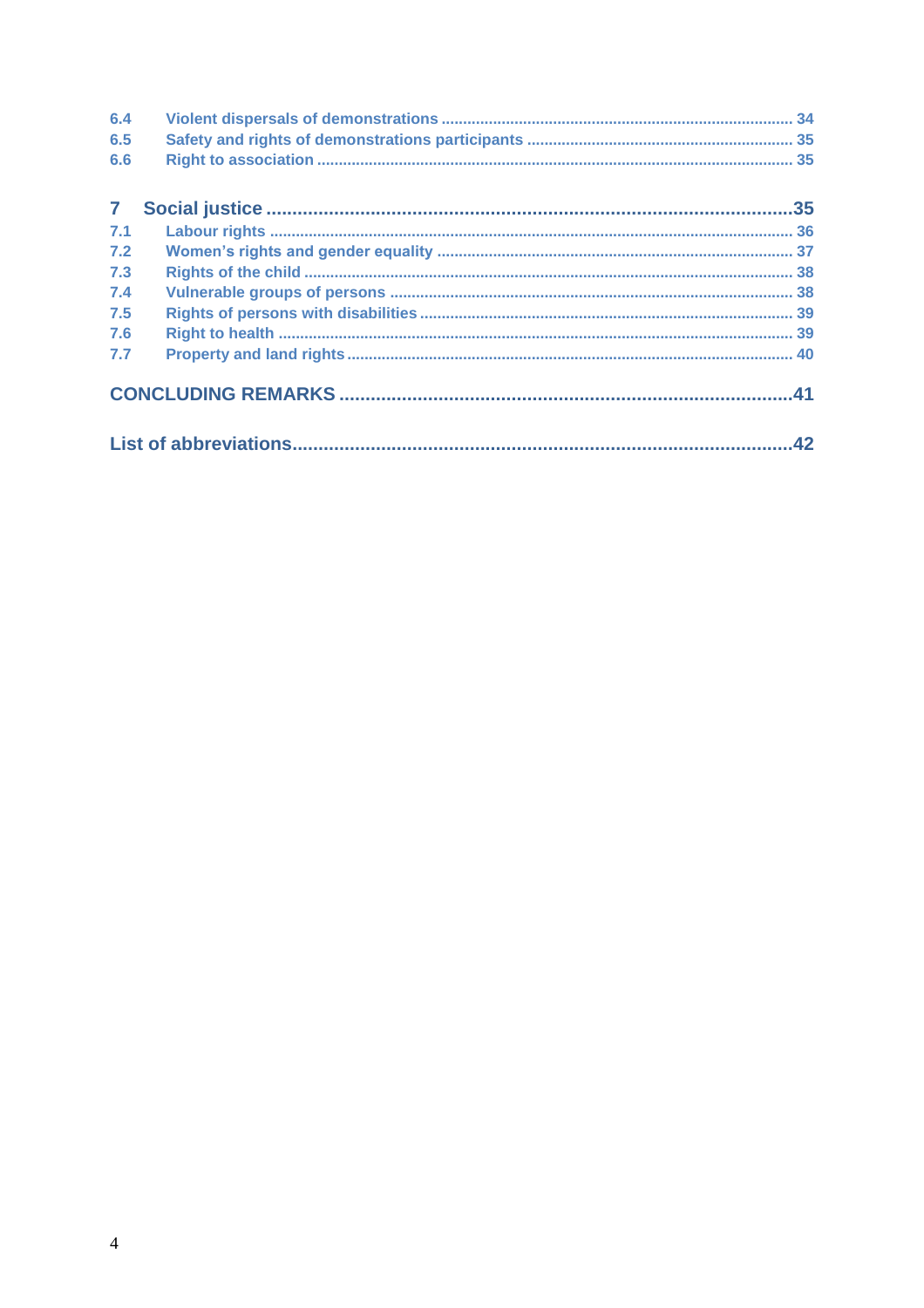6.4 Violent dispersals of demonstrations ..... 34
6.5 Safety and rights of demonstrations participants ..... 35
6.6 Right to association ..... 35

7 Social justice ..... 35
7.1 Labour rights ..... 36
7.2 Women's rights and gender equality ..... 37
7.3 Rights of the child ..... 38
7.4 Vulnerable groups of persons ..... 38
7.5 Rights of persons with disabilities ..... 39
7.6 Right to health ..... 39
7.7 Property and land rights ..... 40

CONCLUDING REMARKS ..... 41

List of abbreviations ..... 42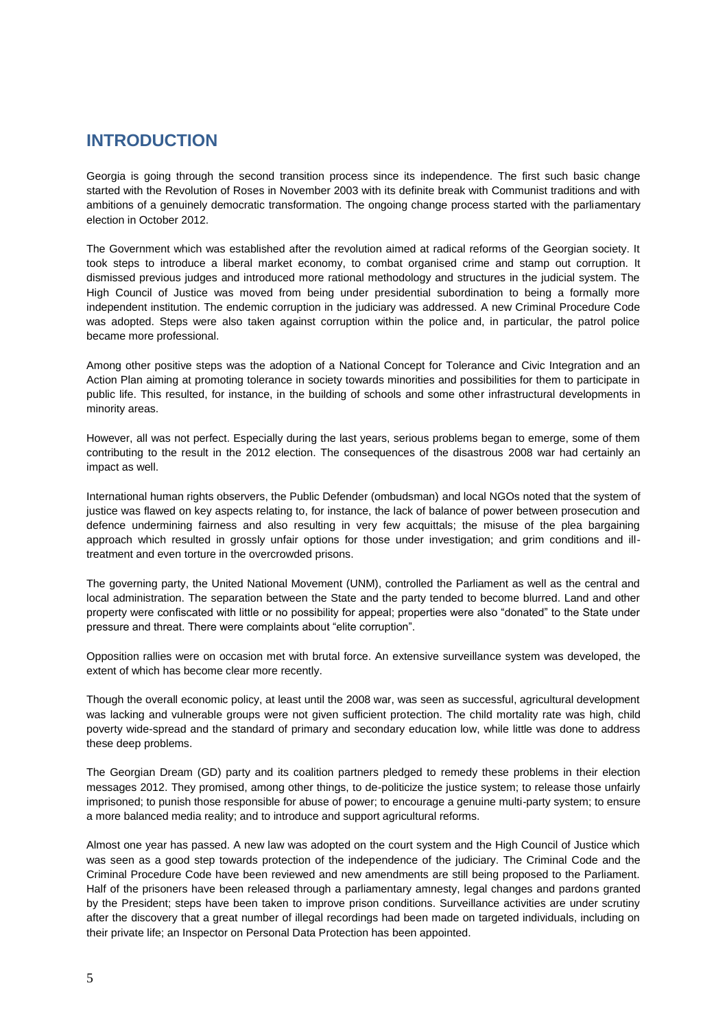# INTRODUCTION

Georgia is going through the second transition process since its independence. The first such basic change started with the Revolution of Roses in November 2003 with its definite break with Communist traditions and with ambitions of a genuinely democratic transformation. The ongoing change process started with the parliamentary election in October 2012.

The Government which was established after the revolution aimed at radical reforms of the Georgian society. It took steps to introduce a liberal market economy, to combat organised crime and stamp out corruption. It dismissed previous judges and introduced more rational methodology and structures in the judicial system. The High Council of Justice was moved from being under presidential subordination to being a formally more independent institution. The endemic corruption in the judiciary was addressed. A new Criminal Procedure Code was adopted. Steps were also taken against corruption within the police and, in particular, the patrol police became more professional.

Among other positive steps was the adoption of a National Concept for Tolerance and Civic Integration and an Action Plan aiming at promoting tolerance in society towards minorities and possibilities for them to participate in public life. This resulted, for instance, in the building of schools and some other infrastructural developments in minority areas.

However, all was not perfect. Especially during the last years, serious problems began to emerge, some of them contributing to the result in the 2012 election. The consequences of the disastrous 2008 war had certainly an impact as well.

International human rights observers, the Public Defender (ombudsman) and local NGOs noted that the system of justice was flawed on key aspects relating to, for instance, the lack of balance of power between prosecution and defence undermining fairness and also resulting in very few acquittals; the misuse of the plea bargaining approach which resulted in grossly unfair options for those under investigation; and grim conditions and ill-treatment and even torture in the overcrowded prisons.

The governing party, the United National Movement (UNM), controlled the Parliament as well as the central and local administration. The separation between the State and the party tended to become blurred. Land and other property were confiscated with little or no possibility for appeal; properties were also "donated" to the State under pressure and threat. There were complaints about "elite corruption".

Opposition rallies were on occasion met with brutal force. An extensive surveillance system was developed, the extent of which has become clear more recently.

Though the overall economic policy, at least until the 2008 war, was seen as successful, agricultural development was lacking and vulnerable groups were not given sufficient protection. The child mortality rate was high, child poverty wide-spread and the standard of primary and secondary education low, while little was done to address these deep problems.

The Georgian Dream (GD) party and its coalition partners pledged to remedy these problems in their election messages 2012. They promised, among other things, to de-politicize the justice system; to release those unfairly imprisoned; to punish those responsible for abuse of power; to encourage a genuine multi-party system; to ensure a more balanced media reality; and to introduce and support agricultural reforms.

Almost one year has passed. A new law was adopted on the court system and the High Council of Justice which was seen as a good step towards protection of the independence of the judiciary. The Criminal Code and the Criminal Procedure Code have been reviewed and new amendments are still being proposed to the Parliament. Half of the prisoners have been released through a parliamentary amnesty, legal changes and pardons granted by the President; steps have been taken to improve prison conditions. Surveillance activities are under scrutiny after the discovery that a great number of illegal recordings had been made on targeted individuals, including on their private life; an Inspector on Personal Data Protection has been appointed.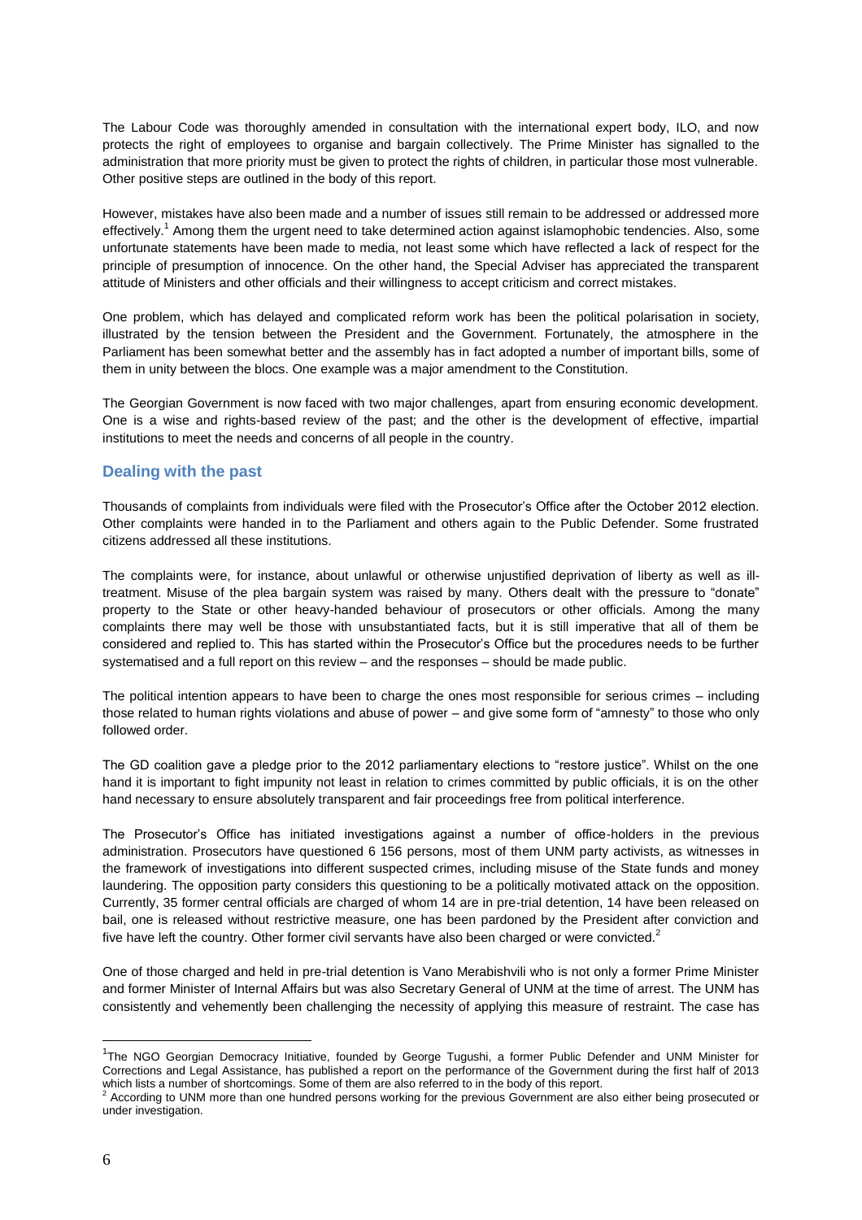The Labour Code was thoroughly amended in consultation with the international expert body, ILO, and now protects the right of employees to organise and bargain collectively. The Prime Minister has signalled to the administration that more priority must be given to protect the rights of children, in particular those most vulnerable. Other positive steps are outlined in the body of this report.

However, mistakes have also been made and a number of issues still remain to be addressed or addressed more effectively.[1] Among them the urgent need to take determined action against islamophobic tendencies. Also, some unfortunate statements have been made to media, not least some which have reflected a lack of respect for the principle of presumption of innocence. On the other hand, the Special Adviser has appreciated the transparent attitude of Ministers and other officials and their willingness to accept criticism and correct mistakes.

One problem, which has delayed and complicated reform work has been the political polarisation in society, illustrated by the tension between the President and the Government. Fortunately, the atmosphere in the Parliament has been somewhat better and the assembly has in fact adopted a number of important bills, some of them in unity between the blocs. One example was a major amendment to the Constitution.

The Georgian Government is now faced with two major challenges, apart from ensuring economic development. One is a wise and rights-based review of the past; and the other is the development of effective, impartial institutions to meet the needs and concerns of all people in the country.

## Dealing with the past

Thousands of complaints from individuals were filed with the Prosecutor's Office after the October 2012 election. Other complaints were handed in to the Parliament and others again to the Public Defender. Some frustrated citizens addressed all these institutions.

The complaints were, for instance, about unlawful or otherwise unjustified deprivation of liberty as well as ill-treatment. Misuse of the plea bargain system was raised by many. Others dealt with the pressure to "donate" property to the State or other heavy-handed behaviour of prosecutors or other officials. Among the many complaints there may well be those with unsubstantiated facts, but it is still imperative that all of them be considered and replied to. This has started within the Prosecutor's Office but the procedures needs to be further systematised and a full report on this review – and the responses – should be made public.

The political intention appears to have been to charge the ones most responsible for serious crimes – including those related to human rights violations and abuse of power – and give some form of "amnesty" to those who only followed order.

The GD coalition gave a pledge prior to the 2012 parliamentary elections to "restore justice". Whilst on the one hand it is important to fight impunity not least in relation to crimes committed by public officials, it is on the other hand necessary to ensure absolutely transparent and fair proceedings free from political interference.

The Prosecutor's Office has initiated investigations against a number of office-holders in the previous administration. Prosecutors have questioned 6 156 persons, most of them UNM party activists, as witnesses in the framework of investigations into different suspected crimes, including misuse of the State funds and money laundering. The opposition party considers this questioning to be a politically motivated attack on the opposition. Currently, 35 former central officials are charged of whom 14 are in pre-trial detention, 14 have been released on bail, one is released without restrictive measure, one has been pardoned by the President after conviction and five have left the country. Other former civil servants have also been charged or were convicted.[2]

One of those charged and held in pre-trial detention is Vano Merabishvili who is not only a former Prime Minister and former Minister of Internal Affairs but was also Secretary General of UNM at the time of arrest. The UNM has consistently and vehemently been challenging the necessity of applying this measure of restraint. The case has

---

[1] The NGO Georgian Democracy Initiative, founded by George Tugushi, a former Public Defender and UNM Minister for Corrections and Legal Assistance, has published a report on the performance of the Government during the first half of 2013 which lists a number of shortcomings. Some of them are also referred to in the body of this report.

[2] According to UNM more than one hundred persons working for the previous Government are also either being prosecuted or under investigation.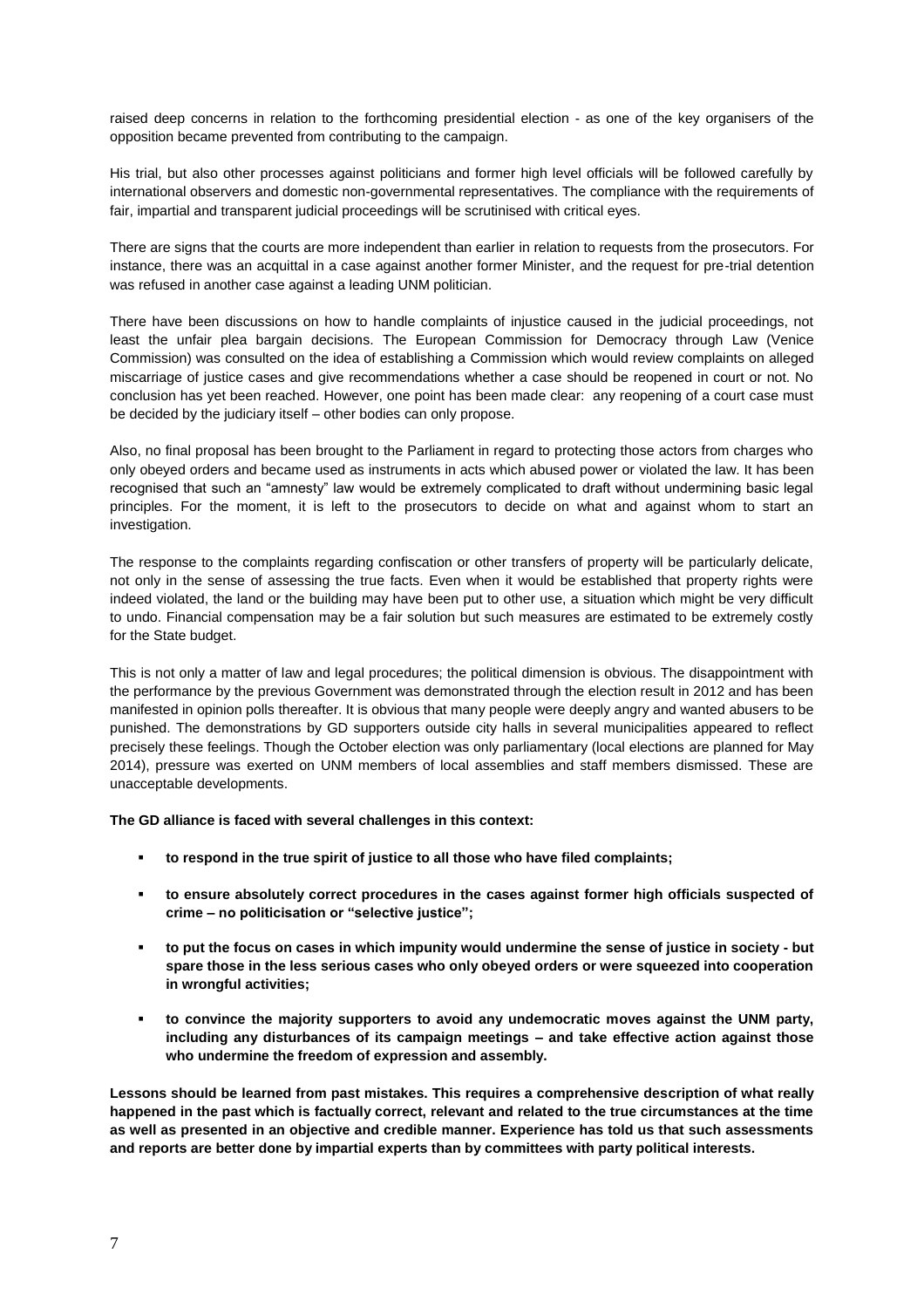raised deep concerns in relation to the forthcoming presidential election - as one of the key organisers of the opposition became prevented from contributing to the campaign.

His trial, but also other processes against politicians and former high level officials will be followed carefully by international observers and domestic non-governmental representatives. The compliance with the requirements of fair, impartial and transparent judicial proceedings will be scrutinised with critical eyes.

There are signs that the courts are more independent than earlier in relation to requests from the prosecutors. For instance, there was an acquittal in a case against another former Minister, and the request for pre-trial detention was refused in another case against a leading UNM politician.

There have been discussions on how to handle complaints of injustice caused in the judicial proceedings, not least the unfair plea bargain decisions. The European Commission for Democracy through Law (Venice Commission) was consulted on the idea of establishing a Commission which would review complaints on alleged miscarriage of justice cases and give recommendations whether a case should be reopened in court or not. No conclusion has yet been reached. However, one point has been made clear: any reopening of a court case must be decided by the judiciary itself – other bodies can only propose.

Also, no final proposal has been brought to the Parliament in regard to protecting those actors from charges who only obeyed orders and became used as instruments in acts which abused power or violated the law. It has been recognised that such an "amnesty" law would be extremely complicated to draft without undermining basic legal principles. For the moment, it is left to the prosecutors to decide on what and against whom to start an investigation.

The response to the complaints regarding confiscation or other transfers of property will be particularly delicate, not only in the sense of assessing the true facts. Even when it would be established that property rights were indeed violated, the land or the building may have been put to other use, a situation which might be very difficult to undo. Financial compensation may be a fair solution but such measures are estimated to be extremely costly for the State budget.

This is not only a matter of law and legal procedures; the political dimension is obvious. The disappointment with the performance by the previous Government was demonstrated through the election result in 2012 and has been manifested in opinion polls thereafter. It is obvious that many people were deeply angry and wanted abusers to be punished. The demonstrations by GD supporters outside city halls in several municipalities appeared to reflect precisely these feelings. Though the October election was only parliamentary (local elections are planned for May 2014), pressure was exerted on UNM members of local assemblies and staff members dismissed. These are unacceptable developments.

**The GD alliance is faced with several challenges in this context:**

- **to respond in the true spirit of justice to all those who have filed complaints;**
- **to ensure absolutely correct procedures in the cases against former high officials suspected of crime – no politicisation or "selective justice";**
- **to put the focus on cases in which impunity would undermine the sense of justice in society - but spare those in the less serious cases who only obeyed orders or were squeezed into cooperation in wrongful activities;**
- **to convince the majority supporters to avoid any undemocratic moves against the UNM party, including any disturbances of its campaign meetings – and take effective action against those who undermine the freedom of expression and assembly.**

**Lessons should be learned from past mistakes. This requires a comprehensive description of what really happened in the past which is factually correct, relevant and related to the true circumstances at the time as well as presented in an objective and credible manner. Experience has told us that such assessments and reports are better done by impartial experts than by committees with party political interests.**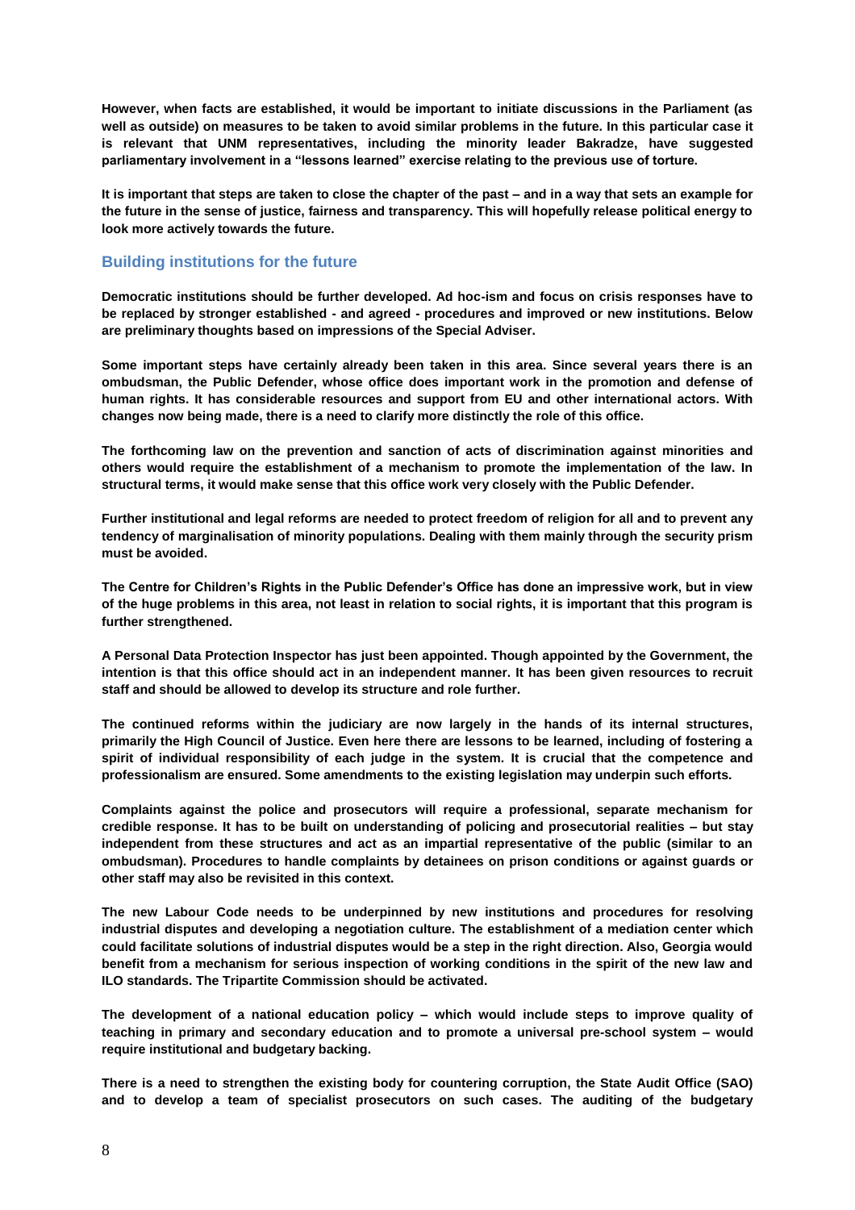**However, when facts are established, it would be important to initiate discussions in the Parliament (as well as outside) on measures to be taken to avoid similar problems in the future. In this particular case it is relevant that UNM representatives, including the minority leader Bakradze, have suggested parliamentary involvement in a "lessons learned" exercise relating to the previous use of torture.**

**It is important that steps are taken to close the chapter of the past – and in a way that sets an example for the future in the sense of justice, fairness and transparency. This will hopefully release political energy to look more actively towards the future.**

## Building institutions for the future

**Democratic institutions should be further developed. Ad hoc-ism and focus on crisis responses have to be replaced by stronger established - and agreed - procedures and improved or new institutions. Below are preliminary thoughts based on impressions of the Special Adviser.**

**Some important steps have certainly already been taken in this area. Since several years there is an ombudsman, the Public Defender, whose office does important work in the promotion and defense of human rights. It has considerable resources and support from EU and other international actors. With changes now being made, there is a need to clarify more distinctly the role of this office.**

**The forthcoming law on the prevention and sanction of acts of discrimination against minorities and others would require the establishment of a mechanism to promote the implementation of the law. In structural terms, it would make sense that this office work very closely with the Public Defender.**

**Further institutional and legal reforms are needed to protect freedom of religion for all and to prevent any tendency of marginalisation of minority populations. Dealing with them mainly through the security prism must be avoided.**

**The Centre for Children's Rights in the Public Defender's Office has done an impressive work, but in view of the huge problems in this area, not least in relation to social rights, it is important that this program is further strengthened.**

**A Personal Data Protection Inspector has just been appointed. Though appointed by the Government, the intention is that this office should act in an independent manner. It has been given resources to recruit staff and should be allowed to develop its structure and role further.**

**The continued reforms within the judiciary are now largely in the hands of its internal structures, primarily the High Council of Justice. Even here there are lessons to be learned, including of fostering a spirit of individual responsibility of each judge in the system. It is crucial that the competence and professionalism are ensured. Some amendments to the existing legislation may underpin such efforts.**

**Complaints against the police and prosecutors will require a professional, separate mechanism for credible response. It has to be built on understanding of policing and prosecutorial realities – but stay independent from these structures and act as an impartial representative of the public (similar to an ombudsman). Procedures to handle complaints by detainees on prison conditions or against guards or other staff may also be revisited in this context.**

**The new Labour Code needs to be underpinned by new institutions and procedures for resolving industrial disputes and developing a negotiation culture. The establishment of a mediation center which could facilitate solutions of industrial disputes would be a step in the right direction. Also, Georgia would benefit from a mechanism for serious inspection of working conditions in the spirit of the new law and ILO standards. The Tripartite Commission should be activated.**

**The development of a national education policy – which would include steps to improve quality of teaching in primary and secondary education and to promote a universal pre-school system – would require institutional and budgetary backing.**

**There is a need to strengthen the existing body for countering corruption, the State Audit Office (SAO) and to develop a team of specialist prosecutors on such cases. The auditing of the budgetary**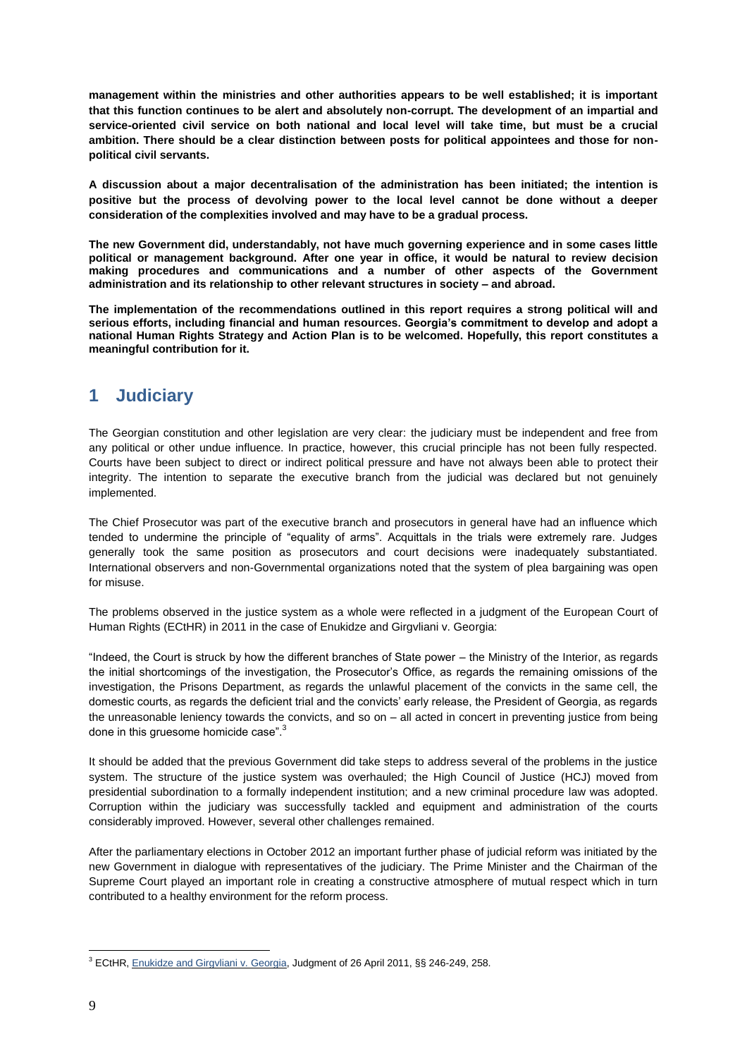**management within the ministries and other authorities appears to be well established; it is important that this function continues to be alert and absolutely non-corrupt. The development of an impartial and service-oriented civil service on both national and local level will take time, but must be a crucial ambition. There should be a clear distinction between posts for political appointees and those for non-political civil servants.**

**A discussion about a major decentralisation of the administration has been initiated; the intention is positive but the process of devolving power to the local level cannot be done without a deeper consideration of the complexities involved and may have to be a gradual process.**

**The new Government did, understandably, not have much governing experience and in some cases little political or management background. After one year in office, it would be natural to review decision making procedures and communications and a number of other aspects of the Government administration and its relationship to other relevant structures in society – and abroad.**

**The implementation of the recommendations outlined in this report requires a strong political will and serious efforts, including financial and human resources. Georgia's commitment to develop and adopt a national Human Rights Strategy and Action Plan is to be welcomed. Hopefully, this report constitutes a meaningful contribution for it.**

# 1 Judiciary

The Georgian constitution and other legislation are very clear: the judiciary must be independent and free from any political or other undue influence. In practice, however, this crucial principle has not been fully respected. Courts have been subject to direct or indirect political pressure and have not always been able to protect their integrity. The intention to separate the executive branch from the judicial was declared but not genuinely implemented.

The Chief Prosecutor was part of the executive branch and prosecutors in general have had an influence which tended to undermine the principle of "equality of arms". Acquittals in the trials were extremely rare. Judges generally took the same position as prosecutors and court decisions were inadequately substantiated. International observers and non-Governmental organizations noted that the system of plea bargaining was open for misuse.

The problems observed in the justice system as a whole were reflected in a judgment of the European Court of Human Rights (ECtHR) in 2011 in the case of Enukidze and Girgvliani v. Georgia:

"Indeed, the Court is struck by how the different branches of State power – the Ministry of the Interior, as regards the initial shortcomings of the investigation, the Prosecutor's Office, as regards the remaining omissions of the investigation, the Prisons Department, as regards the unlawful placement of the convicts in the same cell, the domestic courts, as regards the deficient trial and the convicts' early release, the President of Georgia, as regards the unreasonable leniency towards the convicts, and so on – all acted in concert in preventing justice from being done in this gruesome homicide case".[3]

It should be added that the previous Government did take steps to address several of the problems in the justice system. The structure of the justice system was overhauled; the High Council of Justice (HCJ) moved from presidential subordination to a formally independent institution; and a new criminal procedure law was adopted. Corruption within the judiciary was successfully tackled and equipment and administration of the courts considerably improved. However, several other challenges remained.

After the parliamentary elections in October 2012 an important further phase of judicial reform was initiated by the new Government in dialogue with representatives of the judiciary. The Prime Minister and the Chairman of the Supreme Court played an important role in creating a constructive atmosphere of mutual respect which in turn contributed to a healthy environment for the reform process.

---

[3] ECtHR, Enukidze and Girgvliani v. Georgia, Judgment of 26 April 2011, §§ 246-249, 258.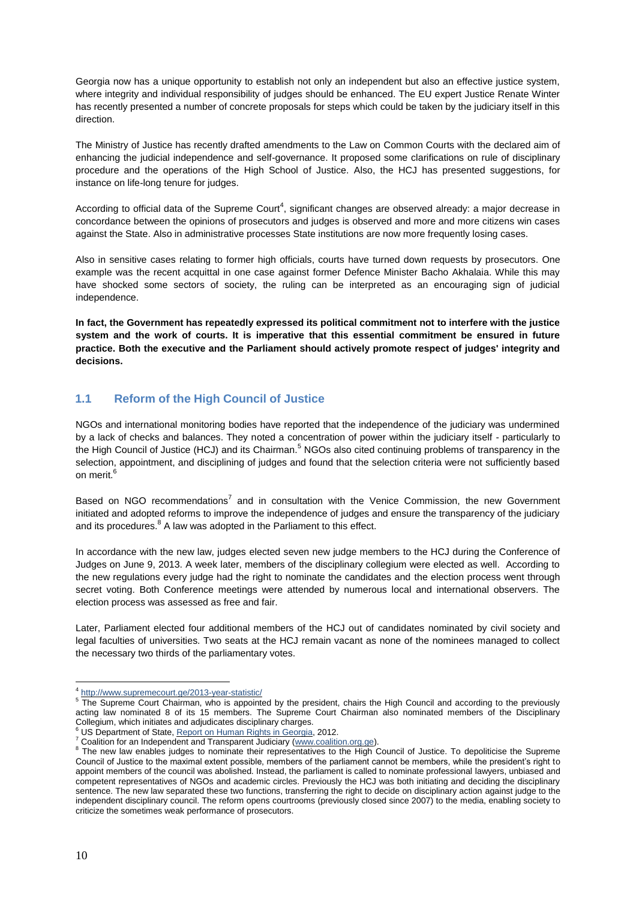Georgia now has a unique opportunity to establish not only an independent but also an effective justice system, where integrity and individual responsibility of judges should be enhanced. The EU expert Justice Renate Winter has recently presented a number of concrete proposals for steps which could be taken by the judiciary itself in this direction.

The Ministry of Justice has recently drafted amendments to the Law on Common Courts with the declared aim of enhancing the judicial independence and self-governance. It proposed some clarifications on rule of disciplinary procedure and the operations of the High School of Justice. Also, the HCJ has presented suggestions, for instance on life-long tenure for judges.

According to official data of the Supreme Court[4], significant changes are observed already: a major decrease in concordance between the opinions of prosecutors and judges is observed and more and more citizens win cases against the State. Also in administrative processes State institutions are now more frequently losing cases.

Also in sensitive cases relating to former high officials, courts have turned down requests by prosecutors. One example was the recent acquittal in one case against former Defence Minister Bacho Akhalaia. While this may have shocked some sectors of society, the ruling can be interpreted as an encouraging sign of judicial independence.

**In fact, the Government has repeatedly expressed its political commitment not to interfere with the justice system and the work of courts. It is imperative that this essential commitment be ensured in future practice. Both the executive and the Parliament should actively promote respect of judges' integrity and decisions.**

## 1.1 Reform of the High Council of Justice

NGOs and international monitoring bodies have reported that the independence of the judiciary was undermined by a lack of checks and balances. They noted a concentration of power within the judiciary itself - particularly to the High Council of Justice (HCJ) and its Chairman.[5] NGOs also cited continuing problems of transparency in the selection, appointment, and disciplining of judges and found that the selection criteria were not sufficiently based on merit.[6]

Based on NGO recommendations[7] and in consultation with the Venice Commission, the new Government initiated and adopted reforms to improve the independence of judges and ensure the transparency of the judiciary and its procedures.[8] A law was adopted in the Parliament to this effect.

In accordance with the new law, judges elected seven new judge members to the HCJ during the Conference of Judges on June 9, 2013. A week later, members of the disciplinary collegium were elected as well. According to the new regulations every judge had the right to nominate the candidates and the election process went through secret voting. Both Conference meetings were attended by numerous local and international observers. The election process was assessed as free and fair.

Later, Parliament elected four additional members of the HCJ out of candidates nominated by civil society and legal faculties of universities. Two seats at the HCJ remain vacant as none of the nominees managed to collect the necessary two thirds of the parliamentary votes.

---

[4] http://www.supremecourt.ge/2013-year-statistic/

[5] The Supreme Court Chairman, who is appointed by the president, chairs the High Council and according to the previously acting law nominated 8 of its 15 members. The Supreme Court Chairman also nominated members of the Disciplinary Collegium, which initiates and adjudicates disciplinary charges.

[6] US Department of State, Report on Human Rights in Georgia, 2012.

[7] Coalition for an Independent and Transparent Judiciary (www.coalition.org.ge).

[8] The new law enables judges to nominate their representatives to the High Council of Justice. To depoliticise the Supreme Council of Justice to the maximal extent possible, members of the parliament cannot be members, while the president's right to appoint members of the council was abolished. Instead, the parliament is called to nominate professional lawyers, unbiased and competent representatives of NGOs and academic circles. Previously the HCJ was both initiating and deciding the disciplinary sentence. The new law separated these two functions, transferring the right to decide on disciplinary action against judge to the independent disciplinary council. The reform opens courtrooms (previously closed since 2007) to the media, enabling society to criticize the sometimes weak performance of prosecutors.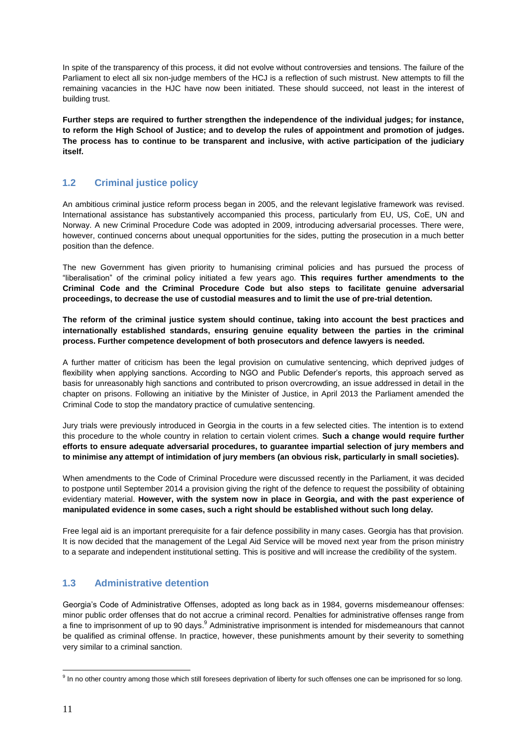In spite of the transparency of this process, it did not evolve without controversies and tensions. The failure of the Parliament to elect all six non-judge members of the HCJ is a reflection of such mistrust. New attempts to fill the remaining vacancies in the HJC have now been initiated. These should succeed, not least in the interest of building trust.

**Further steps are required to further strengthen the independence of the individual judges; for instance, to reform the High School of Justice; and to develop the rules of appointment and promotion of judges. The process has to continue to be transparent and inclusive, with active participation of the judiciary itself.**

## 1.2 Criminal justice policy

An ambitious criminal justice reform process began in 2005, and the relevant legislative framework was revised. International assistance has substantively accompanied this process, particularly from EU, US, CoE, UN and Norway. A new Criminal Procedure Code was adopted in 2009, introducing adversarial processes. There were, however, continued concerns about unequal opportunities for the sides, putting the prosecution in a much better position than the defence.

The new Government has given priority to humanising criminal policies and has pursued the process of "liberalisation" of the criminal policy initiated a few years ago. **This requires further amendments to the Criminal Code and the Criminal Procedure Code but also steps to facilitate genuine adversarial proceedings, to decrease the use of custodial measures and to limit the use of pre-trial detention.**

**The reform of the criminal justice system should continue, taking into account the best practices and internationally established standards, ensuring genuine equality between the parties in the criminal process. Further competence development of both prosecutors and defence lawyers is needed.**

A further matter of criticism has been the legal provision on cumulative sentencing, which deprived judges of flexibility when applying sanctions. According to NGO and Public Defender's reports, this approach served as basis for unreasonably high sanctions and contributed to prison overcrowding, an issue addressed in detail in the chapter on prisons. Following an initiative by the Minister of Justice, in April 2013 the Parliament amended the Criminal Code to stop the mandatory practice of cumulative sentencing.

Jury trials were previously introduced in Georgia in the courts in a few selected cities. The intention is to extend this procedure to the whole country in relation to certain violent crimes. **Such a change would require further efforts to ensure adequate adversarial procedures, to guarantee impartial selection of jury members and to minimise any attempt of intimidation of jury members (an obvious risk, particularly in small societies).**

When amendments to the Code of Criminal Procedure were discussed recently in the Parliament, it was decided to postpone until September 2014 a provision giving the right of the defence to request the possibility of obtaining evidentiary material. **However, with the system now in place in Georgia, and with the past experience of manipulated evidence in some cases, such a right should be established without such long delay.**

Free legal aid is an important prerequisite for a fair defence possibility in many cases. Georgia has that provision. It is now decided that the management of the Legal Aid Service will be moved next year from the prison ministry to a separate and independent institutional setting. This is positive and will increase the credibility of the system.

## 1.3 Administrative detention

Georgia's Code of Administrative Offenses, adopted as long back as in 1984, governs misdemeanour offenses: minor public order offenses that do not accrue a criminal record. Penalties for administrative offenses range from a fine to imprisonment of up to 90 days.[9] Administrative imprisonment is intended for misdemeanours that cannot be qualified as criminal offense. In practice, however, these punishments amount by their severity to something very similar to a criminal sanction.

[9] In no other country among those which still foresees deprivation of liberty for such offenses one can be imprisoned for so long.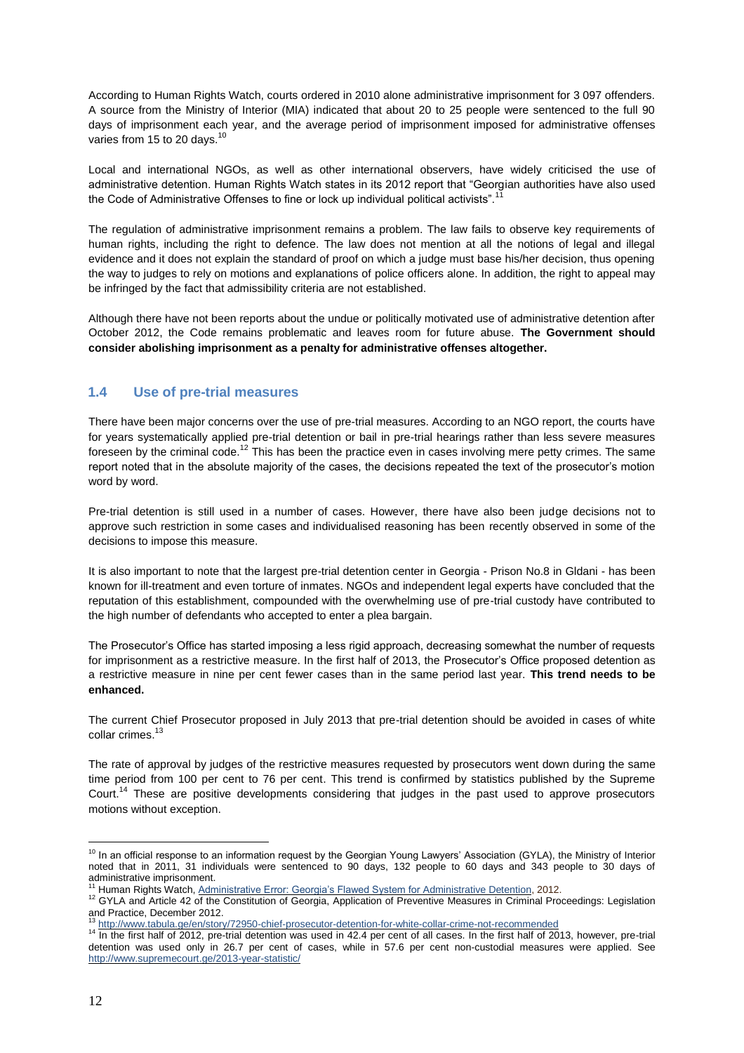According to Human Rights Watch, courts ordered in 2010 alone administrative imprisonment for 3 097 offenders. A source from the Ministry of Interior (MIA) indicated that about 20 to 25 people were sentenced to the full 90 days of imprisonment each year, and the average period of imprisonment imposed for administrative offenses varies from 15 to 20 days.[10]

Local and international NGOs, as well as other international observers, have widely criticised the use of administrative detention. Human Rights Watch states in its 2012 report that "Georgian authorities have also used the Code of Administrative Offenses to fine or lock up individual political activists".[11]

The regulation of administrative imprisonment remains a problem. The law fails to observe key requirements of human rights, including the right to defence. The law does not mention at all the notions of legal and illegal evidence and it does not explain the standard of proof on which a judge must base his/her decision, thus opening the way to judges to rely on motions and explanations of police officers alone. In addition, the right to appeal may be infringed by the fact that admissibility criteria are not established.

Although there have not been reports about the undue or politically motivated use of administrative detention after October 2012, the Code remains problematic and leaves room for future abuse. **The Government should consider abolishing imprisonment as a penalty for administrative offenses altogether.**

## 1.4 Use of pre-trial measures

There have been major concerns over the use of pre-trial measures. According to an NGO report, the courts have for years systematically applied pre-trial detention or bail in pre-trial hearings rather than less severe measures foreseen by the criminal code.[12] This has been the practice even in cases involving mere petty crimes. The same report noted that in the absolute majority of the cases, the decisions repeated the text of the prosecutor's motion word by word.

Pre-trial detention is still used in a number of cases. However, there have also been judge decisions not to approve such restriction in some cases and individualised reasoning has been recently observed in some of the decisions to impose this measure.

It is also important to note that the largest pre-trial detention center in Georgia - Prison No.8 in Gldani - has been known for ill-treatment and even torture of inmates. NGOs and independent legal experts have concluded that the reputation of this establishment, compounded with the overwhelming use of pre-trial custody have contributed to the high number of defendants who accepted to enter a plea bargain.

The Prosecutor's Office has started imposing a less rigid approach, decreasing somewhat the number of requests for imprisonment as a restrictive measure. In the first half of 2013, the Prosecutor's Office proposed detention as a restrictive measure in nine per cent fewer cases than in the same period last year. **This trend needs to be enhanced.**

The current Chief Prosecutor proposed in July 2013 that pre-trial detention should be avoided in cases of white collar crimes.[13]

The rate of approval by judges of the restrictive measures requested by prosecutors went down during the same time period from 100 per cent to 76 per cent. This trend is confirmed by statistics published by the Supreme Court.[14] These are positive developments considering that judges in the past used to approve prosecutors motions without exception.

---

[10] In an official response to an information request by the Georgian Young Lawyers' Association (GYLA), the Ministry of Interior noted that in 2011, 31 individuals were sentenced to 90 days, 132 people to 60 days and 343 people to 30 days of administrative imprisonment.

[11] Human Rights Watch, Administrative Error: Georgia's Flawed System for Administrative Detention, 2012.

[12] GYLA and Article 42 of the Constitution of Georgia, Application of Preventive Measures in Criminal Proceedings: Legislation and Practice, December 2012.

[13] http://www.tabula.ge/en/story/72950-chief-prosecutor-detention-for-white-collar-crime-not-recommended

[14] In the first half of 2012, pre-trial detention was used in 42.4 per cent of all cases. In the first half of 2013, however, pre-trial detention was used only in 26.7 per cent of cases, while in 57.6 per cent non-custodial measures were applied. See http://www.supremecourt.ge/2013-year-statistic/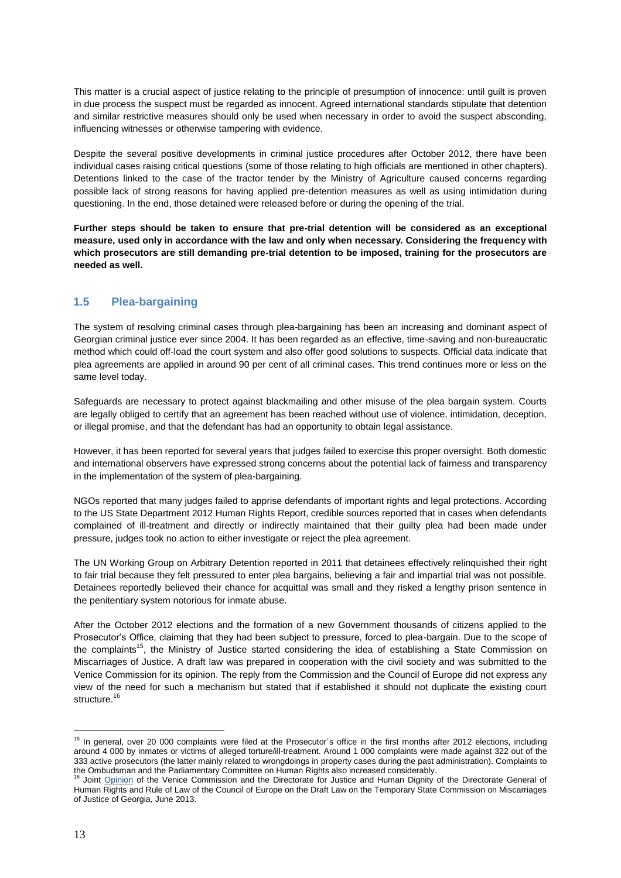This matter is a crucial aspect of justice relating to the principle of presumption of innocence: until guilt is proven in due process the suspect must be regarded as innocent. Agreed international standards stipulate that detention and similar restrictive measures should only be used when necessary in order to avoid the suspect absconding, influencing witnesses or otherwise tampering with evidence.

Despite the several positive developments in criminal justice procedures after October 2012, there have been individual cases raising critical questions (some of those relating to high officials are mentioned in other chapters). Detentions linked to the case of the tractor tender by the Ministry of Agriculture caused concerns regarding possible lack of strong reasons for having applied pre-detention measures as well as using intimidation during questioning. In the end, those detained were released before or during the opening of the trial.

**Further steps should be taken to ensure that pre-trial detention will be considered as an exceptional measure, used only in accordance with the law and only when necessary. Considering the frequency with which prosecutors are still demanding pre-trial detention to be imposed, training for the prosecutors are needed as well.**

## 1.5 Plea-bargaining

The system of resolving criminal cases through plea-bargaining has been an increasing and dominant aspect of Georgian criminal justice ever since 2004. It has been regarded as an effective, time-saving and non-bureaucratic method which could off-load the court system and also offer good solutions to suspects. Official data indicate that plea agreements are applied in around 90 per cent of all criminal cases. This trend continues more or less on the same level today.

Safeguards are necessary to protect against blackmailing and other misuse of the plea bargain system. Courts are legally obliged to certify that an agreement has been reached without use of violence, intimidation, deception, or illegal promise, and that the defendant has had an opportunity to obtain legal assistance.

However, it has been reported for several years that judges failed to exercise this proper oversight. Both domestic and international observers have expressed strong concerns about the potential lack of fairness and transparency in the implementation of the system of plea-bargaining.

NGOs reported that many judges failed to apprise defendants of important rights and legal protections. According to the US State Department 2012 Human Rights Report, credible sources reported that in cases when defendants complained of ill-treatment and directly or indirectly maintained that their guilty plea had been made under pressure, judges took no action to either investigate or reject the plea agreement.

The UN Working Group on Arbitrary Detention reported in 2011 that detainees effectively relinquished their right to fair trial because they felt pressured to enter plea bargains, believing a fair and impartial trial was not possible. Detainees reportedly believed their chance for acquittal was small and they risked a lengthy prison sentence in the penitentiary system notorious for inmate abuse.

After the October 2012 elections and the formation of a new Government thousands of citizens applied to the Prosecutor's Office, claiming that they had been subject to pressure, forced to plea-bargain. Due to the scope of the complaints[15], the Ministry of Justice started considering the idea of establishing a State Commission on Miscarriages of Justice. A draft law was prepared in cooperation with the civil society and was submitted to the Venice Commission for its opinion. The reply from the Commission and the Council of Europe did not express any view of the need for such a mechanism but stated that if established it should not duplicate the existing court structure.[16]

---

[15] In general, over 20 000 complaints were filed at the Prosecutor´s office in the first months after 2012 elections, including around 4 000 by inmates or victims of alleged torture/ill-treatment. Around 1 000 complaints were made against 322 out of the 333 active prosecutors (the latter mainly related to wrongdoings in property cases during the past administration). Complaints to the Ombudsman and the Parliamentary Committee on Human Rights also increased considerably.

[16] Joint Opinion of the Venice Commission and the Directorate for Justice and Human Dignity of the Directorate General of Human Rights and Rule of Law of the Council of Europe on the Draft Law on the Temporary State Commission on Miscarriages of Justice of Georgia, June 2013.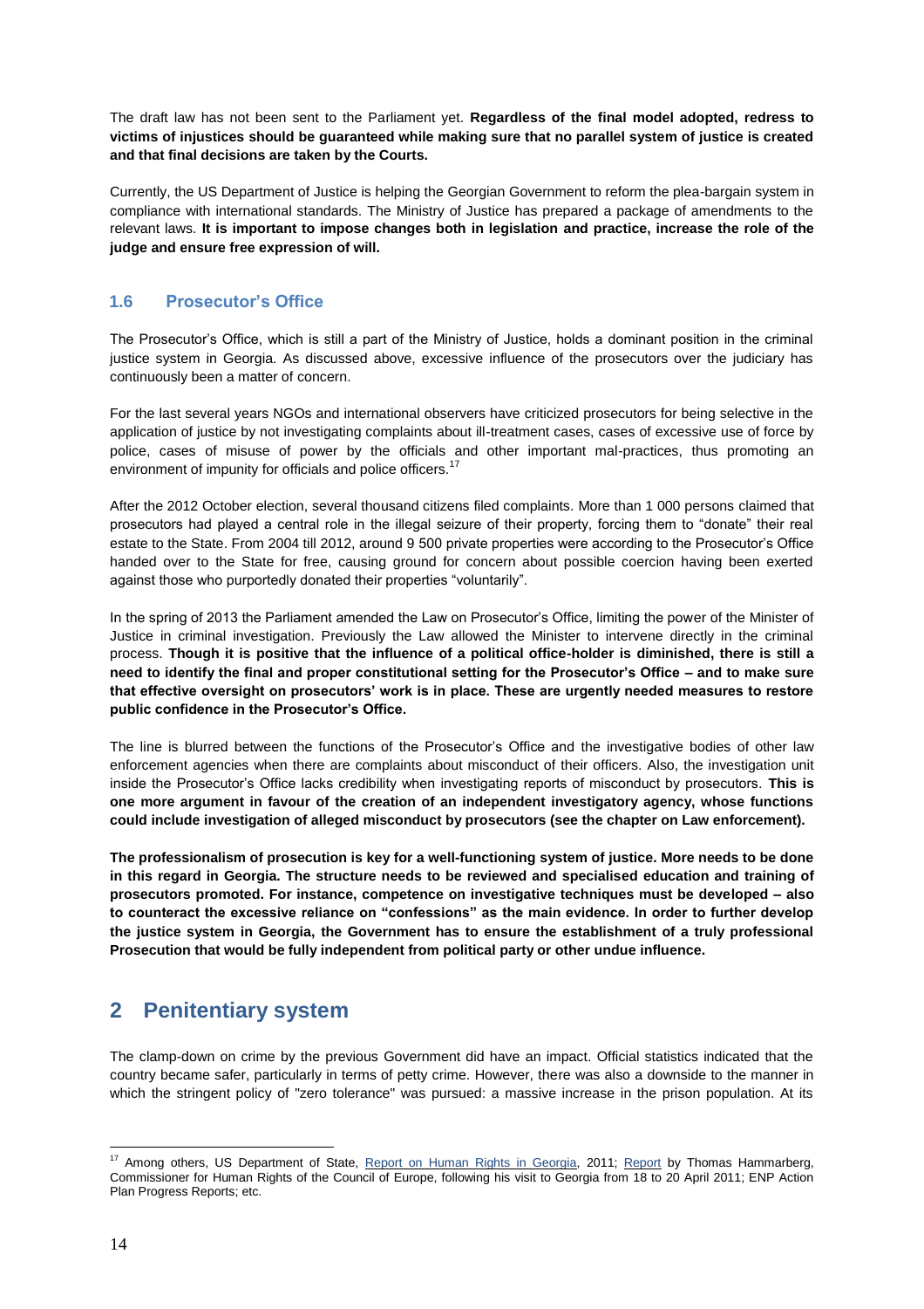The draft law has not been sent to the Parliament yet. **Regardless of the final model adopted, redress to victims of injustices should be guaranteed while making sure that no parallel system of justice is created and that final decisions are taken by the Courts.**

Currently, the US Department of Justice is helping the Georgian Government to reform the plea-bargain system in compliance with international standards. The Ministry of Justice has prepared a package of amendments to the relevant laws. **It is important to impose changes both in legislation and practice, increase the role of the judge and ensure free expression of will.**

### 1.6 Prosecutor's Office

The Prosecutor's Office, which is still a part of the Ministry of Justice, holds a dominant position in the criminal justice system in Georgia. As discussed above, excessive influence of the prosecutors over the judiciary has continuously been a matter of concern.

For the last several years NGOs and international observers have criticized prosecutors for being selective in the application of justice by not investigating complaints about ill-treatment cases, cases of excessive use of force by police, cases of misuse of power by the officials and other important mal-practices, thus promoting an environment of impunity for officials and police officers.[17]

After the 2012 October election, several thousand citizens filed complaints. More than 1 000 persons claimed that prosecutors had played a central role in the illegal seizure of their property, forcing them to "donate" their real estate to the State. From 2004 till 2012, around 9 500 private properties were according to the Prosecutor's Office handed over to the State for free, causing ground for concern about possible coercion having been exerted against those who purportedly donated their properties "voluntarily".

In the spring of 2013 the Parliament amended the Law on Prosecutor's Office, limiting the power of the Minister of Justice in criminal investigation. Previously the Law allowed the Minister to intervene directly in the criminal process. **Though it is positive that the influence of a political office-holder is diminished, there is still a need to identify the final and proper constitutional setting for the Prosecutor's Office – and to make sure that effective oversight on prosecutors' work is in place. These are urgently needed measures to restore public confidence in the Prosecutor's Office.**

The line is blurred between the functions of the Prosecutor's Office and the investigative bodies of other law enforcement agencies when there are complaints about misconduct of their officers. Also, the investigation unit inside the Prosecutor's Office lacks credibility when investigating reports of misconduct by prosecutors. **This is one more argument in favour of the creation of an independent investigatory agency, whose functions could include investigation of alleged misconduct by prosecutors (see the chapter on Law enforcement).**

**The professionalism of prosecution is key for a well-functioning system of justice. More needs to be done in this regard in Georgia. The structure needs to be reviewed and specialised education and training of prosecutors promoted. For instance, competence on investigative techniques must be developed – also to counteract the excessive reliance on "confessions" as the main evidence. In order to further develop the justice system in Georgia, the Government has to ensure the establishment of a truly professional Prosecution that would be fully independent from political party or other undue influence.**

## 2 Penitentiary system

The clamp-down on crime by the previous Government did have an impact. Official statistics indicated that the country became safer, particularly in terms of petty crime. However, there was also a downside to the manner in which the stringent policy of "zero tolerance" was pursued: a massive increase in the prison population. At its

---

[17] Among others, US Department of State, Report on Human Rights in Georgia, 2011; Report by Thomas Hammarberg, Commissioner for Human Rights of the Council of Europe, following his visit to Georgia from 18 to 20 April 2011; ENP Action Plan Progress Reports; etc.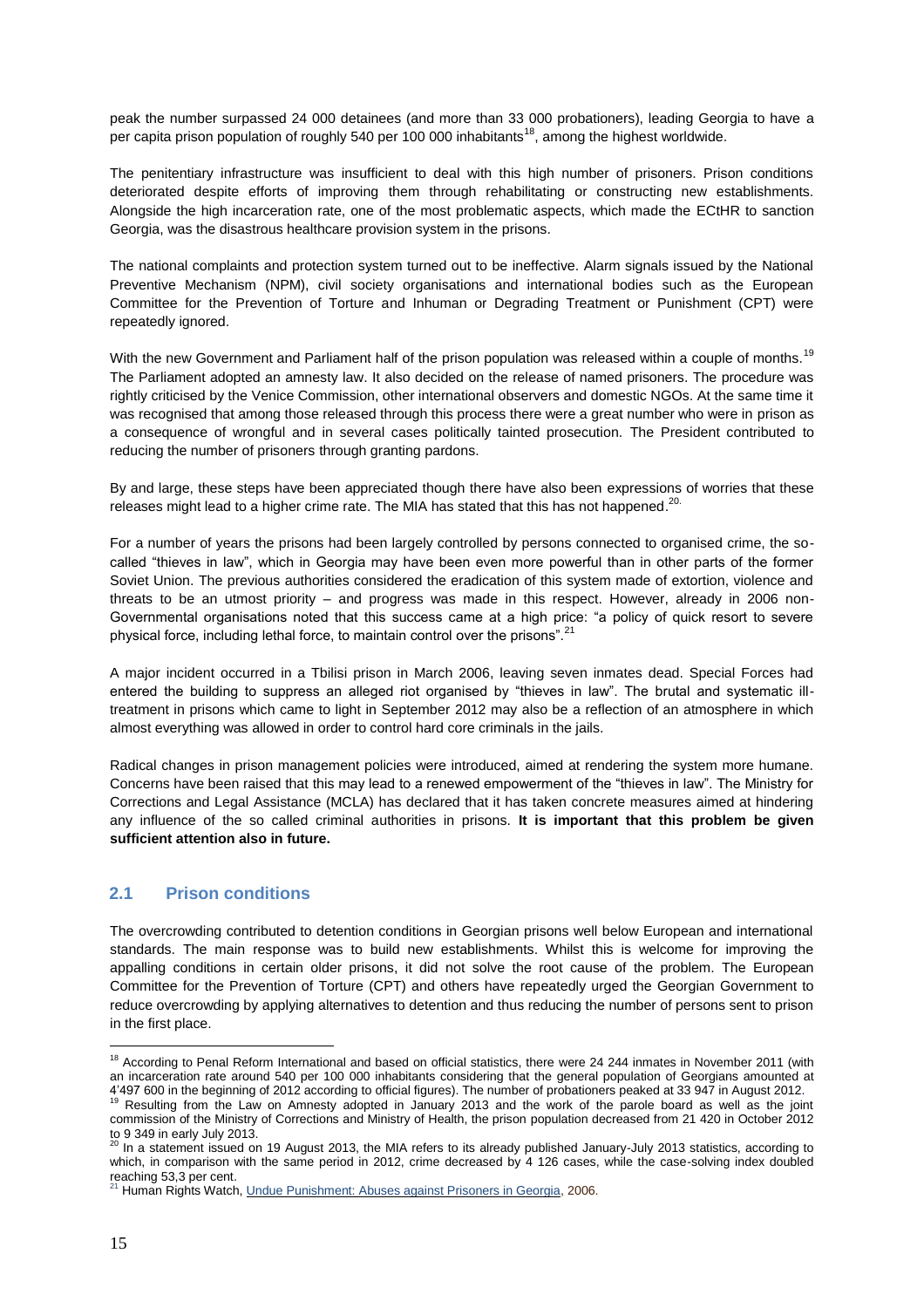peak the number surpassed 24 000 detainees (and more than 33 000 probationers), leading Georgia to have a per capita prison population of roughly 540 per 100 000 inhabitants[18], among the highest worldwide.

The penitentiary infrastructure was insufficient to deal with this high number of prisoners. Prison conditions deteriorated despite efforts of improving them through rehabilitating or constructing new establishments. Alongside the high incarceration rate, one of the most problematic aspects, which made the ECtHR to sanction Georgia, was the disastrous healthcare provision system in the prisons.

The national complaints and protection system turned out to be ineffective. Alarm signals issued by the National Preventive Mechanism (NPM), civil society organisations and international bodies such as the European Committee for the Prevention of Torture and Inhuman or Degrading Treatment or Punishment (CPT) were repeatedly ignored.

With the new Government and Parliament half of the prison population was released within a couple of months.[19] The Parliament adopted an amnesty law. It also decided on the release of named prisoners. The procedure was rightly criticised by the Venice Commission, other international observers and domestic NGOs. At the same time it was recognised that among those released through this process there were a great number who were in prison as a consequence of wrongful and in several cases politically tainted prosecution. The President contributed to reducing the number of prisoners through granting pardons.

By and large, these steps have been appreciated though there have also been expressions of worries that these releases might lead to a higher crime rate. The MIA has stated that this has not happened.[20]

For a number of years the prisons had been largely controlled by persons connected to organised crime, the so-called "thieves in law", which in Georgia may have been even more powerful than in other parts of the former Soviet Union. The previous authorities considered the eradication of this system made of extortion, violence and threats to be an utmost priority – and progress was made in this respect. However, already in 2006 non-Governmental organisations noted that this success came at a high price: "a policy of quick resort to severe physical force, including lethal force, to maintain control over the prisons".[21]

A major incident occurred in a Tbilisi prison in March 2006, leaving seven inmates dead. Special Forces had entered the building to suppress an alleged riot organised by "thieves in law". The brutal and systematic ill-treatment in prisons which came to light in September 2012 may also be a reflection of an atmosphere in which almost everything was allowed in order to control hard core criminals in the jails.

Radical changes in prison management policies were introduced, aimed at rendering the system more humane. Concerns have been raised that this may lead to a renewed empowerment of the "thieves in law". The Ministry for Corrections and Legal Assistance (MCLA) has declared that it has taken concrete measures aimed at hindering any influence of the so called criminal authorities in prisons. **It is important that this problem be given sufficient attention also in future.**

## 2.1 Prison conditions

The overcrowding contributed to detention conditions in Georgian prisons well below European and international standards. The main response was to build new establishments. Whilst this is welcome for improving the appalling conditions in certain older prisons, it did not solve the root cause of the problem. The European Committee for the Prevention of Torture (CPT) and others have repeatedly urged the Georgian Government to reduce overcrowding by applying alternatives to detention and thus reducing the number of persons sent to prison in the first place.

---

[18] According to Penal Reform International and based on official statistics, there were 24 244 inmates in November 2011 (with an incarceration rate around 540 per 100 000 inhabitants considering that the general population of Georgians amounted at 4'497 600 in the beginning of 2012 according to official figures). The number of probationers peaked at 33 947 in August 2012.

[19] Resulting from the Law on Amnesty adopted in January 2013 and the work of the parole board as well as the joint commission of the Ministry of Corrections and Ministry of Health, the prison population decreased from 21 420 in October 2012 to 9 349 in early July 2013.

[20] In a statement issued on 19 August 2013, the MIA refers to its already published January-July 2013 statistics, according to which, in comparison with the same period in 2012, crime decreased by 4 126 cases, while the case-solving index doubled reaching 53,3 per cent.

[21] Human Rights Watch, Undue Punishment: Abuses against Prisoners in Georgia, 2006.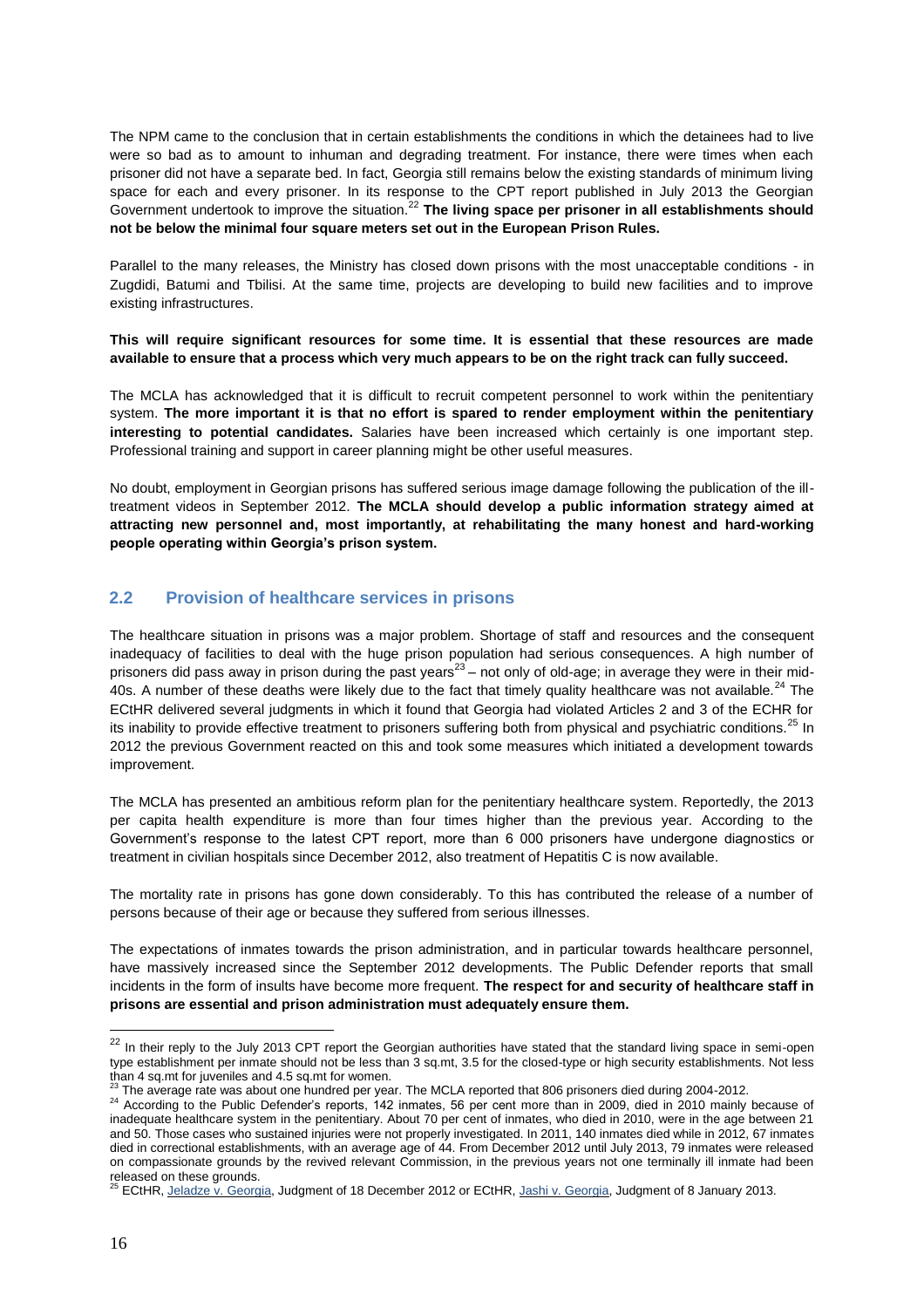The NPM came to the conclusion that in certain establishments the conditions in which the detainees had to live were so bad as to amount to inhuman and degrading treatment. For instance, there were times when each prisoner did not have a separate bed. In fact, Georgia still remains below the existing standards of minimum living space for each and every prisoner. In its response to the CPT report published in July 2013 the Georgian Government undertook to improve the situation.[22] **The living space per prisoner in all establishments should not be below the minimal four square meters set out in the European Prison Rules.**

Parallel to the many releases, the Ministry has closed down prisons with the most unacceptable conditions - in Zugdidi, Batumi and Tbilisi. At the same time, projects are developing to build new facilities and to improve existing infrastructures.

**This will require significant resources for some time. It is essential that these resources are made available to ensure that a process which very much appears to be on the right track can fully succeed.**

The MCLA has acknowledged that it is difficult to recruit competent personnel to work within the penitentiary system. **The more important it is that no effort is spared to render employment within the penitentiary interesting to potential candidates.** Salaries have been increased which certainly is one important step. Professional training and support in career planning might be other useful measures.

No doubt, employment in Georgian prisons has suffered serious image damage following the publication of the ill-treatment videos in September 2012. **The MCLA should develop a public information strategy aimed at attracting new personnel and, most importantly, at rehabilitating the many honest and hard-working people operating within Georgia's prison system.**

## 2.2 Provision of healthcare services in prisons

The healthcare situation in prisons was a major problem. Shortage of staff and resources and the consequent inadequacy of facilities to deal with the huge prison population had serious consequences. A high number of prisoners did pass away in prison during the past years[23] – not only of old-age; in average they were in their mid-40s. A number of these deaths were likely due to the fact that timely quality healthcare was not available.[24] The ECtHR delivered several judgments in which it found that Georgia had violated Articles 2 and 3 of the ECHR for its inability to provide effective treatment to prisoners suffering both from physical and psychiatric conditions.[25] In 2012 the previous Government reacted on this and took some measures which initiated a development towards improvement.

The MCLA has presented an ambitious reform plan for the penitentiary healthcare system. Reportedly, the 2013 per capita health expenditure is more than four times higher than the previous year. According to the Government's response to the latest CPT report, more than 6 000 prisoners have undergone diagnostics or treatment in civilian hospitals since December 2012, also treatment of Hepatitis C is now available.

The mortality rate in prisons has gone down considerably. To this has contributed the release of a number of persons because of their age or because they suffered from serious illnesses.

The expectations of inmates towards the prison administration, and in particular towards healthcare personnel, have massively increased since the September 2012 developments. The Public Defender reports that small incidents in the form of insults have become more frequent. **The respect for and security of healthcare staff in prisons are essential and prison administration must adequately ensure them.**

---

[22] In their reply to the July 2013 CPT report the Georgian authorities have stated that the standard living space in semi-open type establishment per inmate should not be less than 3 sq.mt, 3.5 for the closed-type or high security establishments. Not less than 4 sq.mt for juveniles and 4.5 sq.mt for women.

[23] The average rate was about one hundred per year. The MCLA reported that 806 prisoners died during 2004-2012.

[24] According to the Public Defender's reports, 142 inmates, 56 per cent more than in 2009, died in 2010 mainly because of inadequate healthcare system in the penitentiary. About 70 per cent of inmates, who died in 2010, were in the age between 21 and 50. Those cases who sustained injuries were not properly investigated. In 2011, 140 inmates died while in 2012, 67 inmates died in correctional establishments, with an average age of 44. From December 2012 until July 2013, 79 inmates were released on compassionate grounds by the revived relevant Commission, in the previous years not one terminally ill inmate had been released on these grounds.

[25] ECtHR, Jeladze v. Georgia, Judgment of 18 December 2012 or ECtHR, Jashi v. Georgia, Judgment of 8 January 2013.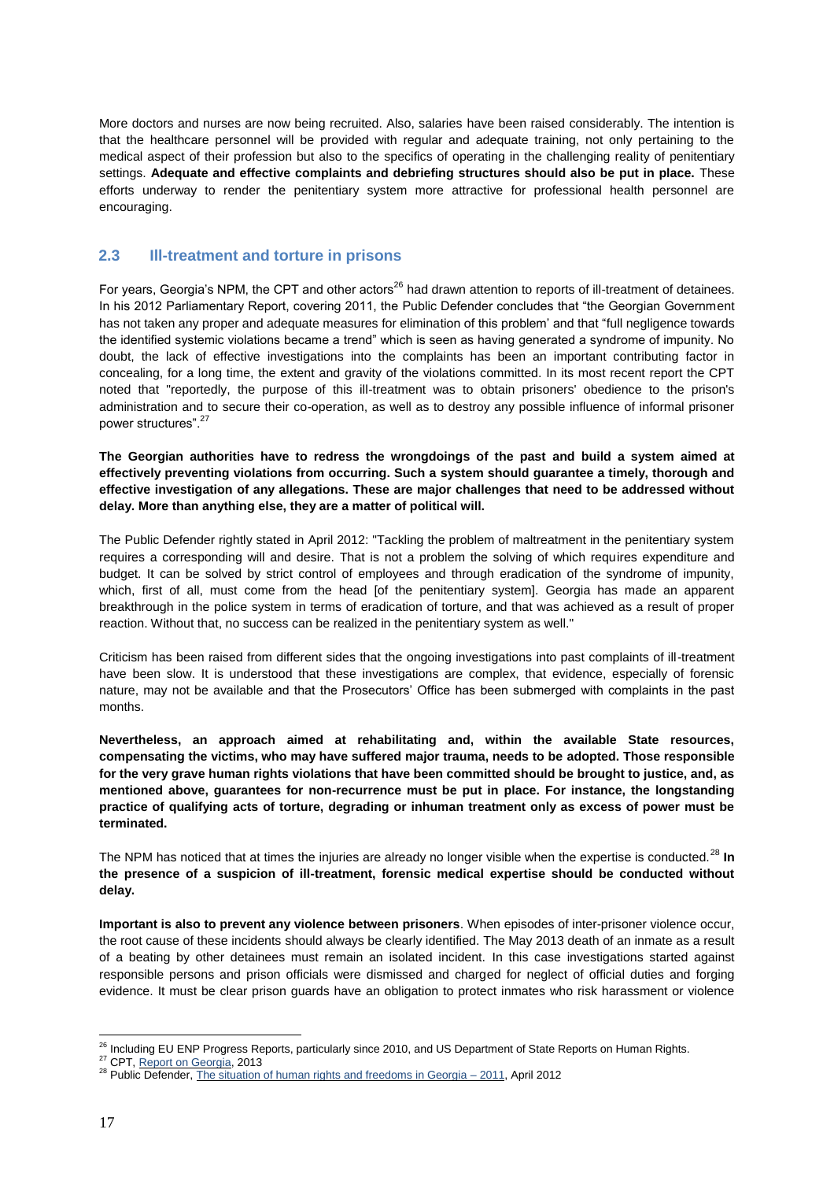More doctors and nurses are now being recruited. Also, salaries have been raised considerably. The intention is that the healthcare personnel will be provided with regular and adequate training, not only pertaining to the medical aspect of their profession but also to the specifics of operating in the challenging reality of penitentiary settings. **Adequate and effective complaints and debriefing structures should also be put in place.** These efforts underway to render the penitentiary system more attractive for professional health personnel are encouraging.

## 2.3 Ill-treatment and torture in prisons

For years, Georgia's NPM, the CPT and other actors[26] had drawn attention to reports of ill-treatment of detainees. In his 2012 Parliamentary Report, covering 2011, the Public Defender concludes that "the Georgian Government has not taken any proper and adequate measures for elimination of this problem' and that "full negligence towards the identified systemic violations became a trend" which is seen as having generated a syndrome of impunity. No doubt, the lack of effective investigations into the complaints has been an important contributing factor in concealing, for a long time, the extent and gravity of the violations committed. In its most recent report the CPT noted that "reportedly, the purpose of this ill-treatment was to obtain prisoners' obedience to the prison's administration and to secure their co-operation, as well as to destroy any possible influence of informal prisoner power structures".[27]

**The Georgian authorities have to redress the wrongdoings of the past and build a system aimed at effectively preventing violations from occurring. Such a system should guarantee a timely, thorough and effective investigation of any allegations. These are major challenges that need to be addressed without delay. More than anything else, they are a matter of political will.**

The Public Defender rightly stated in April 2012: "Tackling the problem of maltreatment in the penitentiary system requires a corresponding will and desire. That is not a problem the solving of which requires expenditure and budget. It can be solved by strict control of employees and through eradication of the syndrome of impunity, which, first of all, must come from the head [of the penitentiary system]. Georgia has made an apparent breakthrough in the police system in terms of eradication of torture, and that was achieved as a result of proper reaction. Without that, no success can be realized in the penitentiary system as well."

Criticism has been raised from different sides that the ongoing investigations into past complaints of ill-treatment have been slow. It is understood that these investigations are complex, that evidence, especially of forensic nature, may not be available and that the Prosecutors' Office has been submerged with complaints in the past months.

**Nevertheless, an approach aimed at rehabilitating and, within the available State resources, compensating the victims, who may have suffered major trauma, needs to be adopted. Those responsible for the very grave human rights violations that have been committed should be brought to justice, and, as mentioned above, guarantees for non-recurrence must be put in place. For instance, the longstanding practice of qualifying acts of torture, degrading or inhuman treatment only as excess of power must be terminated.**

The NPM has noticed that at times the injuries are already no longer visible when the expertise is conducted.[28] **In the presence of a suspicion of ill-treatment, forensic medical expertise should be conducted without delay.**

**Important is also to prevent any violence between prisoners**. When episodes of inter-prisoner violence occur, the root cause of these incidents should always be clearly identified. The May 2013 death of an inmate as a result of a beating by other detainees must remain an isolated incident. In this case investigations started against responsible persons and prison officials were dismissed and charged for neglect of official duties and forging evidence. It must be clear prison guards have an obligation to protect inmates who risk harassment or violence

---

[26] Including EU ENP Progress Reports, particularly since 2010, and US Department of State Reports on Human Rights.

[27] CPT, Report on Georgia, 2013

[28] Public Defender, The situation of human rights and freedoms in Georgia – 2011, April 2012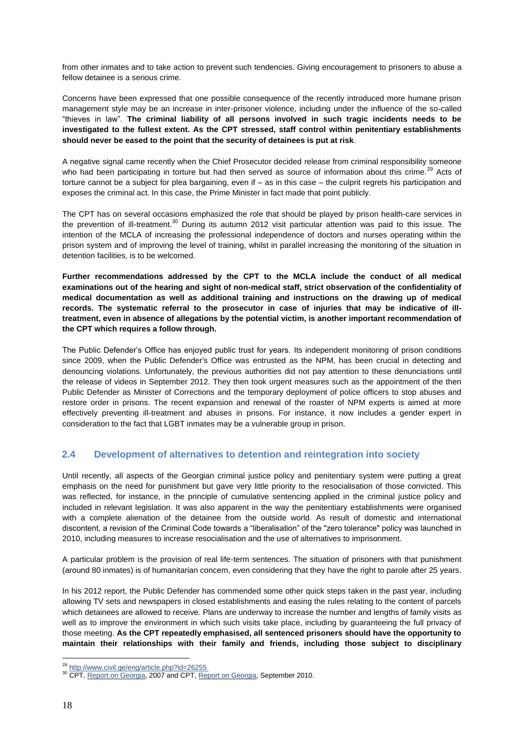from other inmates and to take action to prevent such tendencies. Giving encouragement to prisoners to abuse a fellow detainee is a serious crime.

Concerns have been expressed that one possible consequence of the recently introduced more humane prison management style may be an increase in inter-prisoner violence, including under the influence of the so-called "thieves in law". **The criminal liability of all persons involved in such tragic incidents needs to be investigated to the fullest extent. As the CPT stressed, staff control within penitentiary establishments should never be eased to the point that the security of detainees is put at risk**.

A negative signal came recently when the Chief Prosecutor decided release from criminal responsibility someone who had been participating in torture but had then served as source of information about this crime.[29] Acts of torture cannot be a subject for plea bargaining, even if – as in this case – the culprit regrets his participation and exposes the criminal act. In this case, the Prime Minister in fact made that point publicly.

The CPT has on several occasions emphasized the role that should be played by prison health-care services in the prevention of ill-treatment.[30] During its autumn 2012 visit particular attention was paid to this issue. The intention of the MCLA of increasing the professional independence of doctors and nurses operating within the prison system and of improving the level of training, whilst in parallel increasing the monitoring of the situation in detention facilities, is to be welcomed.

**Further recommendations addressed by the CPT to the MCLA include the conduct of all medical examinations out of the hearing and sight of non-medical staff, strict observation of the confidentiality of medical documentation as well as additional training and instructions on the drawing up of medical records. The systematic referral to the prosecutor in case of injuries that may be indicative of ill-treatment, even in absence of allegations by the potential victim, is another important recommendation of the CPT which requires a follow through.**

The Public Defender's Office has enjoyed public trust for years. Its independent monitoring of prison conditions since 2009, when the Public Defender's Office was entrusted as the NPM, has been crucial in detecting and denouncing violations. Unfortunately, the previous authorities did not pay attention to these denunciations until the release of videos in September 2012. They then took urgent measures such as the appointment of the then Public Defender as Minister of Corrections and the temporary deployment of police officers to stop abuses and restore order in prisons. The recent expansion and renewal of the roaster of NPM experts is aimed at more effectively preventing ill-treatment and abuses in prisons. For instance, it now includes a gender expert in consideration to the fact that LGBT inmates may be a vulnerable group in prison.

## 2.4 Development of alternatives to detention and reintegration into society

Until recently, all aspects of the Georgian criminal justice policy and penitentiary system were putting a great emphasis on the need for punishment but gave very little priority to the resocialisation of those convicted. This was reflected, for instance, in the principle of cumulative sentencing applied in the criminal justice policy and included in relevant legislation. It was also apparent in the way the penitentiary establishments were organised with a complete alienation of the detainee from the outside world. As result of domestic and international discontent, a revision of the Criminal Code towards a "liberalisation" of the "zero tolerance" policy was launched in 2010, including measures to increase resocialisation and the use of alternatives to imprisonment.

A particular problem is the provision of real life-term sentences. The situation of prisoners with that punishment (around 80 inmates) is of humanitarian concern, even considering that they have the right to parole after 25 years.

In his 2012 report, the Public Defender has commended some other quick steps taken in the past year, including allowing TV sets and newspapers in closed establishments and easing the rules relating to the content of parcels which detainees are allowed to receive. Plans are underway to increase the number and lengths of family visits as well as to improve the environment in which such visits take place, including by guaranteeing the full privacy of those meeting. **As the CPT repeatedly emphasised, all sentenced prisoners should have the opportunity to maintain their relationships with their family and friends, including those subject to disciplinary**

---

[29] http://www.civil.ge/eng/article.php?id=26255

[30] CPT, Report on Georgia, 2007 and CPT, Report on Georgia, September 2010.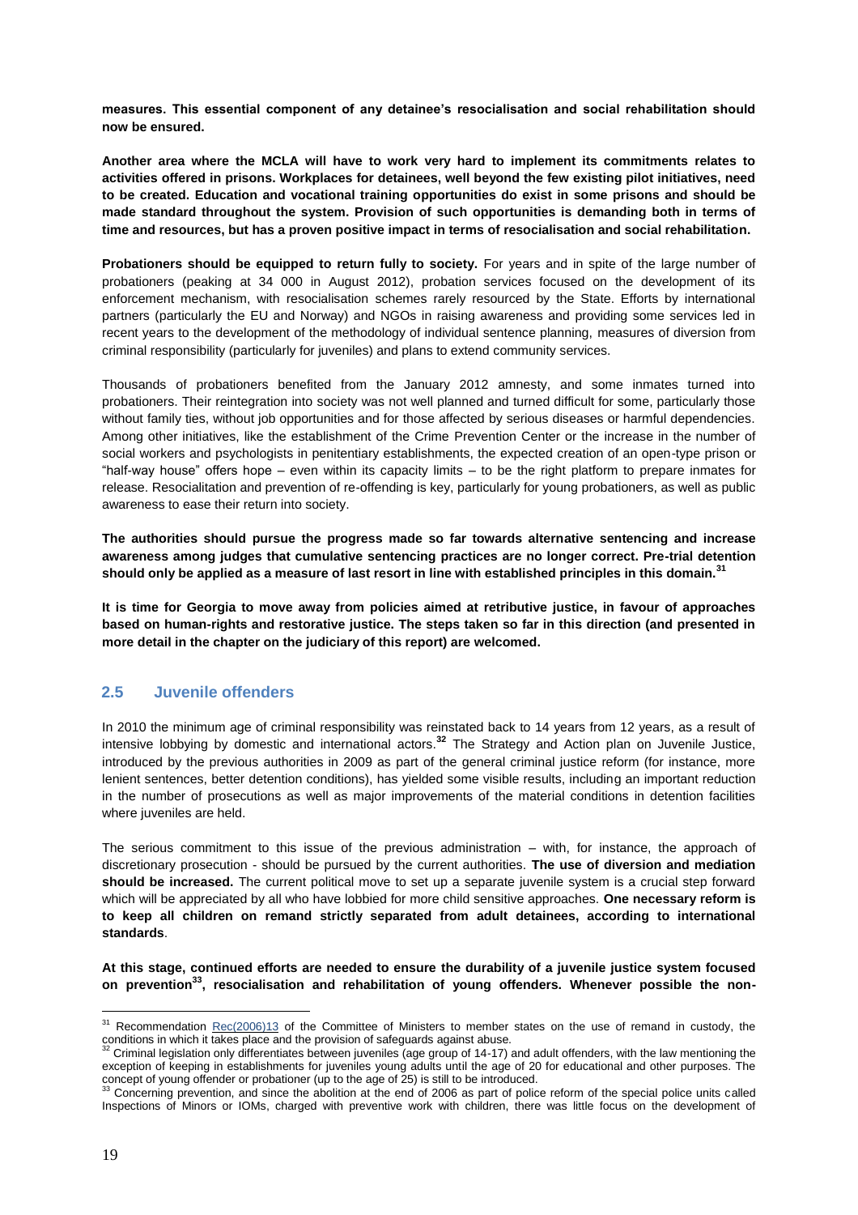**measures. This essential component of any detainee's resocialisation and social rehabilitation should now be ensured.**

**Another area where the MCLA will have to work very hard to implement its commitments relates to activities offered in prisons. Workplaces for detainees, well beyond the few existing pilot initiatives, need to be created. Education and vocational training opportunities do exist in some prisons and should be made standard throughout the system. Provision of such opportunities is demanding both in terms of time and resources, but has a proven positive impact in terms of resocialisation and social rehabilitation.**

**Probationers should be equipped to return fully to society.** For years and in spite of the large number of probationers (peaking at 34 000 in August 2012), probation services focused on the development of its enforcement mechanism, with resocialisation schemes rarely resourced by the State. Efforts by international partners (particularly the EU and Norway) and NGOs in raising awareness and providing some services led in recent years to the development of the methodology of individual sentence planning, measures of diversion from criminal responsibility (particularly for juveniles) and plans to extend community services.

Thousands of probationers benefited from the January 2012 amnesty, and some inmates turned into probationers. Their reintegration into society was not well planned and turned difficult for some, particularly those without family ties, without job opportunities and for those affected by serious diseases or harmful dependencies. Among other initiatives, like the establishment of the Crime Prevention Center or the increase in the number of social workers and psychologists in penitentiary establishments, the expected creation of an open-type prison or "half-way house" offers hope – even within its capacity limits – to be the right platform to prepare inmates for release. Resocialitation and prevention of re-offending is key, particularly for young probationers, as well as public awareness to ease their return into society.

**The authorities should pursue the progress made so far towards alternative sentencing and increase awareness among judges that cumulative sentencing practices are no longer correct. Pre-trial detention should only be applied as a measure of last resort in line with established principles in this domain.[31]**

**It is time for Georgia to move away from policies aimed at retributive justice, in favour of approaches based on human-rights and restorative justice. The steps taken so far in this direction (and presented in more detail in the chapter on the judiciary of this report) are welcomed.**

## 2.5 Juvenile offenders

In 2010 the minimum age of criminal responsibility was reinstated back to 14 years from 12 years, as a result of intensive lobbying by domestic and international actors.[32] The Strategy and Action plan on Juvenile Justice, introduced by the previous authorities in 2009 as part of the general criminal justice reform (for instance, more lenient sentences, better detention conditions), has yielded some visible results, including an important reduction in the number of prosecutions as well as major improvements of the material conditions in detention facilities where juveniles are held.

The serious commitment to this issue of the previous administration – with, for instance, the approach of discretionary prosecution - should be pursued by the current authorities. **The use of diversion and mediation should be increased.** The current political move to set up a separate juvenile system is a crucial step forward which will be appreciated by all who have lobbied for more child sensitive approaches. **One necessary reform is to keep all children on remand strictly separated from adult detainees, according to international standards**.

**At this stage, continued efforts are needed to ensure the durability of a juvenile justice system focused on prevention[33], resocialisation and rehabilitation of young offenders. Whenever possible the non-**

---

[31] Recommendation Rec(2006)13 of the Committee of Ministers to member states on the use of remand in custody, the conditions in which it takes place and the provision of safeguards against abuse.

[32] Criminal legislation only differentiates between juveniles (age group of 14-17) and adult offenders, with the law mentioning the exception of keeping in establishments for juveniles young adults until the age of 20 for educational and other purposes. The concept of young offender or probationer (up to the age of 25) is still to be introduced.

[33] Concerning prevention, and since the abolition at the end of 2006 as part of police reform of the special police units called Inspections of Minors or IOMs, charged with preventive work with children, there was little focus on the development of non-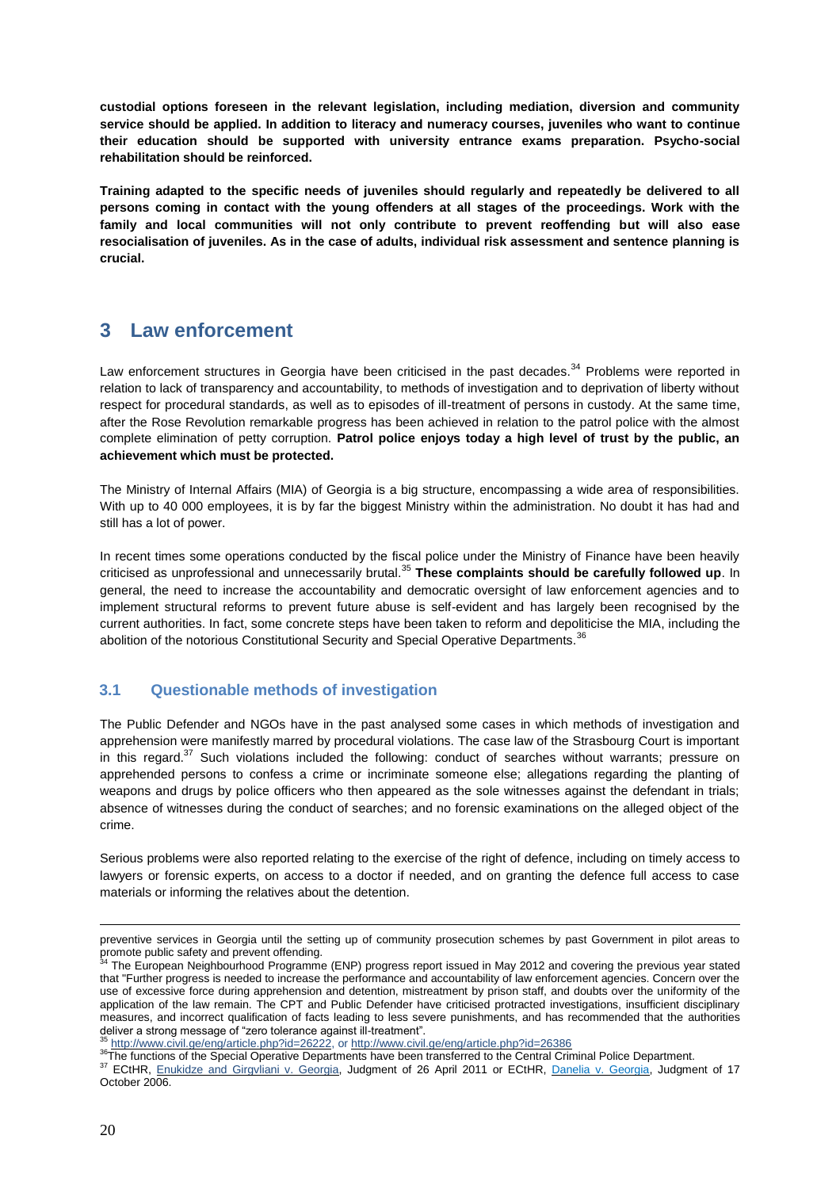**custodial options foreseen in the relevant legislation, including mediation, diversion and community service should be applied. In addition to literacy and numeracy courses, juveniles who want to continue their education should be supported with university entrance exams preparation. Psycho-social rehabilitation should be reinforced.**

**Training adapted to the specific needs of juveniles should regularly and repeatedly be delivered to all persons coming in contact with the young offenders at all stages of the proceedings. Work with the family and local communities will not only contribute to prevent reoffending but will also ease resocialisation of juveniles. As in the case of adults, individual risk assessment and sentence planning is crucial.**

# 3 Law enforcement

Law enforcement structures in Georgia have been criticised in the past decades.[34] Problems were reported in relation to lack of transparency and accountability, to methods of investigation and to deprivation of liberty without respect for procedural standards, as well as to episodes of ill-treatment of persons in custody. At the same time, after the Rose Revolution remarkable progress has been achieved in relation to the patrol police with the almost complete elimination of petty corruption. **Patrol police enjoys today a high level of trust by the public, an achievement which must be protected.**

The Ministry of Internal Affairs (MIA) of Georgia is a big structure, encompassing a wide area of responsibilities. With up to 40 000 employees, it is by far the biggest Ministry within the administration. No doubt it has had and still has a lot of power.

In recent times some operations conducted by the fiscal police under the Ministry of Finance have been heavily criticised as unprofessional and unnecessarily brutal.[35] **These complaints should be carefully followed up**. In general, the need to increase the accountability and democratic oversight of law enforcement agencies and to implement structural reforms to prevent future abuse is self-evident and has largely been recognised by the current authorities. In fact, some concrete steps have been taken to reform and depoliticise the MIA, including the abolition of the notorious Constitutional Security and Special Operative Departments.[36]

## 3.1 Questionable methods of investigation

The Public Defender and NGOs have in the past analysed some cases in which methods of investigation and apprehension were manifestly marred by procedural violations. The case law of the Strasbourg Court is important in this regard.[37] Such violations included the following: conduct of searches without warrants; pressure on apprehended persons to confess a crime or incriminate someone else; allegations regarding the planting of weapons and drugs by police officers who then appeared as the sole witnesses against the defendant in trials; absence of witnesses during the conduct of searches; and no forensic examinations on the alleged object of the crime.

Serious problems were also reported relating to the exercise of the right of defence, including on timely access to lawyers or forensic experts, on access to a doctor if needed, and on granting the defence full access to case materials or informing the relatives about the detention.

---

preventive services in Georgia until the setting up of community prosecution schemes by past Government in pilot areas to promote public safety and prevent offending.

[34] The European Neighbourhood Programme (ENP) progress report issued in May 2012 and covering the previous year stated that "Further progress is needed to increase the performance and accountability of law enforcement agencies. Concern over the use of excessive force during apprehension and detention, mistreatment by prison staff, and doubts over the uniformity of the application of the law remain. The CPT and Public Defender have criticised protracted investigations, insufficient disciplinary measures, and incorrect qualification of facts leading to less severe punishments, and has recommended that the authorities deliver a strong message of "zero tolerance against ill-treatment".

[35] http://www.civil.ge/eng/article.php?id=26222, or http://www.civil.ge/eng/article.php?id=26386

[36] The functions of the Special Operative Departments have been transferred to the Central Criminal Police Department.

[37] ECtHR, Enukidze and Girgvliani v. Georgia, Judgment of 26 April 2011 or ECtHR, Danelia v. Georgia, Judgment of 17 October 2006.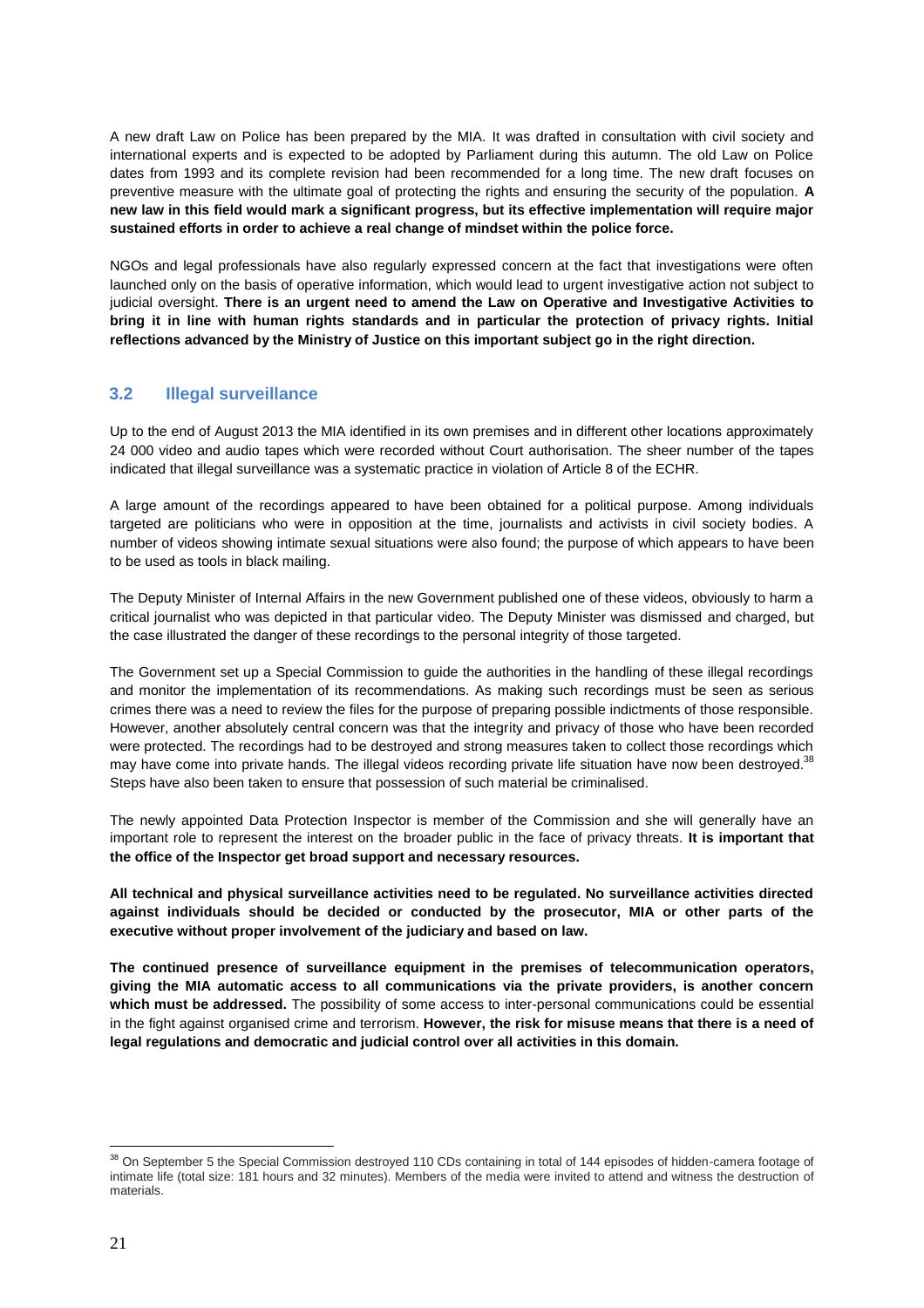A new draft Law on Police has been prepared by the MIA. It was drafted in consultation with civil society and international experts and is expected to be adopted by Parliament during this autumn. The old Law on Police dates from 1993 and its complete revision had been recommended for a long time. The new draft focuses on preventive measure with the ultimate goal of protecting the rights and ensuring the security of the population. **A new law in this field would mark a significant progress, but its effective implementation will require major sustained efforts in order to achieve a real change of mindset within the police force.**

NGOs and legal professionals have also regularly expressed concern at the fact that investigations were often launched only on the basis of operative information, which would lead to urgent investigative action not subject to judicial oversight. **There is an urgent need to amend the Law on Operative and Investigative Activities to bring it in line with human rights standards and in particular the protection of privacy rights. Initial reflections advanced by the Ministry of Justice on this important subject go in the right direction.**

### 3.2 Illegal surveillance

Up to the end of August 2013 the MIA identified in its own premises and in different other locations approximately 24 000 video and audio tapes which were recorded without Court authorisation. The sheer number of the tapes indicated that illegal surveillance was a systematic practice in violation of Article 8 of the ECHR.

A large amount of the recordings appeared to have been obtained for a political purpose. Among individuals targeted are politicians who were in opposition at the time, journalists and activists in civil society bodies. A number of videos showing intimate sexual situations were also found; the purpose of which appears to have been to be used as tools in black mailing.

The Deputy Minister of Internal Affairs in the new Government published one of these videos, obviously to harm a critical journalist who was depicted in that particular video. The Deputy Minister was dismissed and charged, but the case illustrated the danger of these recordings to the personal integrity of those targeted.

The Government set up a Special Commission to guide the authorities in the handling of these illegal recordings and monitor the implementation of its recommendations. As making such recordings must be seen as serious crimes there was a need to review the files for the purpose of preparing possible indictments of those responsible. However, another absolutely central concern was that the integrity and privacy of those who have been recorded were protected. The recordings had to be destroyed and strong measures taken to collect those recordings which may have come into private hands. The illegal videos recording private life situation have now been destroyed.[38] Steps have also been taken to ensure that possession of such material be criminalised.

The newly appointed Data Protection Inspector is member of the Commission and she will generally have an important role to represent the interest on the broader public in the face of privacy threats. **It is important that the office of the Inspector get broad support and necessary resources.**

**All technical and physical surveillance activities need to be regulated. No surveillance activities directed against individuals should be decided or conducted by the prosecutor, MIA or other parts of the executive without proper involvement of the judiciary and based on law.**

**The continued presence of surveillance equipment in the premises of telecommunication operators, giving the MIA automatic access to all communications via the private providers, is another concern which must be addressed.** The possibility of some access to inter-personal communications could be essential in the fight against organised crime and terrorism. **However, the risk for misuse means that there is a need of legal regulations and democratic and judicial control over all activities in this domain.**

---

[38] On September 5 the Special Commission destroyed 110 CDs containing in total of 144 episodes of hidden-camera footage of intimate life (total size: 181 hours and 32 minutes). Members of the media were invited to attend and witness the destruction of materials.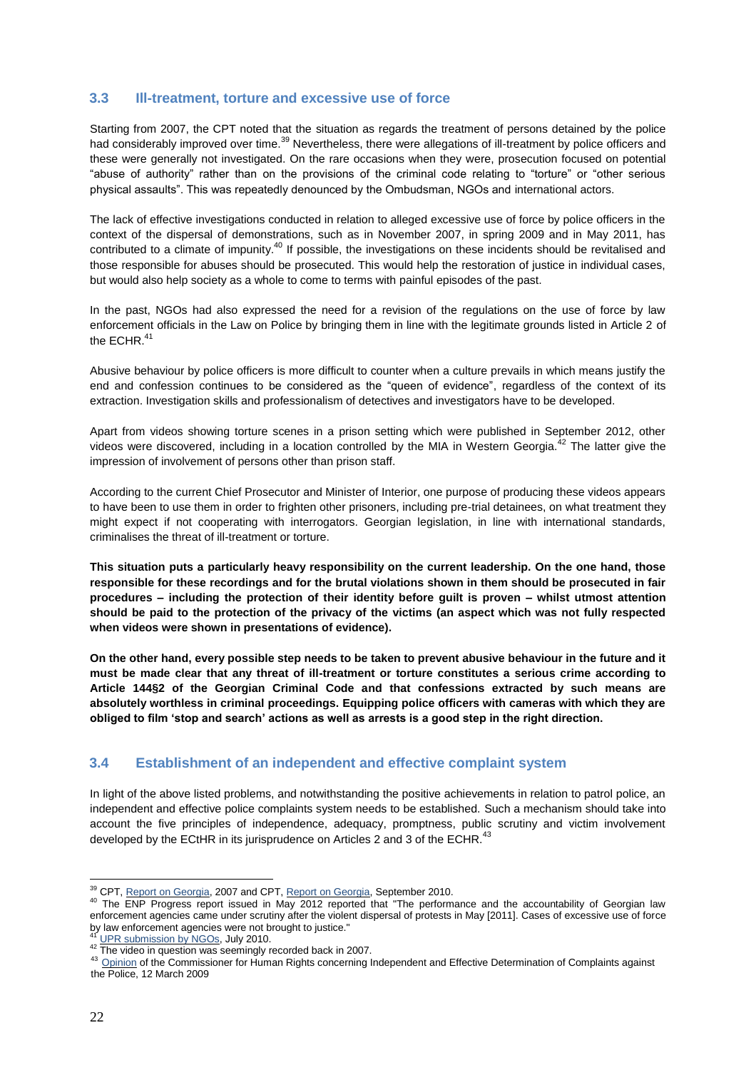## 3.3 Ill-treatment, torture and excessive use of force

Starting from 2007, the CPT noted that the situation as regards the treatment of persons detained by the police had considerably improved over time.[39] Nevertheless, there were allegations of ill-treatment by police officers and these were generally not investigated. On the rare occasions when they were, prosecution focused on potential "abuse of authority" rather than on the provisions of the criminal code relating to "torture" or "other serious physical assaults". This was repeatedly denounced by the Ombudsman, NGOs and international actors.

The lack of effective investigations conducted in relation to alleged excessive use of force by police officers in the context of the dispersal of demonstrations, such as in November 2007, in spring 2009 and in May 2011, has contributed to a climate of impunity.[40] If possible, the investigations on these incidents should be revitalised and those responsible for abuses should be prosecuted. This would help the restoration of justice in individual cases, but would also help society as a whole to come to terms with painful episodes of the past.

In the past, NGOs had also expressed the need for a revision of the regulations on the use of force by law enforcement officials in the Law on Police by bringing them in line with the legitimate grounds listed in Article 2 of the ECHR.[41]

Abusive behaviour by police officers is more difficult to counter when a culture prevails in which means justify the end and confession continues to be considered as the "queen of evidence", regardless of the context of its extraction. Investigation skills and professionalism of detectives and investigators have to be developed.

Apart from videos showing torture scenes in a prison setting which were published in September 2012, other videos were discovered, including in a location controlled by the MIA in Western Georgia.[42] The latter give the impression of involvement of persons other than prison staff.

According to the current Chief Prosecutor and Minister of Interior, one purpose of producing these videos appears to have been to use them in order to frighten other prisoners, including pre-trial detainees, on what treatment they might expect if not cooperating with interrogators. Georgian legislation, in line with international standards, criminalises the threat of ill-treatment or torture.

**This situation puts a particularly heavy responsibility on the current leadership. On the one hand, those responsible for these recordings and for the brutal violations shown in them should be prosecuted in fair procedures – including the protection of their identity before guilt is proven – whilst utmost attention should be paid to the protection of the privacy of the victims (an aspect which was not fully respected when videos were shown in presentations of evidence).**

**On the other hand, every possible step needs to be taken to prevent abusive behaviour in the future and it must be made clear that any threat of ill-treatment or torture constitutes a serious crime according to Article 144§2 of the Georgian Criminal Code and that confessions extracted by such means are absolutely worthless in criminal proceedings. Equipping police officers with cameras with which they are obliged to film 'stop and search' actions as well as arrests is a good step in the right direction.**

## 3.4 Establishment of an independent and effective complaint system

In light of the above listed problems, and notwithstanding the positive achievements in relation to patrol police, an independent and effective police complaints system needs to be established. Such a mechanism should take into account the five principles of independence, adequacy, promptness, public scrutiny and victim involvement developed by the ECtHR in its jurisprudence on Articles 2 and 3 of the ECHR.[43]

---

[39] CPT, Report on Georgia, 2007 and CPT, Report on Georgia, September 2010.

[40] The ENP Progress report issued in May 2012 reported that "The performance and the accountability of Georgian law enforcement agencies came under scrutiny after the violent dispersal of protests in May [2011]. Cases of excessive use of force by law enforcement agencies were not brought to justice."

[41] UPR submission by NGOs, July 2010.

[42] The video in question was seemingly recorded back in 2007.

[43] Opinion of the Commissioner for Human Rights concerning Independent and Effective Determination of Complaints against the Police, 12 March 2009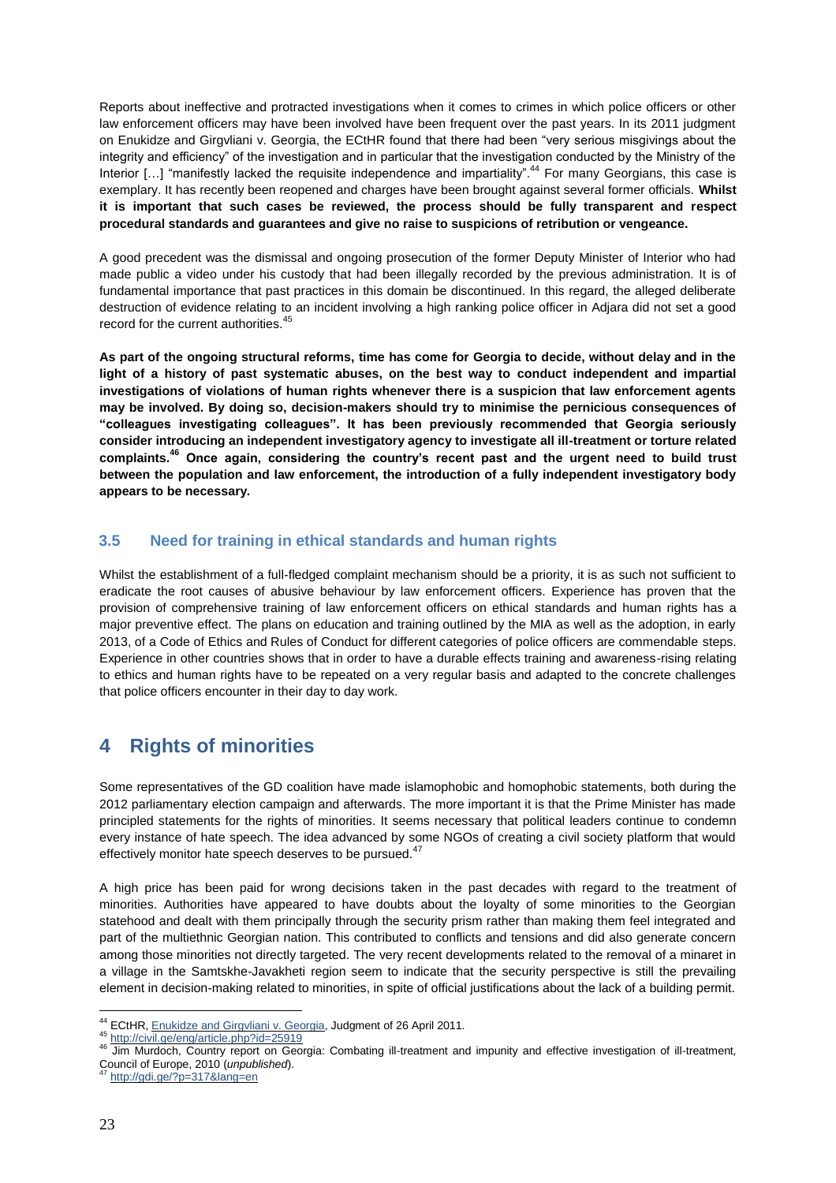Reports about ineffective and protracted investigations when it comes to crimes in which police officers or other law enforcement officers may have been involved have been frequent over the past years. In its 2011 judgment on Enukidze and Girgvliani v. Georgia, the ECtHR found that there had been "very serious misgivings about the integrity and efficiency" of the investigation and in particular that the investigation conducted by the Ministry of the Interior […] "manifestly lacked the requisite independence and impartiality".[44] For many Georgians, this case is exemplary. It has recently been reopened and charges have been brought against several former officials. **Whilst it is important that such cases be reviewed, the process should be fully transparent and respect procedural standards and guarantees and give no raise to suspicions of retribution or vengeance.**

A good precedent was the dismissal and ongoing prosecution of the former Deputy Minister of Interior who had made public a video under his custody that had been illegally recorded by the previous administration. It is of fundamental importance that past practices in this domain be discontinued. In this regard, the alleged deliberate destruction of evidence relating to an incident involving a high ranking police officer in Adjara did not set a good record for the current authorities.[45]

**As part of the ongoing structural reforms, time has come for Georgia to decide, without delay and in the light of a history of past systematic abuses, on the best way to conduct independent and impartial investigations of violations of human rights whenever there is a suspicion that law enforcement agents may be involved. By doing so, decision-makers should try to minimise the pernicious consequences of "colleagues investigating colleagues". It has been previously recommended that Georgia seriously consider introducing an independent investigatory agency to investigate all ill-treatment or torture related complaints.[46] Once again, considering the country's recent past and the urgent need to build trust between the population and law enforcement, the introduction of a fully independent investigatory body appears to be necessary.**

### 3.5 Need for training in ethical standards and human rights

Whilst the establishment of a full-fledged complaint mechanism should be a priority, it is as such not sufficient to eradicate the root causes of abusive behaviour by law enforcement officers. Experience has proven that the provision of comprehensive training of law enforcement officers on ethical standards and human rights has a major preventive effect. The plans on education and training outlined by the MIA as well as the adoption, in early 2013, of a Code of Ethics and Rules of Conduct for different categories of police officers are commendable steps. Experience in other countries shows that in order to have a durable effects training and awareness-rising relating to ethics and human rights have to be repeated on a very regular basis and adapted to the concrete challenges that police officers encounter in their day to day work.

## 4 Rights of minorities

Some representatives of the GD coalition have made islamophobic and homophobic statements, both during the 2012 parliamentary election campaign and afterwards. The more important it is that the Prime Minister has made principled statements for the rights of minorities. It seems necessary that political leaders continue to condemn every instance of hate speech. The idea advanced by some NGOs of creating a civil society platform that would effectively monitor hate speech deserves to be pursued.[47]

A high price has been paid for wrong decisions taken in the past decades with regard to the treatment of minorities. Authorities have appeared to have doubts about the loyalty of some minorities to the Georgian statehood and dealt with them principally through the security prism rather than making them feel integrated and part of the multiethnic Georgian nation. This contributed to conflicts and tensions and did also generate concern among those minorities not directly targeted. The very recent developments related to the removal of a minaret in a village in the Samtskhe-Javakheti region seem to indicate that the security perspective is still the prevailing element in decision-making related to minorities, in spite of official justifications about the lack of a building permit.

---

[44] ECtHR, Enukidze and Girgvliani v. Georgia, Judgment of 26 April 2011.

[45] http://civil.ge/eng/article.php?id=25919

[46] Jim Murdoch, Country report on Georgia: Combating ill-treatment and impunity and effective investigation of ill-treatment, Council of Europe, 2010 (*unpublished*).

[47] http://gdi.ge/?p=317&lang=en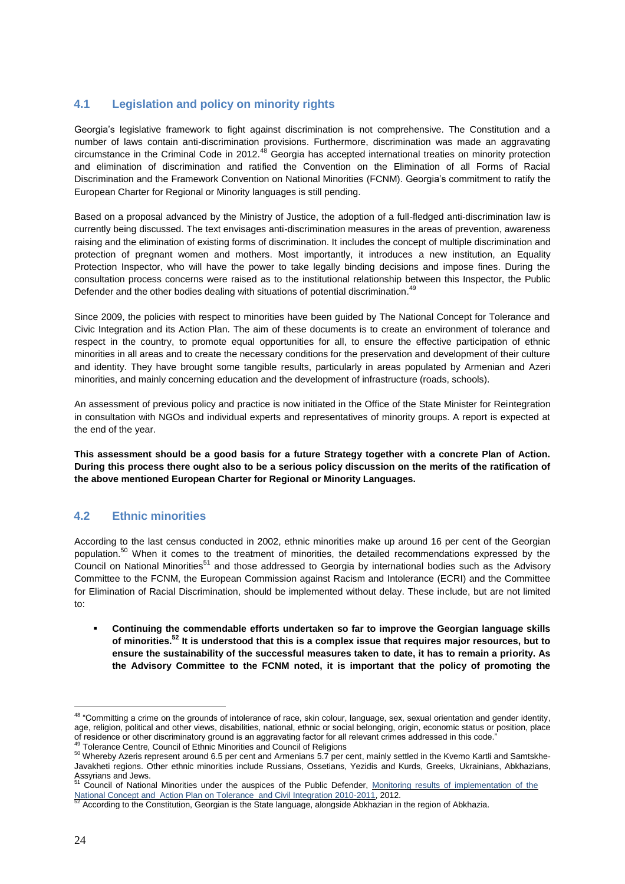## 4.1 Legislation and policy on minority rights

Georgia's legislative framework to fight against discrimination is not comprehensive. The Constitution and a number of laws contain anti-discrimination provisions. Furthermore, discrimination was made an aggravating circumstance in the Criminal Code in 2012.[48] Georgia has accepted international treaties on minority protection and elimination of discrimination and ratified the Convention on the Elimination of all Forms of Racial Discrimination and the Framework Convention on National Minorities (FCNM). Georgia's commitment to ratify the European Charter for Regional or Minority languages is still pending.

Based on a proposal advanced by the Ministry of Justice, the adoption of a full-fledged anti-discrimination law is currently being discussed. The text envisages anti-discrimination measures in the areas of prevention, awareness raising and the elimination of existing forms of discrimination. It includes the concept of multiple discrimination and protection of pregnant women and mothers. Most importantly, it introduces a new institution, an Equality Protection Inspector, who will have the power to take legally binding decisions and impose fines. During the consultation process concerns were raised as to the institutional relationship between this Inspector, the Public Defender and the other bodies dealing with situations of potential discrimination.[49]

Since 2009, the policies with respect to minorities have been guided by The National Concept for Tolerance and Civic Integration and its Action Plan. The aim of these documents is to create an environment of tolerance and respect in the country, to promote equal opportunities for all, to ensure the effective participation of ethnic minorities in all areas and to create the necessary conditions for the preservation and development of their culture and identity. They have brought some tangible results, particularly in areas populated by Armenian and Azeri minorities, and mainly concerning education and the development of infrastructure (roads, schools).

An assessment of previous policy and practice is now initiated in the Office of the State Minister for Reintegration in consultation with NGOs and individual experts and representatives of minority groups. A report is expected at the end of the year.

**This assessment should be a good basis for a future Strategy together with a concrete Plan of Action. During this process there ought also to be a serious policy discussion on the merits of the ratification of the above mentioned European Charter for Regional or Minority Languages.**

## 4.2 Ethnic minorities

According to the last census conducted in 2002, ethnic minorities make up around 16 per cent of the Georgian population.[50] When it comes to the treatment of minorities, the detailed recommendations expressed by the Council on National Minorities[51] and those addressed to Georgia by international bodies such as the Advisory Committee to the FCNM, the European Commission against Racism and Intolerance (ECRI) and the Committee for Elimination of Racial Discrimination, should be implemented without delay. These include, but are not limited to:

- **Continuing the commendable efforts undertaken so far to improve the Georgian language skills of minorities.[52] It is understood that this is a complex issue that requires major resources, but to ensure the sustainability of the successful measures taken to date, it has to remain a priority. As the Advisory Committee to the FCNM noted, it is important that the policy of promoting the**

---

[48] "Committing a crime on the grounds of intolerance of race, skin colour, language, sex, sexual orientation and gender identity, age, religion, political and other views, disabilities, national, ethnic or social belonging, origin, economic status or position, place of residence or other discriminatory ground is an aggravating factor for all relevant crimes addressed in this code."

[49] Tolerance Centre, Council of Ethnic Minorities and Council of Religions

[50] Whereby Azeris represent around 6.5 per cent and Armenians 5.7 per cent, mainly settled in the Kvemo Kartli and Samtskhe-Javakheti regions. Other ethnic minorities include Russians, Ossetians, Yezidis and Kurds, Greeks, Ukrainians, Abkhazians, Assyrians and Jews.

[51] Council of National Minorities under the auspices of the Public Defender, Monitoring results of implementation of the National Concept and Action Plan on Tolerance and Civil Integration 2010-2011, 2012.

[52] According to the Constitution, Georgian is the State language, alongside Abkhazian in the region of Abkhazia.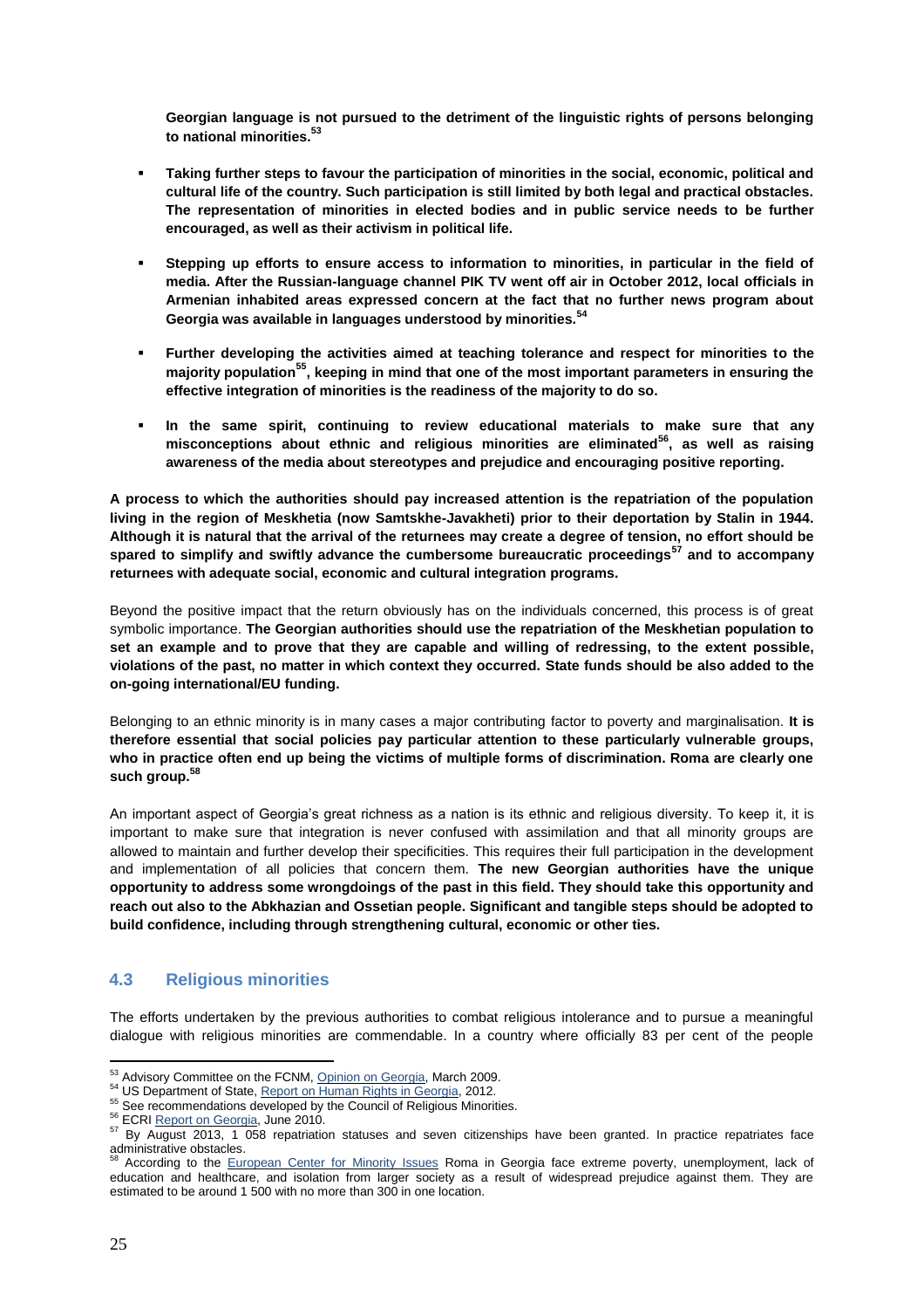**Georgian language is not pursued to the detriment of the linguistic rights of persons belonging to national minorities.[53]**

- **Taking further steps to favour the participation of minorities in the social, economic, political and cultural life of the country. Such participation is still limited by both legal and practical obstacles. The representation of minorities in elected bodies and in public service needs to be further encouraged, as well as their activism in political life.**

- **Stepping up efforts to ensure access to information to minorities, in particular in the field of media. After the Russian-language channel PIK TV went off air in October 2012, local officials in Armenian inhabited areas expressed concern at the fact that no further news program about Georgia was available in languages understood by minorities.[54]**

- **Further developing the activities aimed at teaching tolerance and respect for minorities to the majority population[55], keeping in mind that one of the most important parameters in ensuring the effective integration of minorities is the readiness of the majority to do so.**

- **In the same spirit, continuing to review educational materials to make sure that any misconceptions about ethnic and religious minorities are eliminated[56], as well as raising awareness of the media about stereotypes and prejudice and encouraging positive reporting.**

**A process to which the authorities should pay increased attention is the repatriation of the population living in the region of Meskhetia (now Samtskhe-Javakheti) prior to their deportation by Stalin in 1944. Although it is natural that the arrival of the returnees may create a degree of tension, no effort should be spared to simplify and swiftly advance the cumbersome bureaucratic proceedings[57] and to accompany returnees with adequate social, economic and cultural integration programs.**

Beyond the positive impact that the return obviously has on the individuals concerned, this process is of great symbolic importance. **The Georgian authorities should use the repatriation of the Meskhetian population to set an example and to prove that they are capable and willing of redressing, to the extent possible, violations of the past, no matter in which context they occurred. State funds should be also added to the on-going international/EU funding.**

Belonging to an ethnic minority is in many cases a major contributing factor to poverty and marginalisation. **It is therefore essential that social policies pay particular attention to these particularly vulnerable groups, who in practice often end up being the victims of multiple forms of discrimination. Roma are clearly one such group.[58]**

An important aspect of Georgia's great richness as a nation is its ethnic and religious diversity. To keep it, it is important to make sure that integration is never confused with assimilation and that all minority groups are allowed to maintain and further develop their specificities. This requires their full participation in the development and implementation of all policies that concern them. **The new Georgian authorities have the unique opportunity to address some wrongdoings of the past in this field. They should take this opportunity and reach out also to the Abkhazian and Ossetian people. Significant and tangible steps should be adopted to build confidence, including through strengthening cultural, economic or other ties.**

## 4.3 Religious minorities

The efforts undertaken by the previous authorities to combat religious intolerance and to pursue a meaningful dialogue with religious minorities are commendable. In a country where officially 83 per cent of the people

---

[53] Advisory Committee on the FCNM, Opinion on Georgia, March 2009.
[54] US Department of State, Report on Human Rights in Georgia, 2012.
[55] See recommendations developed by the Council of Religious Minorities.
[56] ECRI Report on Georgia, June 2010.
[57] By August 2013, 1 058 repatriation statuses and seven citizenships have been granted. In practice repatriates face administrative obstacles.
[58] According to the European Center for Minority Issues Roma in Georgia face extreme poverty, unemployment, lack of education and healthcare, and isolation from larger society as a result of widespread prejudice against them. They are estimated to be around 1 500 with no more than 300 in one location.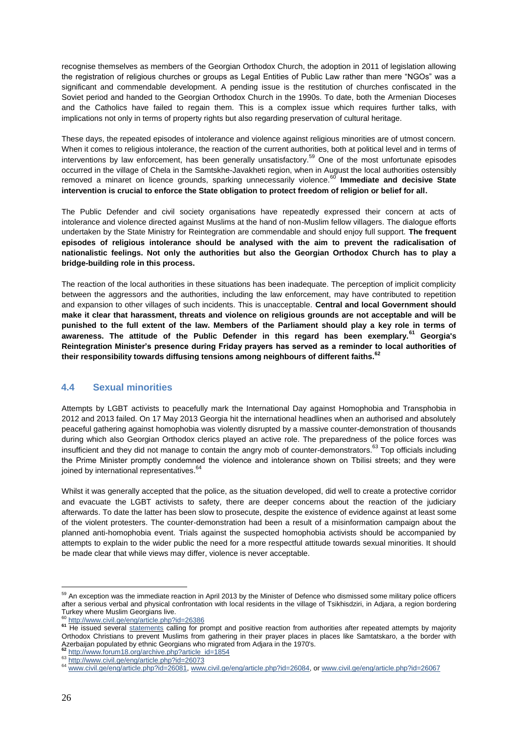recognise themselves as members of the Georgian Orthodox Church, the adoption in 2011 of legislation allowing the registration of religious churches or groups as Legal Entities of Public Law rather than mere "NGOs" was a significant and commendable development. A pending issue is the restitution of churches confiscated in the Soviet period and handed to the Georgian Orthodox Church in the 1990s. To date, both the Armenian Dioceses and the Catholics have failed to regain them. This is a complex issue which requires further talks, with implications not only in terms of property rights but also regarding preservation of cultural heritage.

These days, the repeated episodes of intolerance and violence against religious minorities are of utmost concern. When it comes to religious intolerance, the reaction of the current authorities, both at political level and in terms of interventions by law enforcement, has been generally unsatisfactory.[59] One of the most unfortunate episodes occurred in the village of Chela in the Samtskhe-Javakheti region, when in August the local authorities ostensibly removed a minaret on licence grounds, sparking unnecessarily violence.[60] **Immediate and decisive State intervention is crucial to enforce the State obligation to protect freedom of religion or belief for all.**

The Public Defender and civil society organisations have repeatedly expressed their concern at acts of intolerance and violence directed against Muslims at the hand of non-Muslim fellow villagers. The dialogue efforts undertaken by the State Ministry for Reintegration are commendable and should enjoy full support. **The frequent episodes of religious intolerance should be analysed with the aim to prevent the radicalisation of nationalistic feelings. Not only the authorities but also the Georgian Orthodox Church has to play a bridge-building role in this process.**

The reaction of the local authorities in these situations has been inadequate. The perception of implicit complicity between the aggressors and the authorities, including the law enforcement, may have contributed to repetition and expansion to other villages of such incidents. This is unacceptable. **Central and local Government should make it clear that harassment, threats and violence on religious grounds are not acceptable and will be punished to the full extent of the law. Members of the Parliament should play a key role in terms of awareness. The attitude of the Public Defender in this regard has been exemplary.[61] Georgia's Reintegration Minister's presence during Friday prayers has served as a reminder to local authorities of their responsibility towards diffusing tensions among neighbours of different faiths.[62]**

## 4.4 Sexual minorities

Attempts by LGBT activists to peacefully mark the International Day against Homophobia and Transphobia in 2012 and 2013 failed. On 17 May 2013 Georgia hit the international headlines when an authorised and absolutely peaceful gathering against homophobia was violently disrupted by a massive counter-demonstration of thousands during which also Georgian Orthodox clerics played an active role. The preparedness of the police forces was insufficient and they did not manage to contain the angry mob of counter-demonstrators.[63] Top officials including the Prime Minister promptly condemned the violence and intolerance shown on Tbilisi streets; and they were joined by international representatives.[64]

Whilst it was generally accepted that the police, as the situation developed, did well to create a protective corridor and evacuate the LGBT activists to safety, there are deeper concerns about the reaction of the judiciary afterwards. To date the latter has been slow to prosecute, despite the existence of evidence against at least some of the violent protesters. The counter-demonstration had been a result of a misinformation campaign about the planned anti-homophobia event. Trials against the suspected homophobia activists should be accompanied by attempts to explain to the wider public the need for a more respectful attitude towards sexual minorities. It should be made clear that while views may differ, violence is never acceptable.

---

[59] An exception was the immediate reaction in April 2013 by the Minister of Defence who dismissed some military police officers after a serious verbal and physical confrontation with local residents in the village of Tsikhisdziri, in Adjara, a region bordering Turkey where Muslim Georgians live.

[60] http://www.civil.ge/eng/article.php?id=26386

[61] He issued several statements calling for prompt and positive reaction from authorities after repeated attempts by majority Orthodox Christians to prevent Muslims from gathering in their prayer places in places like Samtatskaro, a the border with Azerbaijan populated by ethnic Georgians who migrated from Adjara in the 1970's.

[62] http://www.forum18.org/archive.php?article_id=1854

[63] http://www.civil.ge/eng/article.php?id=26073

[64] www.civil.ge/eng/article.php?id=26081, www.civil.ge/eng/article.php?id=26084, or www.civil.ge/eng/article.php?id=26067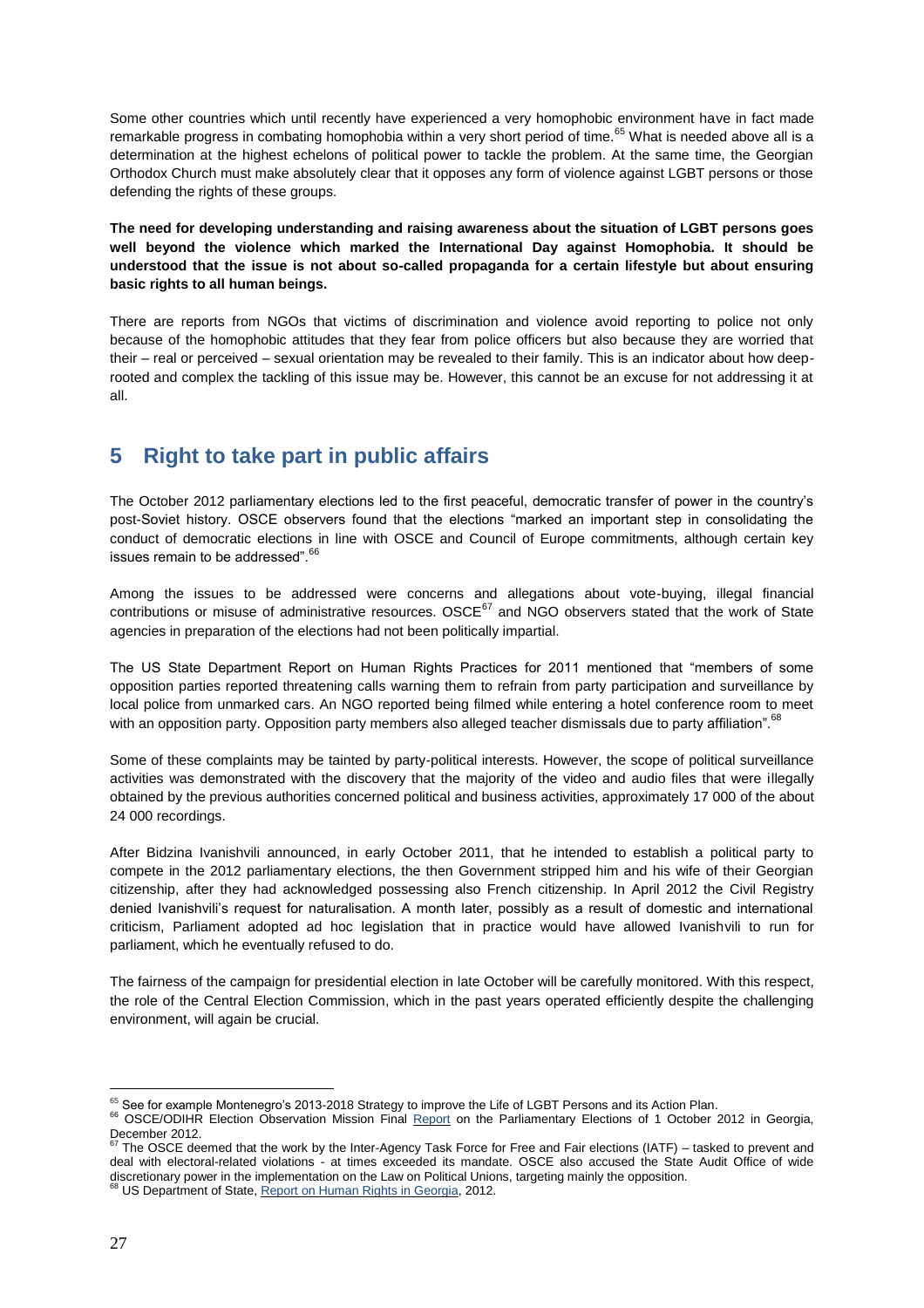Some other countries which until recently have experienced a very homophobic environment have in fact made remarkable progress in combating homophobia within a very short period of time.[65] What is needed above all is a determination at the highest echelons of political power to tackle the problem. At the same time, the Georgian Orthodox Church must make absolutely clear that it opposes any form of violence against LGBT persons or those defending the rights of these groups.

**The need for developing understanding and raising awareness about the situation of LGBT persons goes well beyond the violence which marked the International Day against Homophobia. It should be understood that the issue is not about so-called propaganda for a certain lifestyle but about ensuring basic rights to all human beings.**

There are reports from NGOs that victims of discrimination and violence avoid reporting to police not only because of the homophobic attitudes that they fear from police officers but also because they are worried that their – real or perceived – sexual orientation may be revealed to their family. This is an indicator about how deep-rooted and complex the tackling of this issue may be. However, this cannot be an excuse for not addressing it at all.

## 5 Right to take part in public affairs

The October 2012 parliamentary elections led to the first peaceful, democratic transfer of power in the country's post-Soviet history. OSCE observers found that the elections "marked an important step in consolidating the conduct of democratic elections in line with OSCE and Council of Europe commitments, although certain key issues remain to be addressed".[66]

Among the issues to be addressed were concerns and allegations about vote-buying, illegal financial contributions or misuse of administrative resources. OSCE[67] and NGO observers stated that the work of State agencies in preparation of the elections had not been politically impartial.

The US State Department Report on Human Rights Practices for 2011 mentioned that "members of some opposition parties reported threatening calls warning them to refrain from party participation and surveillance by local police from unmarked cars. An NGO reported being filmed while entering a hotel conference room to meet with an opposition party. Opposition party members also alleged teacher dismissals due to party affiliation".[68]

Some of these complaints may be tainted by party-political interests. However, the scope of political surveillance activities was demonstrated with the discovery that the majority of the video and audio files that were illegally obtained by the previous authorities concerned political and business activities, approximately 17 000 of the about 24 000 recordings.

After Bidzina Ivanishvili announced, in early October 2011, that he intended to establish a political party to compete in the 2012 parliamentary elections, the then Government stripped him and his wife of their Georgian citizenship, after they had acknowledged possessing also French citizenship. In April 2012 the Civil Registry denied Ivanishvili's request for naturalisation. A month later, possibly as a result of domestic and international criticism, Parliament adopted ad hoc legislation that in practice would have allowed Ivanishvili to run for parliament, which he eventually refused to do.

The fairness of the campaign for presidential election in late October will be carefully monitored. With this respect, the role of the Central Election Commission, which in the past years operated efficiently despite the challenging environment, will again be crucial.

---

[65] See for example Montenegro's 2013-2018 Strategy to improve the Life of LGBT Persons and its Action Plan.

[66] OSCE/ODIHR Election Observation Mission Final Report on the Parliamentary Elections of 1 October 2012 in Georgia, December 2012.

[67] The OSCE deemed that the work by the Inter-Agency Task Force for Free and Fair elections (IATF) – tasked to prevent and deal with electoral-related violations - at times exceeded its mandate. OSCE also accused the State Audit Office of wide discretionary power in the implementation on the Law on Political Unions, targeting mainly the opposition.

[68] US Department of State, Report on Human Rights in Georgia, 2012.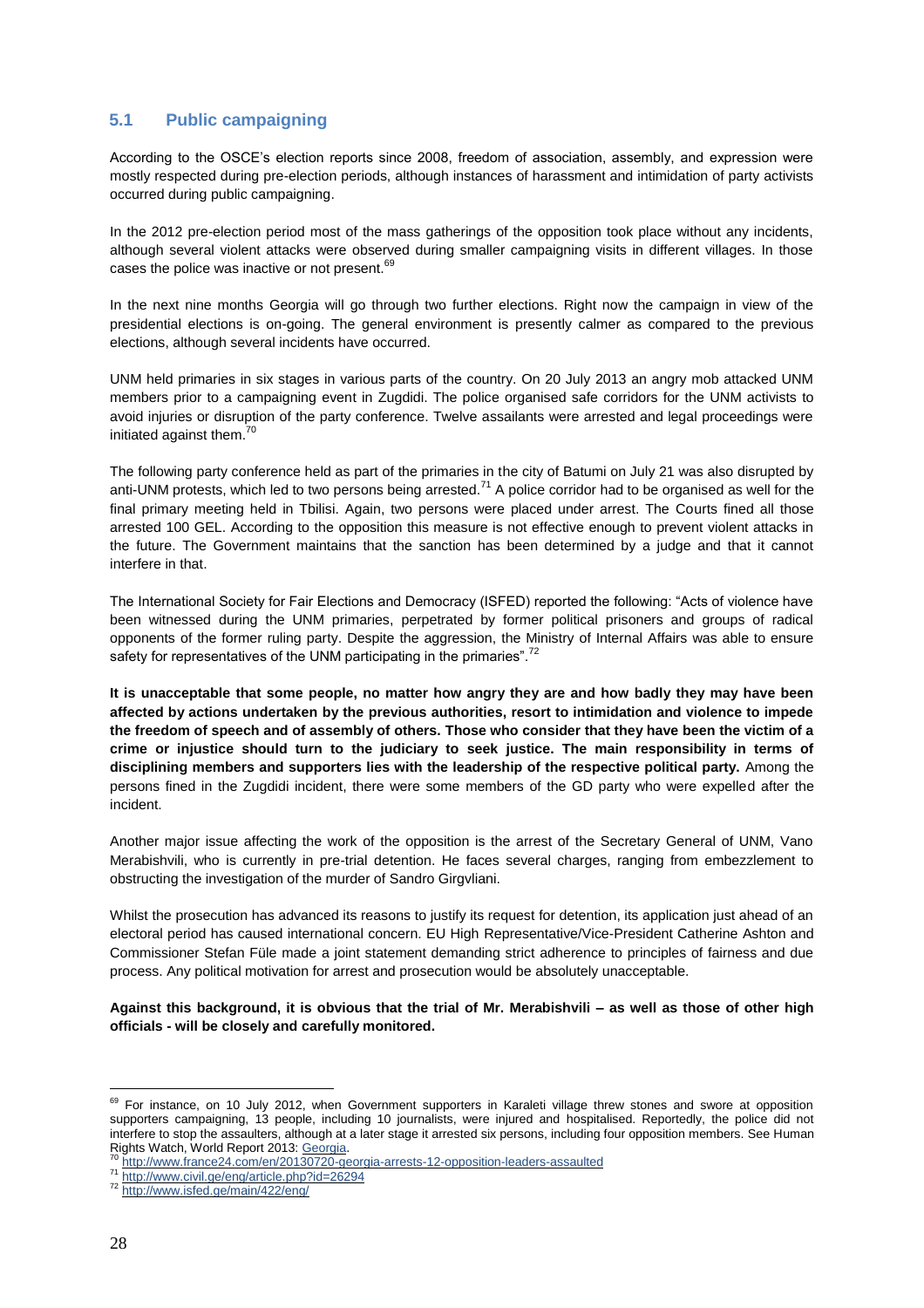## 5.1 Public campaigning

According to the OSCE's election reports since 2008, freedom of association, assembly, and expression were mostly respected during pre-election periods, although instances of harassment and intimidation of party activists occurred during public campaigning.

In the 2012 pre-election period most of the mass gatherings of the opposition took place without any incidents, although several violent attacks were observed during smaller campaigning visits in different villages. In those cases the police was inactive or not present.[69]

In the next nine months Georgia will go through two further elections. Right now the campaign in view of the presidential elections is on-going. The general environment is presently calmer as compared to the previous elections, although several incidents have occurred.

UNM held primaries in six stages in various parts of the country. On 20 July 2013 an angry mob attacked UNM members prior to a campaigning event in Zugdidi. The police organised safe corridors for the UNM activists to avoid injuries or disruption of the party conference. Twelve assailants were arrested and legal proceedings were initiated against them.[70]

The following party conference held as part of the primaries in the city of Batumi on July 21 was also disrupted by anti-UNM protests, which led to two persons being arrested.[71] A police corridor had to be organised as well for the final primary meeting held in Tbilisi. Again, two persons were placed under arrest. The Courts fined all those arrested 100 GEL. According to the opposition this measure is not effective enough to prevent violent attacks in the future. The Government maintains that the sanction has been determined by a judge and that it cannot interfere in that.

The International Society for Fair Elections and Democracy (ISFED) reported the following: "Acts of violence have been witnessed during the UNM primaries, perpetrated by former political prisoners and groups of radical opponents of the former ruling party. Despite the aggression, the Ministry of Internal Affairs was able to ensure safety for representatives of the UNM participating in the primaries".[72]

**It is unacceptable that some people, no matter how angry they are and how badly they may have been affected by actions undertaken by the previous authorities, resort to intimidation and violence to impede the freedom of speech and of assembly of others. Those who consider that they have been the victim of a crime or injustice should turn to the judiciary to seek justice. The main responsibility in terms of disciplining members and supporters lies with the leadership of the respective political party.** Among the persons fined in the Zugdidi incident, there were some members of the GD party who were expelled after the incident.

Another major issue affecting the work of the opposition is the arrest of the Secretary General of UNM, Vano Merabishvili, who is currently in pre-trial detention. He faces several charges, ranging from embezzlement to obstructing the investigation of the murder of Sandro Girgvliani.

Whilst the prosecution has advanced its reasons to justify its request for detention, its application just ahead of an electoral period has caused international concern. EU High Representative/Vice-President Catherine Ashton and Commissioner Stefan Füle made a joint statement demanding strict adherence to principles of fairness and due process. Any political motivation for arrest and prosecution would be absolutely unacceptable.

**Against this background, it is obvious that the trial of Mr. Merabishvili – as well as those of other high officials - will be closely and carefully monitored.**

---

[69] For instance, on 10 July 2012, when Government supporters in Karaleti village threw stones and swore at opposition supporters campaigning, 13 people, including 10 journalists, were injured and hospitalised. Reportedly, the police did not interfere to stop the assaulters, although at a later stage it arrested six persons, including four opposition members. See Human Rights Watch, World Report 2013: Georgia.

[70] http://www.france24.com/en/20130720-georgia-arrests-12-opposition-leaders-assaulted

[71] http://www.civil.ge/eng/article.php?id=26294

[72] http://www.isfed.ge/main/422/eng/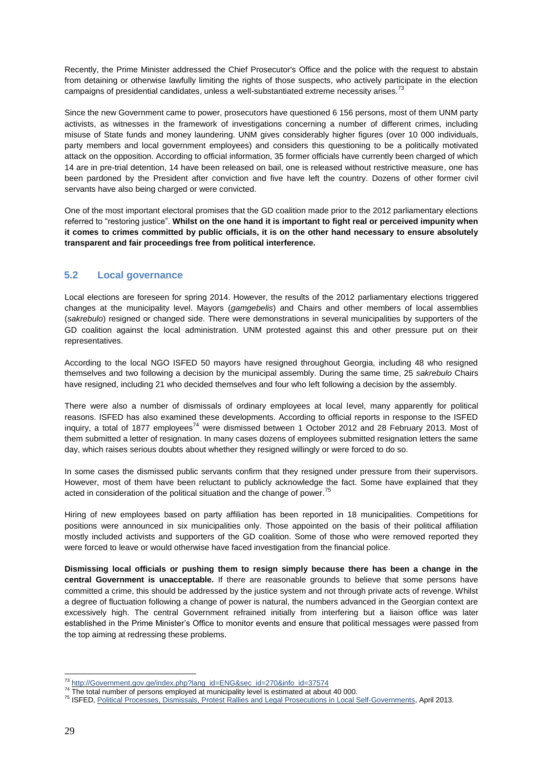Recently, the Prime Minister addressed the Chief Prosecutor's Office and the police with the request to abstain from detaining or otherwise lawfully limiting the rights of those suspects, who actively participate in the election campaigns of presidential candidates, unless a well-substantiated extreme necessity arises.[73]

Since the new Government came to power, prosecutors have questioned 6 156 persons, most of them UNM party activists, as witnesses in the framework of investigations concerning a number of different crimes, including misuse of State funds and money laundering. UNM gives considerably higher figures (over 10 000 individuals, party members and local government employees) and considers this questioning to be a politically motivated attack on the opposition. According to official information, 35 former officials have currently been charged of which 14 are in pre-trial detention, 14 have been released on bail, one is released without restrictive measure, one has been pardoned by the President after conviction and five have left the country. Dozens of other former civil servants have also being charged or were convicted.

One of the most important electoral promises that the GD coalition made prior to the 2012 parliamentary elections referred to "restoring justice". **Whilst on the one hand it is important to fight real or perceived impunity when it comes to crimes committed by public officials, it is on the other hand necessary to ensure absolutely transparent and fair proceedings free from political interference.**

## 5.2 Local governance

Local elections are foreseen for spring 2014. However, the results of the 2012 parliamentary elections triggered changes at the municipality level. Mayors (*gamgebelis*) and Chairs and other members of local assemblies (*sakrebulo*) resigned or changed side. There were demonstrations in several municipalities by supporters of the GD coalition against the local administration. UNM protested against this and other pressure put on their representatives.

According to the local NGO ISFED 50 mayors have resigned throughout Georgia, including 48 who resigned themselves and two following a decision by the municipal assembly. During the same time, 25 *sakrebulo* Chairs have resigned, including 21 who decided themselves and four who left following a decision by the assembly.

There were also a number of dismissals of ordinary employees at local level, many apparently for political reasons. ISFED has also examined these developments. According to official reports in response to the ISFED inquiry, a total of 1877 employees[74] were dismissed between 1 October 2012 and 28 February 2013. Most of them submitted a letter of resignation. In many cases dozens of employees submitted resignation letters the same day, which raises serious doubts about whether they resigned willingly or were forced to do so.

In some cases the dismissed public servants confirm that they resigned under pressure from their supervisors. However, most of them have been reluctant to publicly acknowledge the fact. Some have explained that they acted in consideration of the political situation and the change of power.[75]

Hiring of new employees based on party affiliation has been reported in 18 municipalities. Competitions for positions were announced in six municipalities only. Those appointed on the basis of their political affiliation mostly included activists and supporters of the GD coalition. Some of those who were removed reported they were forced to leave or would otherwise have faced investigation from the financial police.

**Dismissing local officials or pushing them to resign simply because there has been a change in the central Government is unacceptable.** If there are reasonable grounds to believe that some persons have committed a crime, this should be addressed by the justice system and not through private acts of revenge. Whilst a degree of fluctuation following a change of power is natural, the numbers advanced in the Georgian context are excessively high. The central Government refrained initially from interfering but a liaison office was later established in the Prime Minister's Office to monitor events and ensure that political messages were passed from the top aiming at redressing these problems.

---

[73] http://Government.gov.ge/index.php?lang_id=ENG&sec_id=270&info_id=37574

[74] The total number of persons employed at municipality level is estimated at about 40 000.

[75] ISFED, Political Processes, Dismissals, Protest Rallies and Legal Prosecutions in Local Self-Governments, April 2013.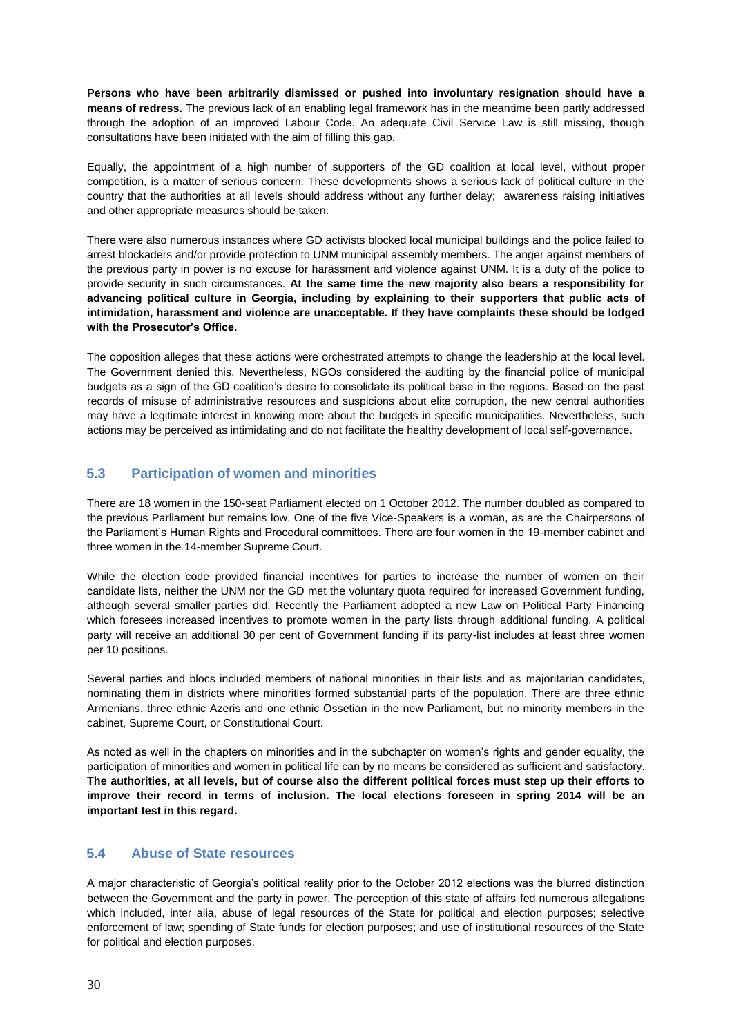**Persons who have been arbitrarily dismissed or pushed into involuntary resignation should have a means of redress.** The previous lack of an enabling legal framework has in the meantime been partly addressed through the adoption of an improved Labour Code. An adequate Civil Service Law is still missing, though consultations have been initiated with the aim of filling this gap.

Equally, the appointment of a high number of supporters of the GD coalition at local level, without proper competition, is a matter of serious concern. These developments shows a serious lack of political culture in the country that the authorities at all levels should address without any further delay; awareness raising initiatives and other appropriate measures should be taken.

There were also numerous instances where GD activists blocked local municipal buildings and the police failed to arrest blockaders and/or provide protection to UNM municipal assembly members. The anger against members of the previous party in power is no excuse for harassment and violence against UNM. It is a duty of the police to provide security in such circumstances. **At the same time the new majority also bears a responsibility for advancing political culture in Georgia, including by explaining to their supporters that public acts of intimidation, harassment and violence are unacceptable. If they have complaints these should be lodged with the Prosecutor's Office.**

The opposition alleges that these actions were orchestrated attempts to change the leadership at the local level. The Government denied this. Nevertheless, NGOs considered the auditing by the financial police of municipal budgets as a sign of the GD coalition's desire to consolidate its political base in the regions. Based on the past records of misuse of administrative resources and suspicions about elite corruption, the new central authorities may have a legitimate interest in knowing more about the budgets in specific municipalities. Nevertheless, such actions may be perceived as intimidating and do not facilitate the healthy development of local self-governance.

## 5.3 Participation of women and minorities

There are 18 women in the 150-seat Parliament elected on 1 October 2012. The number doubled as compared to the previous Parliament but remains low. One of the five Vice-Speakers is a woman, as are the Chairpersons of the Parliament's Human Rights and Procedural committees. There are four women in the 19-member cabinet and three women in the 14-member Supreme Court.

While the election code provided financial incentives for parties to increase the number of women on their candidate lists, neither the UNM nor the GD met the voluntary quota required for increased Government funding, although several smaller parties did. Recently the Parliament adopted a new Law on Political Party Financing which foresees increased incentives to promote women in the party lists through additional funding. A political party will receive an additional 30 per cent of Government funding if its party-list includes at least three women per 10 positions.

Several parties and blocs included members of national minorities in their lists and as majoritarian candidates, nominating them in districts where minorities formed substantial parts of the population. There are three ethnic Armenians, three ethnic Azeris and one ethnic Ossetian in the new Parliament, but no minority members in the cabinet, Supreme Court, or Constitutional Court.

As noted as well in the chapters on minorities and in the subchapter on women's rights and gender equality, the participation of minorities and women in political life can by no means be considered as sufficient and satisfactory. **The authorities, at all levels, but of course also the different political forces must step up their efforts to improve their record in terms of inclusion. The local elections foreseen in spring 2014 will be an important test in this regard.**

## 5.4 Abuse of State resources

A major characteristic of Georgia's political reality prior to the October 2012 elections was the blurred distinction between the Government and the party in power. The perception of this state of affairs fed numerous allegations which included, inter alia, abuse of legal resources of the State for political and election purposes; selective enforcement of law; spending of State funds for election purposes; and use of institutional resources of the State for political and election purposes.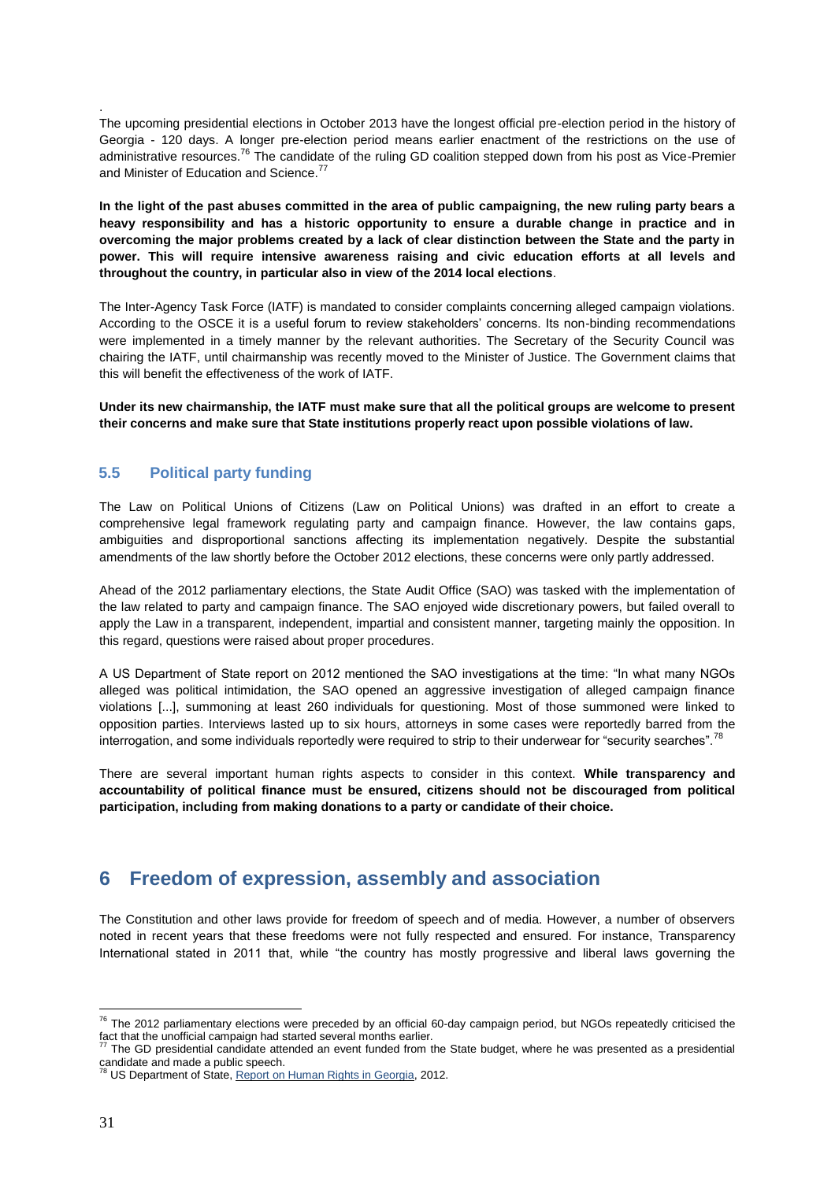The upcoming presidential elections in October 2013 have the longest official pre-election period in the history of Georgia - 120 days. A longer pre-election period means earlier enactment of the restrictions on the use of administrative resources.[76] The candidate of the ruling GD coalition stepped down from his post as Vice-Premier and Minister of Education and Science.[77]

**In the light of the past abuses committed in the area of public campaigning, the new ruling party bears a heavy responsibility and has a historic opportunity to ensure a durable change in practice and in overcoming the major problems created by a lack of clear distinction between the State and the party in power. This will require intensive awareness raising and civic education efforts at all levels and throughout the country, in particular also in view of the 2014 local elections**.

The Inter-Agency Task Force (IATF) is mandated to consider complaints concerning alleged campaign violations. According to the OSCE it is a useful forum to review stakeholders' concerns. Its non-binding recommendations were implemented in a timely manner by the relevant authorities. The Secretary of the Security Council was chairing the IATF, until chairmanship was recently moved to the Minister of Justice. The Government claims that this will benefit the effectiveness of the work of IATF.

**Under its new chairmanship, the IATF must make sure that all the political groups are welcome to present their concerns and make sure that State institutions properly react upon possible violations of law.**

### 5.5 Political party funding

The Law on Political Unions of Citizens (Law on Political Unions) was drafted in an effort to create a comprehensive legal framework regulating party and campaign finance. However, the law contains gaps, ambiguities and disproportional sanctions affecting its implementation negatively. Despite the substantial amendments of the law shortly before the October 2012 elections, these concerns were only partly addressed.

Ahead of the 2012 parliamentary elections, the State Audit Office (SAO) was tasked with the implementation of the law related to party and campaign finance. The SAO enjoyed wide discretionary powers, but failed overall to apply the Law in a transparent, independent, impartial and consistent manner, targeting mainly the opposition. In this regard, questions were raised about proper procedures.

A US Department of State report on 2012 mentioned the SAO investigations at the time: "In what many NGOs alleged was political intimidation, the SAO opened an aggressive investigation of alleged campaign finance violations [...], summoning at least 260 individuals for questioning. Most of those summoned were linked to opposition parties. Interviews lasted up to six hours, attorneys in some cases were reportedly barred from the interrogation, and some individuals reportedly were required to strip to their underwear for "security searches".[78]

There are several important human rights aspects to consider in this context. **While transparency and accountability of political finance must be ensured, citizens should not be discouraged from political participation, including from making donations to a party or candidate of their choice.**

## 6 Freedom of expression, assembly and association

The Constitution and other laws provide for freedom of speech and of media. However, a number of observers noted in recent years that these freedoms were not fully respected and ensured. For instance, Transparency International stated in 2011 that, while "the country has mostly progressive and liberal laws governing the

---

[76] The 2012 parliamentary elections were preceded by an official 60-day campaign period, but NGOs repeatedly criticised the fact that the unofficial campaign had started several months earlier.

[77] The GD presidential candidate attended an event funded from the State budget, where he was presented as a presidential candidate and made a public speech.

[78] US Department of State, Report on Human Rights in Georgia, 2012.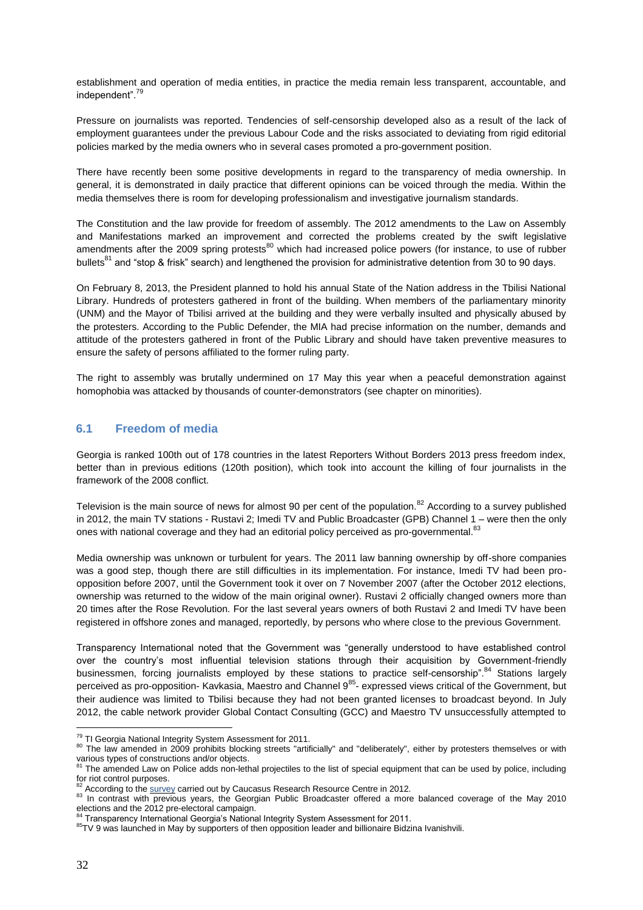establishment and operation of media entities, in practice the media remain less transparent, accountable, and independent".[79]

Pressure on journalists was reported. Tendencies of self-censorship developed also as a result of the lack of employment guarantees under the previous Labour Code and the risks associated to deviating from rigid editorial policies marked by the media owners who in several cases promoted a pro-government position.

There have recently been some positive developments in regard to the transparency of media ownership. In general, it is demonstrated in daily practice that different opinions can be voiced through the media. Within the media themselves there is room for developing professionalism and investigative journalism standards.

The Constitution and the law provide for freedom of assembly. The 2012 amendments to the Law on Assembly and Manifestations marked an improvement and corrected the problems created by the swift legislative amendments after the 2009 spring protests[80] which had increased police powers (for instance, to use of rubber bullets[81] and "stop & frisk" search) and lengthened the provision for administrative detention from 30 to 90 days.

On February 8, 2013, the President planned to hold his annual State of the Nation address in the Tbilisi National Library. Hundreds of protesters gathered in front of the building. When members of the parliamentary minority (UNM) and the Mayor of Tbilisi arrived at the building and they were verbally insulted and physically abused by the protesters. According to the Public Defender, the MIA had precise information on the number, demands and attitude of the protesters gathered in front of the Public Library and should have taken preventive measures to ensure the safety of persons affiliated to the former ruling party.

The right to assembly was brutally undermined on 17 May this year when a peaceful demonstration against homophobia was attacked by thousands of counter-demonstrators (see chapter on minorities).

## 6.1 Freedom of media

Georgia is ranked 100th out of 178 countries in the latest Reporters Without Borders 2013 press freedom index, better than in previous editions (120th position), which took into account the killing of four journalists in the framework of the 2008 conflict.

Television is the main source of news for almost 90 per cent of the population.[82] According to a survey published in 2012, the main TV stations - Rustavi 2; Imedi TV and Public Broadcaster (GPB) Channel 1 – were then the only ones with national coverage and they had an editorial policy perceived as pro-governmental.[83]

Media ownership was unknown or turbulent for years. The 2011 law banning ownership by off-shore companies was a good step, though there are still difficulties in its implementation. For instance, Imedi TV had been pro-opposition before 2007, until the Government took it over on 7 November 2007 (after the October 2012 elections, ownership was returned to the widow of the main original owner). Rustavi 2 officially changed owners more than 20 times after the Rose Revolution. For the last several years owners of both Rustavi 2 and Imedi TV have been registered in offshore zones and managed, reportedly, by persons who where close to the previous Government.

Transparency International noted that the Government was "generally understood to have established control over the country's most influential television stations through their acquisition by Government-friendly businessmen, forcing journalists employed by these stations to practice self-censorship".[84] Stations largely perceived as pro-opposition- Kavkasia, Maestro and Channel 9[85]- expressed views critical of the Government, but their audience was limited to Tbilisi because they had not been granted licenses to broadcast beyond. In July 2012, the cable network provider Global Contact Consulting (GCC) and Maestro TV unsuccessfully attempted to

---

[79] TI Georgia National Integrity System Assessment for 2011.

[80] The law amended in 2009 prohibits blocking streets "artificially" and "deliberately", either by protesters themselves or with various types of constructions and/or objects.

[81] The amended Law on Police adds non-lethal projectiles to the list of special equipment that can be used by police, including for riot control purposes.

[82] According to the survey carried out by Caucasus Research Resource Centre in 2012.

[83] In contrast with previous years, the Georgian Public Broadcaster offered a more balanced coverage of the May 2010 elections and the 2012 pre-electoral campaign.

[84] Transparency International Georgia's National Integrity System Assessment for 2011.

[85] TV 9 was launched in May by supporters of then opposition leader and billionaire Bidzina Ivanishvili.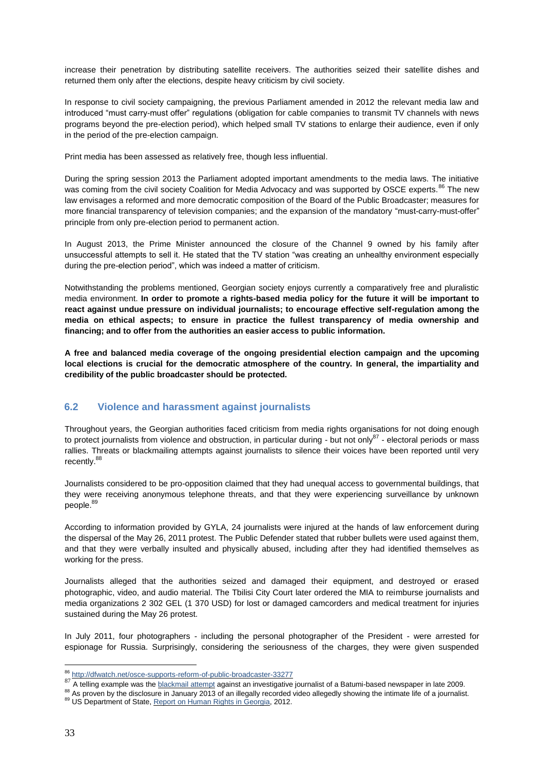increase their penetration by distributing satellite receivers. The authorities seized their satellite dishes and returned them only after the elections, despite heavy criticism by civil society.

In response to civil society campaigning, the previous Parliament amended in 2012 the relevant media law and introduced "must carry-must offer" regulations (obligation for cable companies to transmit TV channels with news programs beyond the pre-election period), which helped small TV stations to enlarge their audience, even if only in the period of the pre-election campaign.

Print media has been assessed as relatively free, though less influential.

During the spring session 2013 the Parliament adopted important amendments to the media laws. The initiative was coming from the civil society Coalition for Media Advocacy and was supported by OSCE experts.[86] The new law envisages a reformed and more democratic composition of the Board of the Public Broadcaster; measures for more financial transparency of television companies; and the expansion of the mandatory "must-carry-must-offer" principle from only pre-election period to permanent action.

In August 2013, the Prime Minister announced the closure of the Channel 9 owned by his family after unsuccessful attempts to sell it. He stated that the TV station "was creating an unhealthy environment especially during the pre-election period", which was indeed a matter of criticism.

Notwithstanding the problems mentioned, Georgian society enjoys currently a comparatively free and pluralistic media environment. **In order to promote a rights-based media policy for the future it will be important to react against undue pressure on individual journalists; to encourage effective self-regulation among the media on ethical aspects; to ensure in practice the fullest transparency of media ownership and financing; and to offer from the authorities an easier access to public information.**

**A free and balanced media coverage of the ongoing presidential election campaign and the upcoming local elections is crucial for the democratic atmosphere of the country. In general, the impartiality and credibility of the public broadcaster should be protected.**

## 6.2 Violence and harassment against journalists

Throughout years, the Georgian authorities faced criticism from media rights organisations for not doing enough to protect journalists from violence and obstruction, in particular during - but not only[87] - electoral periods or mass rallies. Threats or blackmailing attempts against journalists to silence their voices have been reported until very recently.[88]

Journalists considered to be pro-opposition claimed that they had unequal access to governmental buildings, that they were receiving anonymous telephone threats, and that they were experiencing surveillance by unknown people.[89]

According to information provided by GYLA, 24 journalists were injured at the hands of law enforcement during the dispersal of the May 26, 2011 protest. The Public Defender stated that rubber bullets were used against them, and that they were verbally insulted and physically abused, including after they had identified themselves as working for the press.

Journalists alleged that the authorities seized and damaged their equipment, and destroyed or erased photographic, video, and audio material. The Tbilisi City Court later ordered the MIA to reimburse journalists and media organizations 2 302 GEL (1 370 USD) for lost or damaged camcorders and medical treatment for injuries sustained during the May 26 protest.

In July 2011, four photographers - including the personal photographer of the President - were arrested for espionage for Russia. Surprisingly, considering the seriousness of the charges, they were given suspended

---

[86] http://dfwatch.net/osce-supports-reform-of-public-broadcaster-33277

[87] A telling example was the blackmail attempt against an investigative journalist of a Batumi-based newspaper in late 2009.

[88] As proven by the disclosure in January 2013 of an illegally recorded video allegedly showing the intimate life of a journalist.

[89] US Department of State, Report on Human Rights in Georgia, 2012.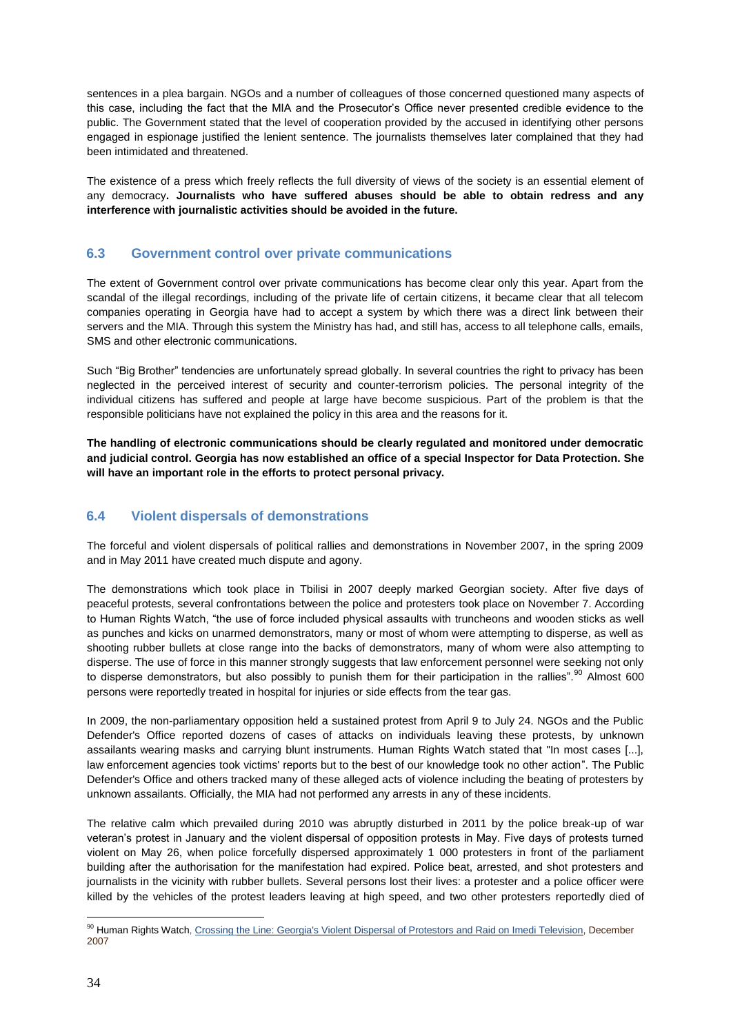sentences in a plea bargain. NGOs and a number of colleagues of those concerned questioned many aspects of this case, including the fact that the MIA and the Prosecutor's Office never presented credible evidence to the public. The Government stated that the level of cooperation provided by the accused in identifying other persons engaged in espionage justified the lenient sentence. The journalists themselves later complained that they had been intimidated and threatened.

The existence of a press which freely reflects the full diversity of views of the society is an essential element of any democracy**. Journalists who have suffered abuses should be able to obtain redress and any interference with journalistic activities should be avoided in the future.**

## 6.3 Government control over private communications

The extent of Government control over private communications has become clear only this year. Apart from the scandal of the illegal recordings, including of the private life of certain citizens, it became clear that all telecom companies operating in Georgia have had to accept a system by which there was a direct link between their servers and the MIA. Through this system the Ministry has had, and still has, access to all telephone calls, emails, SMS and other electronic communications.

Such "Big Brother" tendencies are unfortunately spread globally. In several countries the right to privacy has been neglected in the perceived interest of security and counter-terrorism policies. The personal integrity of the individual citizens has suffered and people at large have become suspicious. Part of the problem is that the responsible politicians have not explained the policy in this area and the reasons for it.

**The handling of electronic communications should be clearly regulated and monitored under democratic and judicial control. Georgia has now established an office of a special Inspector for Data Protection. She will have an important role in the efforts to protect personal privacy.**

## 6.4 Violent dispersals of demonstrations

The forceful and violent dispersals of political rallies and demonstrations in November 2007, in the spring 2009 and in May 2011 have created much dispute and agony.

The demonstrations which took place in Tbilisi in 2007 deeply marked Georgian society. After five days of peaceful protests, several confrontations between the police and protesters took place on November 7. According to Human Rights Watch, "the use of force included physical assaults with truncheons and wooden sticks as well as punches and kicks on unarmed demonstrators, many or most of whom were attempting to disperse, as well as shooting rubber bullets at close range into the backs of demonstrators, many of whom were also attempting to disperse. The use of force in this manner strongly suggests that law enforcement personnel were seeking not only to disperse demonstrators, but also possibly to punish them for their participation in the rallies".[90] Almost 600 persons were reportedly treated in hospital for injuries or side effects from the tear gas.

In 2009, the non-parliamentary opposition held a sustained protest from April 9 to July 24. NGOs and the Public Defender's Office reported dozens of cases of attacks on individuals leaving these protests, by unknown assailants wearing masks and carrying blunt instruments. Human Rights Watch stated that "In most cases [...], law enforcement agencies took victims' reports but to the best of our knowledge took no other action". The Public Defender's Office and others tracked many of these alleged acts of violence including the beating of protesters by unknown assailants. Officially, the MIA had not performed any arrests in any of these incidents.

The relative calm which prevailed during 2010 was abruptly disturbed in 2011 by the police break-up of war veteran's protest in January and the violent dispersal of opposition protests in May. Five days of protests turned violent on May 26, when police forcefully dispersed approximately 1 000 protesters in front of the parliament building after the authorisation for the manifestation had expired. Police beat, arrested, and shot protesters and journalists in the vicinity with rubber bullets. Several persons lost their lives: a protester and a police officer were killed by the vehicles of the protest leaders leaving at high speed, and two other protesters reportedly died of

[90] Human Rights Watch, Crossing the Line: Georgia's Violent Dispersal of Protestors and Raid on Imedi Television, December 2007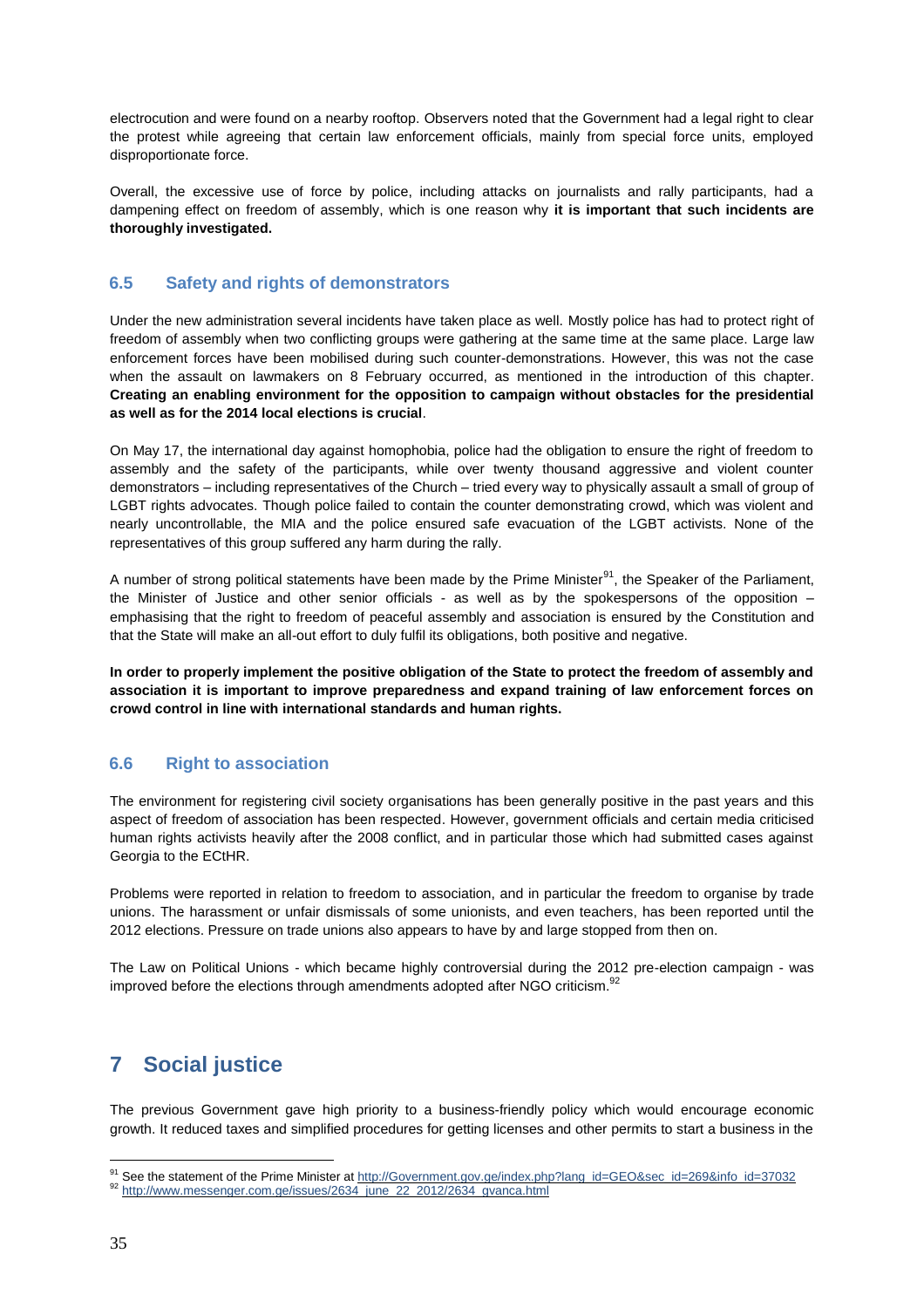electrocution and were found on a nearby rooftop. Observers noted that the Government had a legal right to clear the protest while agreeing that certain law enforcement officials, mainly from special force units, employed disproportionate force.

Overall, the excessive use of force by police, including attacks on journalists and rally participants, had a dampening effect on freedom of assembly, which is one reason why **it is important that such incidents are thoroughly investigated.**

### 6.5 Safety and rights of demonstrators

Under the new administration several incidents have taken place as well. Mostly police has had to protect right of freedom of assembly when two conflicting groups were gathering at the same time at the same place. Large law enforcement forces have been mobilised during such counter-demonstrations. However, this was not the case when the assault on lawmakers on 8 February occurred, as mentioned in the introduction of this chapter. **Creating an enabling environment for the opposition to campaign without obstacles for the presidential as well as for the 2014 local elections is crucial**.

On May 17, the international day against homophobia, police had the obligation to ensure the right of freedom to assembly and the safety of the participants, while over twenty thousand aggressive and violent counter demonstrators – including representatives of the Church – tried every way to physically assault a small of group of LGBT rights advocates. Though police failed to contain the counter demonstrating crowd, which was violent and nearly uncontrollable, the MIA and the police ensured safe evacuation of the LGBT activists. None of the representatives of this group suffered any harm during the rally.

A number of strong political statements have been made by the Prime Minister[91], the Speaker of the Parliament, the Minister of Justice and other senior officials - as well as by the spokespersons of the opposition – emphasising that the right to freedom of peaceful assembly and association is ensured by the Constitution and that the State will make an all-out effort to duly fulfil its obligations, both positive and negative.

**In order to properly implement the positive obligation of the State to protect the freedom of assembly and association it is important to improve preparedness and expand training of law enforcement forces on crowd control in line with international standards and human rights.**

### 6.6 Right to association

The environment for registering civil society organisations has been generally positive in the past years and this aspect of freedom of association has been respected. However, government officials and certain media criticised human rights activists heavily after the 2008 conflict, and in particular those which had submitted cases against Georgia to the ECtHR.

Problems were reported in relation to freedom to association, and in particular the freedom to organise by trade unions. The harassment or unfair dismissals of some unionists, and even teachers, has been reported until the 2012 elections. Pressure on trade unions also appears to have by and large stopped from then on.

The Law on Political Unions - which became highly controversial during the 2012 pre-election campaign - was improved before the elections through amendments adopted after NGO criticism.[92]

## 7 Social justice

The previous Government gave high priority to a business-friendly policy which would encourage economic growth. It reduced taxes and simplified procedures for getting licenses and other permits to start a business in the

---

[91] See the statement of the Prime Minister at http://Government.gov.ge/index.php?lang_id=GEO&sec_id=269&info_id=37032

[92] http://www.messenger.com.ge/issues/2634_june_22_2012/2634_gvanca.html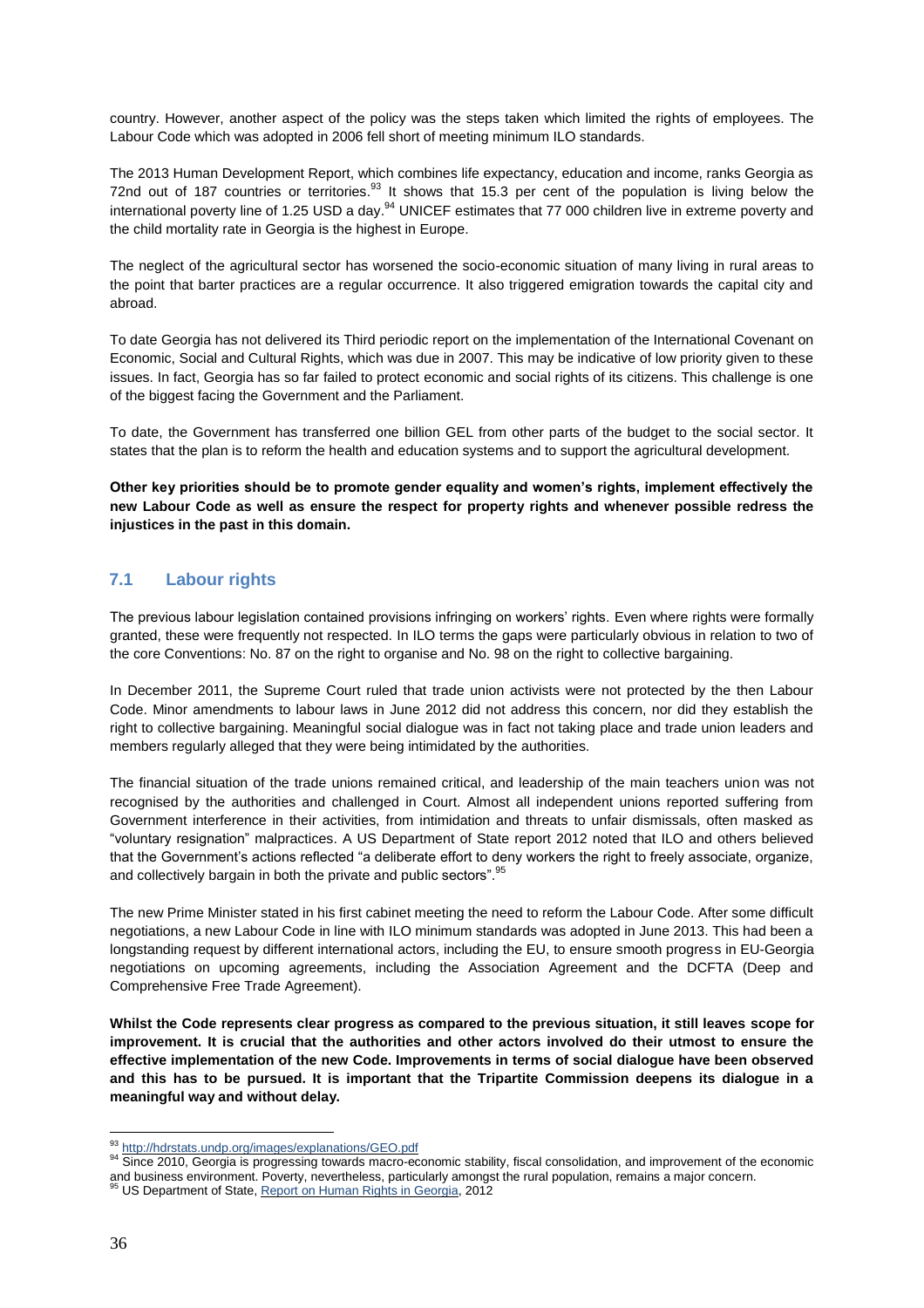country. However, another aspect of the policy was the steps taken which limited the rights of employees. The Labour Code which was adopted in 2006 fell short of meeting minimum ILO standards.

The 2013 Human Development Report, which combines life expectancy, education and income, ranks Georgia as 72nd out of 187 countries or territories.[93] It shows that 15.3 per cent of the population is living below the international poverty line of 1.25 USD a day.[94] UNICEF estimates that 77 000 children live in extreme poverty and the child mortality rate in Georgia is the highest in Europe.

The neglect of the agricultural sector has worsened the socio-economic situation of many living in rural areas to the point that barter practices are a regular occurrence. It also triggered emigration towards the capital city and abroad.

To date Georgia has not delivered its Third periodic report on the implementation of the International Covenant on Economic, Social and Cultural Rights, which was due in 2007. This may be indicative of low priority given to these issues. In fact, Georgia has so far failed to protect economic and social rights of its citizens. This challenge is one of the biggest facing the Government and the Parliament.

To date, the Government has transferred one billion GEL from other parts of the budget to the social sector. It states that the plan is to reform the health and education systems and to support the agricultural development.

**Other key priorities should be to promote gender equality and women's rights, implement effectively the new Labour Code as well as ensure the respect for property rights and whenever possible redress the injustices in the past in this domain.**

## 7.1 Labour rights

The previous labour legislation contained provisions infringing on workers' rights. Even where rights were formally granted, these were frequently not respected. In ILO terms the gaps were particularly obvious in relation to two of the core Conventions: No. 87 on the right to organise and No. 98 on the right to collective bargaining.

In December 2011, the Supreme Court ruled that trade union activists were not protected by the then Labour Code. Minor amendments to labour laws in June 2012 did not address this concern, nor did they establish the right to collective bargaining. Meaningful social dialogue was in fact not taking place and trade union leaders and members regularly alleged that they were being intimidated by the authorities.

The financial situation of the trade unions remained critical, and leadership of the main teachers union was not recognised by the authorities and challenged in Court. Almost all independent unions reported suffering from Government interference in their activities, from intimidation and threats to unfair dismissals, often masked as "voluntary resignation" malpractices. A US Department of State report 2012 noted that ILO and others believed that the Government's actions reflected "a deliberate effort to deny workers the right to freely associate, organize, and collectively bargain in both the private and public sectors".[95]

The new Prime Minister stated in his first cabinet meeting the need to reform the Labour Code. After some difficult negotiations, a new Labour Code in line with ILO minimum standards was adopted in June 2013. This had been a longstanding request by different international actors, including the EU, to ensure smooth progress in EU-Georgia negotiations on upcoming agreements, including the Association Agreement and the DCFTA (Deep and Comprehensive Free Trade Agreement).

**Whilst the Code represents clear progress as compared to the previous situation, it still leaves scope for improvement. It is crucial that the authorities and other actors involved do their utmost to ensure the effective implementation of the new Code. Improvements in terms of social dialogue have been observed and this has to be pursued. It is important that the Tripartite Commission deepens its dialogue in a meaningful way and without delay.**

---

[93] http://hdrstats.undp.org/images/explanations/GEO.pdf

[94] Since 2010, Georgia is progressing towards macro-economic stability, fiscal consolidation, and improvement of the economic and business environment. Poverty, nevertheless, particularly amongst the rural population, remains a major concern.

[95] US Department of State, Report on Human Rights in Georgia, 2012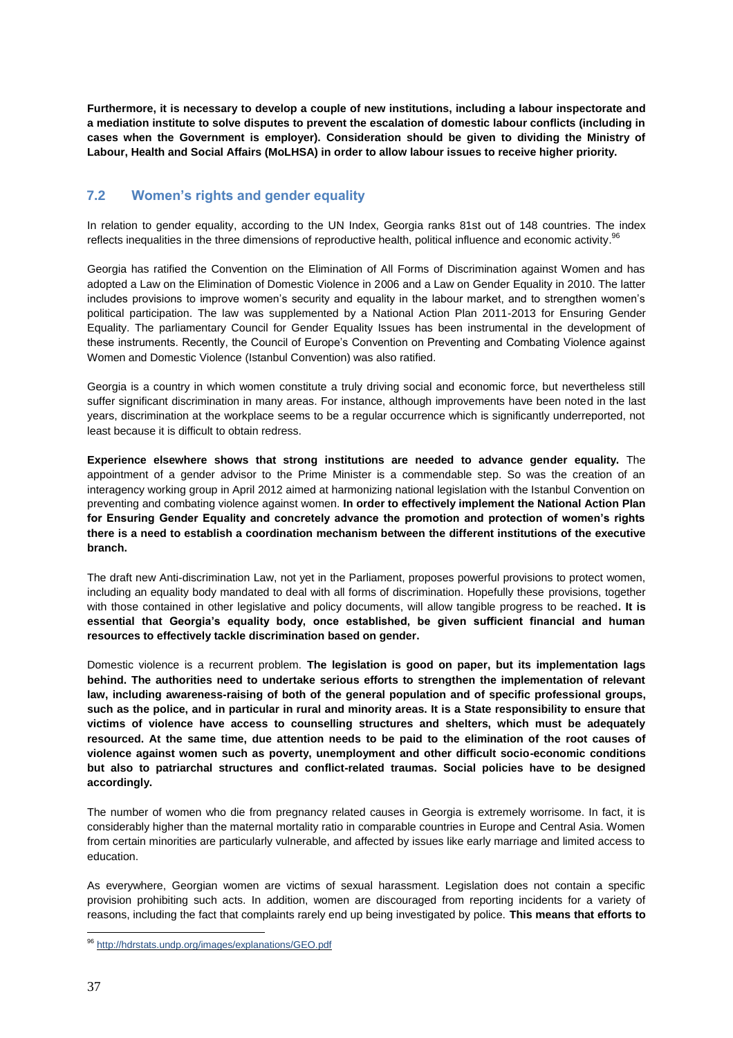**Furthermore, it is necessary to develop a couple of new institutions, including a labour inspectorate and a mediation institute to solve disputes to prevent the escalation of domestic labour conflicts (including in cases when the Government is employer). Consideration should be given to dividing the Ministry of Labour, Health and Social Affairs (MoLHSA) in order to allow labour issues to receive higher priority.**

## 7.2 Women's rights and gender equality

In relation to gender equality, according to the UN Index, Georgia ranks 81st out of 148 countries. The index reflects inequalities in the three dimensions of reproductive health, political influence and economic activity.[96]

Georgia has ratified the Convention on the Elimination of All Forms of Discrimination against Women and has adopted a Law on the Elimination of Domestic Violence in 2006 and a Law on Gender Equality in 2010. The latter includes provisions to improve women's security and equality in the labour market, and to strengthen women's political participation. The law was supplemented by a National Action Plan 2011-2013 for Ensuring Gender Equality. The parliamentary Council for Gender Equality Issues has been instrumental in the development of these instruments. Recently, the Council of Europe's Convention on Preventing and Combating Violence against Women and Domestic Violence (Istanbul Convention) was also ratified.

Georgia is a country in which women constitute a truly driving social and economic force, but nevertheless still suffer significant discrimination in many areas. For instance, although improvements have been noted in the last years, discrimination at the workplace seems to be a regular occurrence which is significantly underreported, not least because it is difficult to obtain redress.

**Experience elsewhere shows that strong institutions are needed to advance gender equality.** The appointment of a gender advisor to the Prime Minister is a commendable step. So was the creation of an interagency working group in April 2012 aimed at harmonizing national legislation with the Istanbul Convention on preventing and combating violence against women. **In order to effectively implement the National Action Plan for Ensuring Gender Equality and concretely advance the promotion and protection of women's rights there is a need to establish a coordination mechanism between the different institutions of the executive branch.**

The draft new Anti-discrimination Law, not yet in the Parliament, proposes powerful provisions to protect women, including an equality body mandated to deal with all forms of discrimination. Hopefully these provisions, together with those contained in other legislative and policy documents, will allow tangible progress to be reached**. It is essential that Georgia's equality body, once established, be given sufficient financial and human resources to effectively tackle discrimination based on gender.**

Domestic violence is a recurrent problem. **The legislation is good on paper, but its implementation lags behind. The authorities need to undertake serious efforts to strengthen the implementation of relevant law, including awareness-raising of both of the general population and of specific professional groups, such as the police, and in particular in rural and minority areas. It is a State responsibility to ensure that victims of violence have access to counselling structures and shelters, which must be adequately resourced. At the same time, due attention needs to be paid to the elimination of the root causes of violence against women such as poverty, unemployment and other difficult socio-economic conditions but also to patriarchal structures and conflict-related traumas. Social policies have to be designed accordingly.**

The number of women who die from pregnancy related causes in Georgia is extremely worrisome. In fact, it is considerably higher than the maternal mortality ratio in comparable countries in Europe and Central Asia. Women from certain minorities are particularly vulnerable, and affected by issues like early marriage and limited access to education.

As everywhere, Georgian women are victims of sexual harassment. Legislation does not contain a specific provision prohibiting such acts. In addition, women are discouraged from reporting incidents for a variety of reasons, including the fact that complaints rarely end up being investigated by police. **This means that efforts to**

[96] http://hdrstats.undp.org/images/explanations/GEO.pdf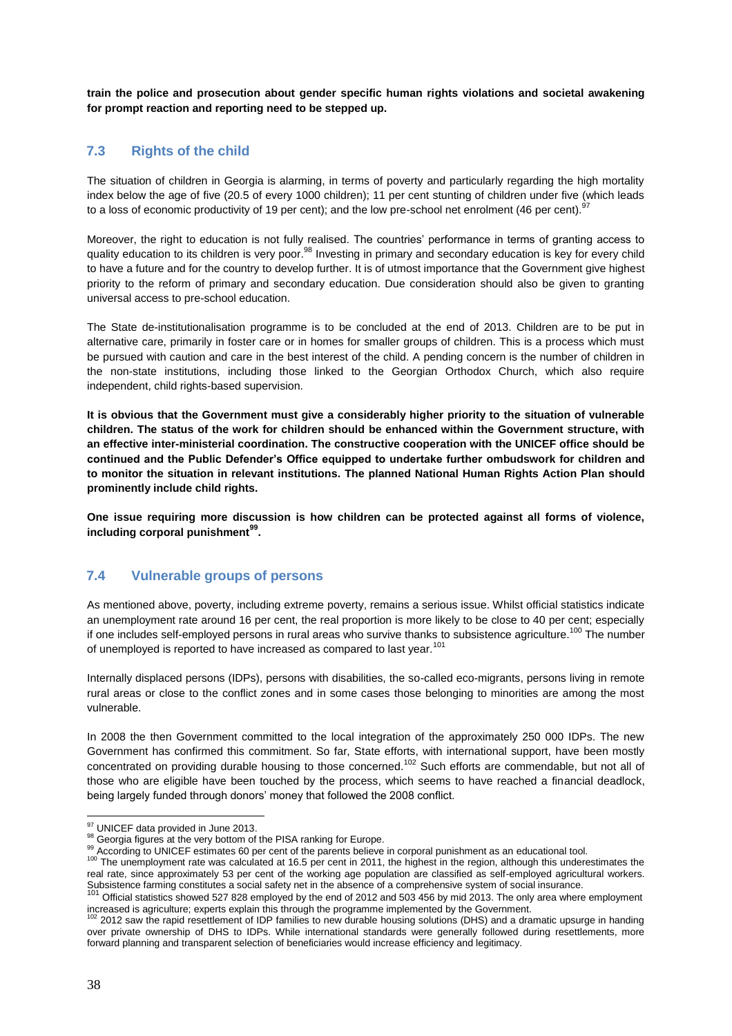**train the police and prosecution about gender specific human rights violations and societal awakening for prompt reaction and reporting need to be stepped up.**

## 7.3 Rights of the child

The situation of children in Georgia is alarming, in terms of poverty and particularly regarding the high mortality index below the age of five (20.5 of every 1000 children); 11 per cent stunting of children under five (which leads to a loss of economic productivity of 19 per cent); and the low pre-school net enrolment (46 per cent).[97]

Moreover, the right to education is not fully realised. The countries' performance in terms of granting access to quality education to its children is very poor.[98] Investing in primary and secondary education is key for every child to have a future and for the country to develop further. It is of utmost importance that the Government give highest priority to the reform of primary and secondary education. Due consideration should also be given to granting universal access to pre-school education.

The State de-institutionalisation programme is to be concluded at the end of 2013. Children are to be put in alternative care, primarily in foster care or in homes for smaller groups of children. This is a process which must be pursued with caution and care in the best interest of the child. A pending concern is the number of children in the non-state institutions, including those linked to the Georgian Orthodox Church, which also require independent, child rights-based supervision.

**It is obvious that the Government must give a considerably higher priority to the situation of vulnerable children. The status of the work for children should be enhanced within the Government structure, with an effective inter-ministerial coordination. The constructive cooperation with the UNICEF office should be continued and the Public Defender's Office equipped to undertake further ombudswork for children and to monitor the situation in relevant institutions. The planned National Human Rights Action Plan should prominently include child rights.**

**One issue requiring more discussion is how children can be protected against all forms of violence, including corporal punishment[99].**

## 7.4 Vulnerable groups of persons

As mentioned above, poverty, including extreme poverty, remains a serious issue. Whilst official statistics indicate an unemployment rate around 16 per cent, the real proportion is more likely to be close to 40 per cent; especially if one includes self-employed persons in rural areas who survive thanks to subsistence agriculture.[100] The number of unemployed is reported to have increased as compared to last year.[101]

Internally displaced persons (IDPs), persons with disabilities, the so-called eco-migrants, persons living in remote rural areas or close to the conflict zones and in some cases those belonging to minorities are among the most vulnerable.

In 2008 the then Government committed to the local integration of the approximately 250 000 IDPs. The new Government has confirmed this commitment. So far, State efforts, with international support, have been mostly concentrated on providing durable housing to those concerned.[102] Such efforts are commendable, but not all of those who are eligible have been touched by the process, which seems to have reached a financial deadlock, being largely funded through donors' money that followed the 2008 conflict.

---

[97] UNICEF data provided in June 2013.

[98] Georgia figures at the very bottom of the PISA ranking for Europe.

[99] According to UNICEF estimates 60 per cent of the parents believe in corporal punishment as an educational tool.

[100] The unemployment rate was calculated at 16.5 per cent in 2011, the highest in the region, although this underestimates the real rate, since approximately 53 per cent of the working age population are classified as self-employed agricultural workers. Subsistence farming constitutes a social safety net in the absence of a comprehensive system of social insurance.

[101] Official statistics showed 527 828 employed by the end of 2012 and 503 456 by mid 2013. The only area where employment increased is agriculture; experts explain this through the programme implemented by the Government.

[102] 2012 saw the rapid resettlement of IDP families to new durable housing solutions (DHS) and a dramatic upsurge in handing over private ownership of DHS to IDPs. While international standards were generally followed during resettlements, more forward planning and transparent selection of beneficiaries would increase efficiency and legitimacy.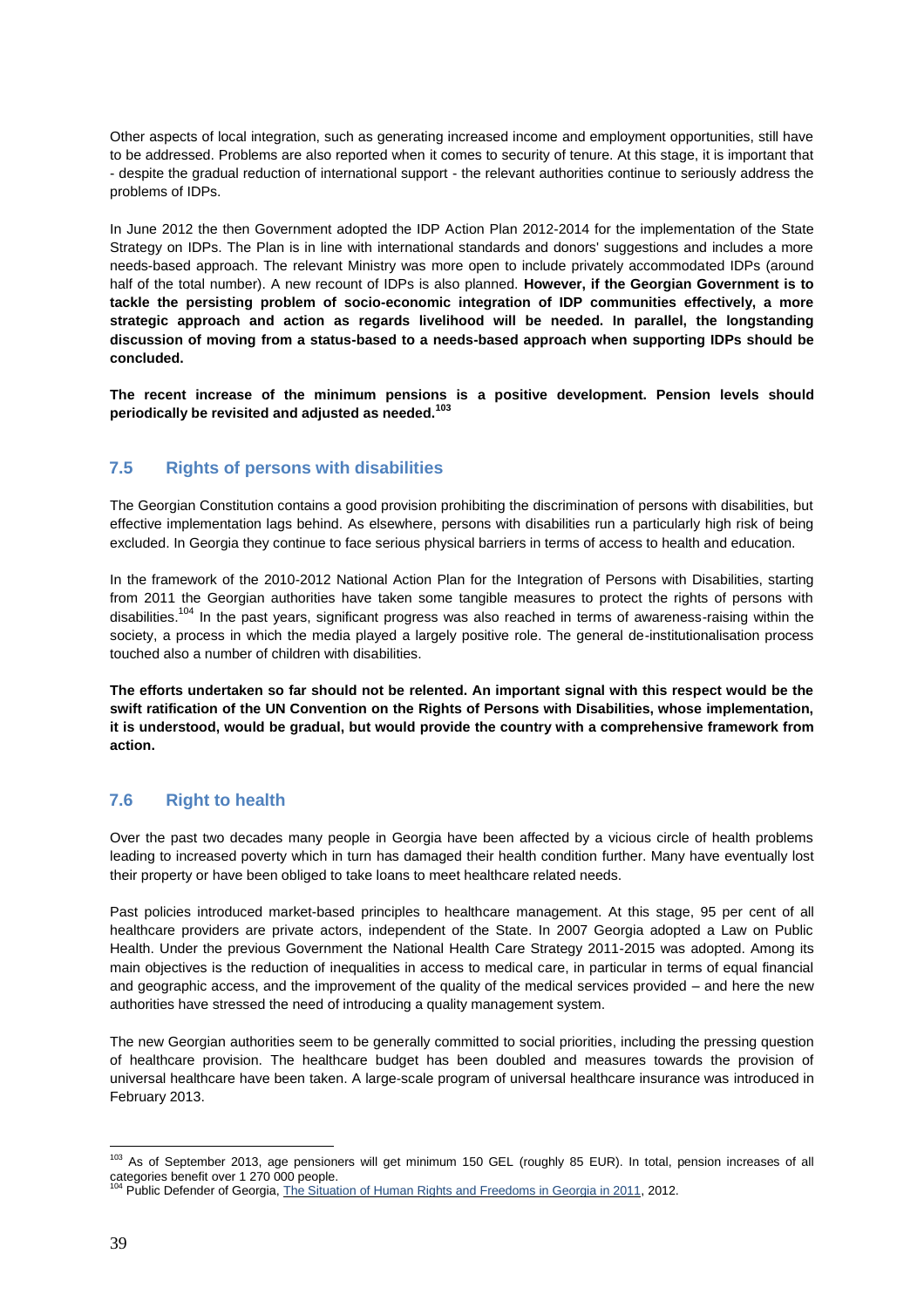Other aspects of local integration, such as generating increased income and employment opportunities, still have to be addressed. Problems are also reported when it comes to security of tenure. At this stage, it is important that - despite the gradual reduction of international support - the relevant authorities continue to seriously address the problems of IDPs.

In June 2012 the then Government adopted the IDP Action Plan 2012-2014 for the implementation of the State Strategy on IDPs. The Plan is in line with international standards and donors' suggestions and includes a more needs-based approach. The relevant Ministry was more open to include privately accommodated IDPs (around half of the total number). A new recount of IDPs is also planned. **However, if the Georgian Government is to tackle the persisting problem of socio-economic integration of IDP communities effectively, a more strategic approach and action as regards livelihood will be needed. In parallel, the longstanding discussion of moving from a status-based to a needs-based approach when supporting IDPs should be concluded.**

**The recent increase of the minimum pensions is a positive development. Pension levels should periodically be revisited and adjusted as needed.**[103]

## 7.5 Rights of persons with disabilities

The Georgian Constitution contains a good provision prohibiting the discrimination of persons with disabilities, but effective implementation lags behind. As elsewhere, persons with disabilities run a particularly high risk of being excluded. In Georgia they continue to face serious physical barriers in terms of access to health and education.

In the framework of the 2010-2012 National Action Plan for the Integration of Persons with Disabilities, starting from 2011 the Georgian authorities have taken some tangible measures to protect the rights of persons with disabilities.[104] In the past years, significant progress was also reached in terms of awareness-raising within the society, a process in which the media played a largely positive role. The general de-institutionalisation process touched also a number of children with disabilities.

**The efforts undertaken so far should not be relented. An important signal with this respect would be the swift ratification of the UN Convention on the Rights of Persons with Disabilities, whose implementation, it is understood, would be gradual, but would provide the country with a comprehensive framework from action.**

## 7.6 Right to health

Over the past two decades many people in Georgia have been affected by a vicious circle of health problems leading to increased poverty which in turn has damaged their health condition further. Many have eventually lost their property or have been obliged to take loans to meet healthcare related needs.

Past policies introduced market-based principles to healthcare management. At this stage, 95 per cent of all healthcare providers are private actors, independent of the State. In 2007 Georgia adopted a Law on Public Health. Under the previous Government the National Health Care Strategy 2011-2015 was adopted. Among its main objectives is the reduction of inequalities in access to medical care, in particular in terms of equal financial and geographic access, and the improvement of the quality of the medical services provided – and here the new authorities have stressed the need of introducing a quality management system.

The new Georgian authorities seem to be generally committed to social priorities, including the pressing question of healthcare provision. The healthcare budget has been doubled and measures towards the provision of universal healthcare have been taken. A large-scale program of universal healthcare insurance was introduced in February 2013.

---

[103] As of September 2013, age pensioners will get minimum 150 GEL (roughly 85 EUR). In total, pension increases of all categories benefit over 1 270 000 people.

[104] Public Defender of Georgia, The Situation of Human Rights and Freedoms in Georgia in 2011, 2012.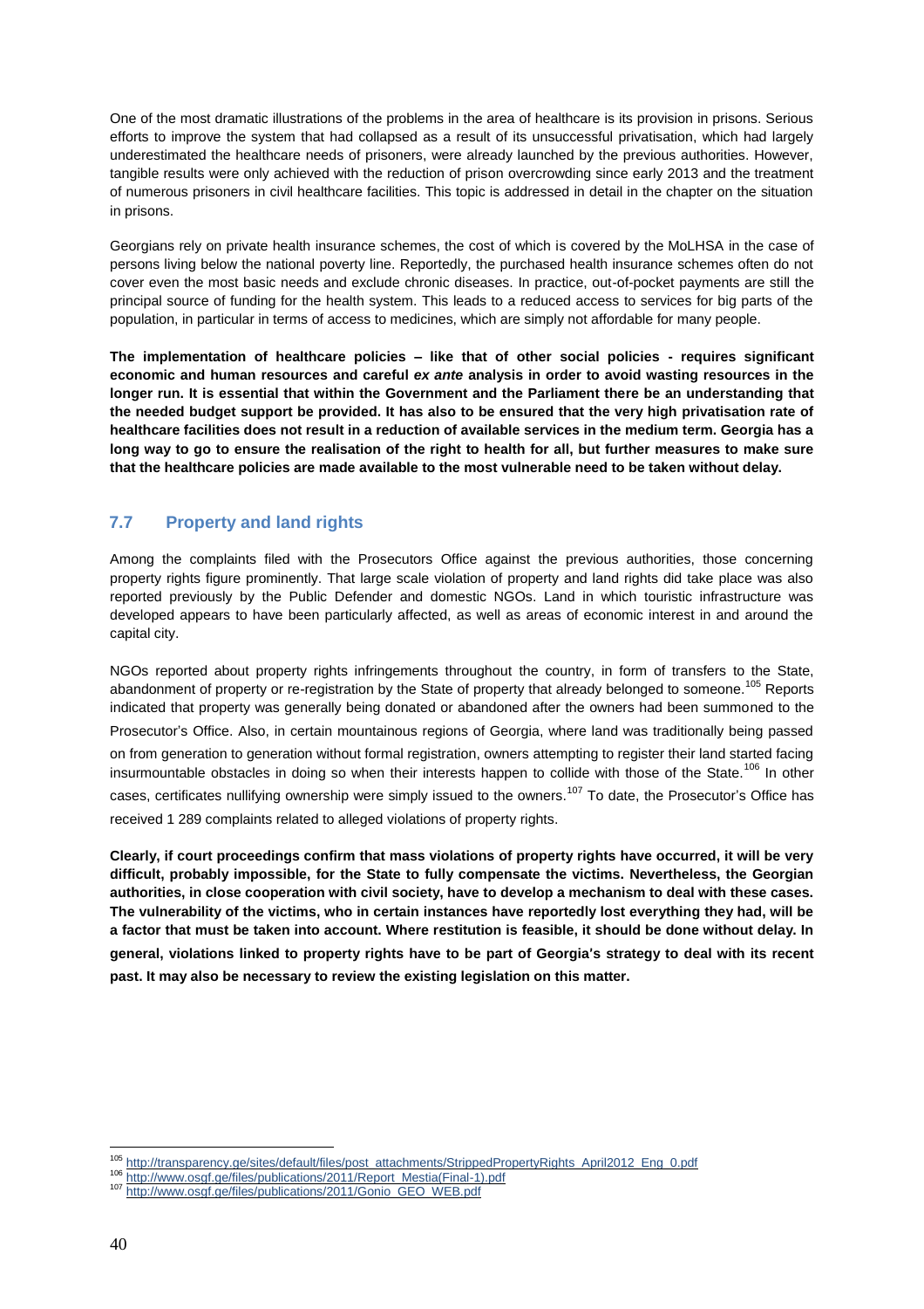One of the most dramatic illustrations of the problems in the area of healthcare is its provision in prisons. Serious efforts to improve the system that had collapsed as a result of its unsuccessful privatisation, which had largely underestimated the healthcare needs of prisoners, were already launched by the previous authorities. However, tangible results were only achieved with the reduction of prison overcrowding since early 2013 and the treatment of numerous prisoners in civil healthcare facilities. This topic is addressed in detail in the chapter on the situation in prisons.

Georgians rely on private health insurance schemes, the cost of which is covered by the MoLHSA in the case of persons living below the national poverty line. Reportedly, the purchased health insurance schemes often do not cover even the most basic needs and exclude chronic diseases. In practice, out-of-pocket payments are still the principal source of funding for the health system. This leads to a reduced access to services for big parts of the population, in particular in terms of access to medicines, which are simply not affordable for many people.

**The implementation of healthcare policies – like that of other social policies - requires significant economic and human resources and careful *ex ante* analysis in order to avoid wasting resources in the longer run. It is essential that within the Government and the Parliament there be an understanding that the needed budget support be provided. It has also to be ensured that the very high privatisation rate of healthcare facilities does not result in a reduction of available services in the medium term. Georgia has a long way to go to ensure the realisation of the right to health for all, but further measures to make sure that the healthcare policies are made available to the most vulnerable need to be taken without delay.**

## 7.7 Property and land rights

Among the complaints filed with the Prosecutors Office against the previous authorities, those concerning property rights figure prominently. That large scale violation of property and land rights did take place was also reported previously by the Public Defender and domestic NGOs. Land in which touristic infrastructure was developed appears to have been particularly affected, as well as areas of economic interest in and around the capital city.

NGOs reported about property rights infringements throughout the country, in form of transfers to the State, abandonment of property or re-registration by the State of property that already belonged to someone.[105] Reports indicated that property was generally being donated or abandoned after the owners had been summoned to the Prosecutor's Office. Also, in certain mountainous regions of Georgia, where land was traditionally being passed on from generation to generation without formal registration, owners attempting to register their land started facing insurmountable obstacles in doing so when their interests happen to collide with those of the State.[106] In other cases, certificates nullifying ownership were simply issued to the owners.[107] To date, the Prosecutor's Office has received 1 289 complaints related to alleged violations of property rights.

**Clearly, if court proceedings confirm that mass violations of property rights have occurred, it will be very difficult, probably impossible, for the State to fully compensate the victims. Nevertheless, the Georgian authorities, in close cooperation with civil society, have to develop a mechanism to deal with these cases. The vulnerability of the victims, who in certain instances have reportedly lost everything they had, will be a factor that must be taken into account. Where restitution is feasible, it should be done without delay. In general, violations linked to property rights have to be part of Georgia's strategy to deal with its recent past. It may also be necessary to review the existing legislation on this matter.**

---

[105] http://transparency.ge/sites/default/files/post_attachments/StrippedPropertyRights_April2012_Eng_0.pdf
[106] http://www.osgf.ge/files/publications/2011/Report_Mestia(Final-1).pdf
[107] http://www.osgf.ge/files/publications/2011/Gonio_GEO_WEB.pdf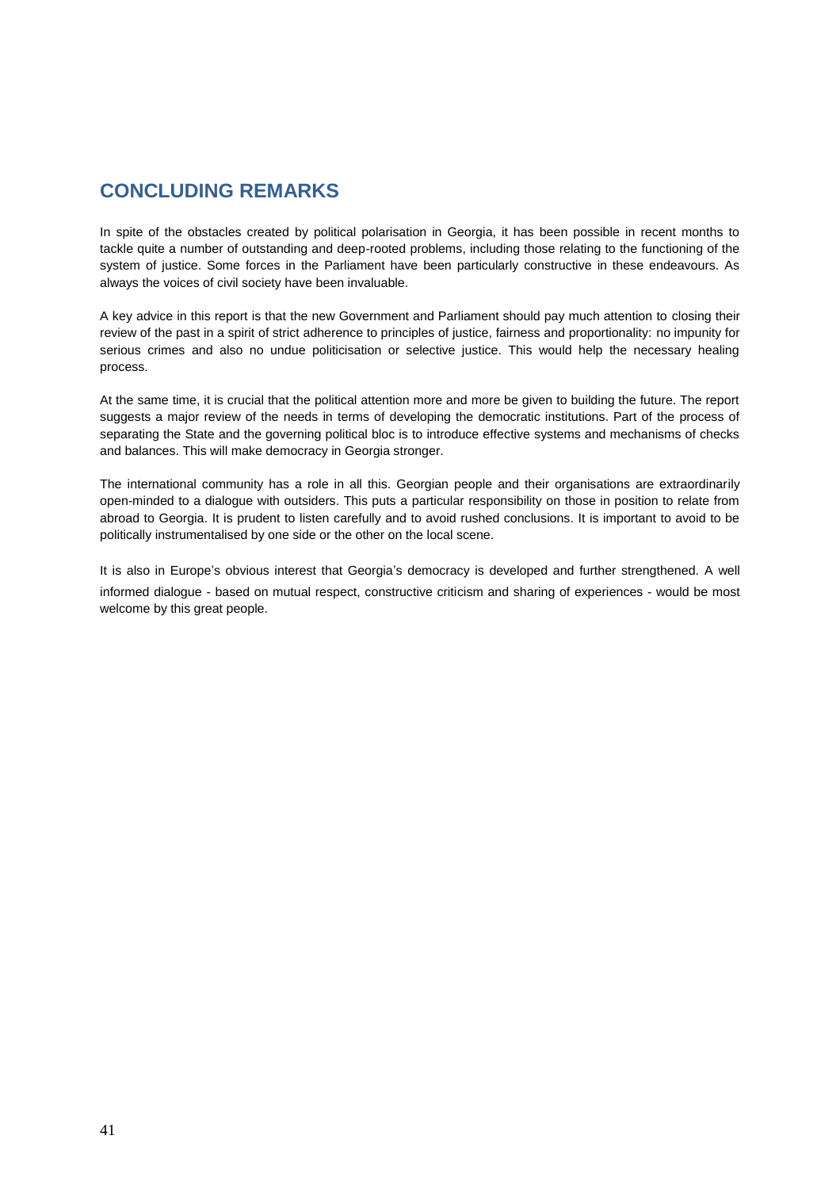## CONCLUDING REMARKS

In spite of the obstacles created by political polarisation in Georgia, it has been possible in recent months to tackle quite a number of outstanding and deep-rooted problems, including those relating to the functioning of the system of justice. Some forces in the Parliament have been particularly constructive in these endeavours. As always the voices of civil society have been invaluable.

A key advice in this report is that the new Government and Parliament should pay much attention to closing their review of the past in a spirit of strict adherence to principles of justice, fairness and proportionality: no impunity for serious crimes and also no undue politicisation or selective justice. This would help the necessary healing process.

At the same time, it is crucial that the political attention more and more be given to building the future. The report suggests a major review of the needs in terms of developing the democratic institutions. Part of the process of separating the State and the governing political bloc is to introduce effective systems and mechanisms of checks and balances. This will make democracy in Georgia stronger.

The international community has a role in all this. Georgian people and their organisations are extraordinarily open-minded to a dialogue with outsiders. This puts a particular responsibility on those in position to relate from abroad to Georgia. It is prudent to listen carefully and to avoid rushed conclusions. It is important to avoid to be politically instrumentalised by one side or the other on the local scene.

It is also in Europe's obvious interest that Georgia's democracy is developed and further strengthened. A well informed dialogue - based on mutual respect, constructive criticism and sharing of experiences - would be most welcome by this great people.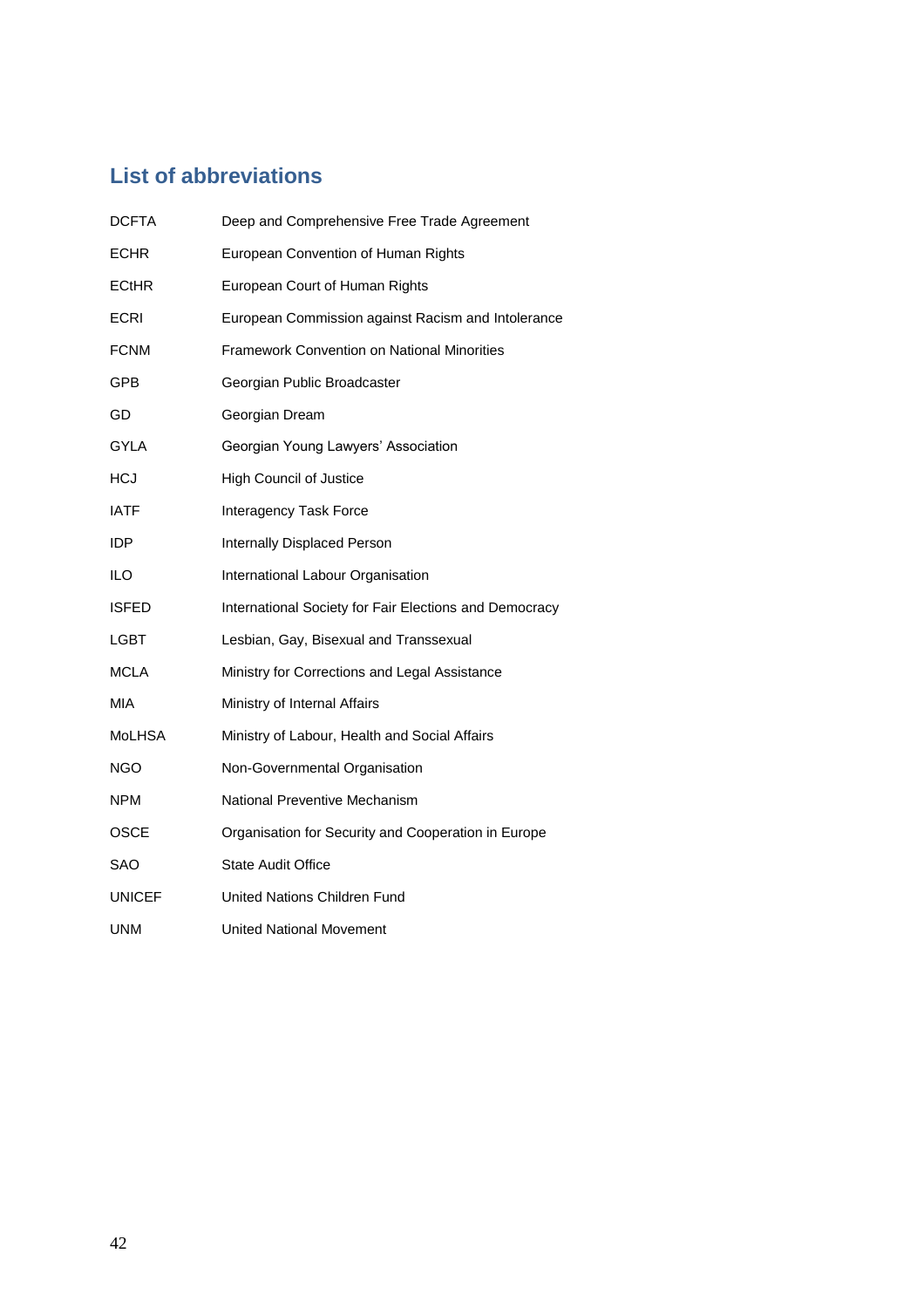## List of abbreviations

| | |
|---|---|
| DCFTA | Deep and Comprehensive Free Trade Agreement |
| ECHR | European Convention of Human Rights |
| ECtHR | European Court of Human Rights |
| ECRI | European Commission against Racism and Intolerance |
| FCNM | Framework Convention on National Minorities |
| GPB | Georgian Public Broadcaster |
| GD | Georgian Dream |
| GYLA | Georgian Young Lawyers' Association |
| HCJ | High Council of Justice |
| IATF | Interagency Task Force |
| IDP | Internally Displaced Person |
| ILO | International Labour Organisation |
| ISFED | International Society for Fair Elections and Democracy |
| LGBT | Lesbian, Gay, Bisexual and Transsexual |
| MCLA | Ministry for Corrections and Legal Assistance |
| MIA | Ministry of Internal Affairs |
| MoLHSA | Ministry of Labour, Health and Social Affairs |
| NGO | Non-Governmental Organisation |
| NPM | National Preventive Mechanism |
| OSCE | Organisation for Security and Cooperation in Europe |
| SAO | State Audit Office |
| UNICEF | United Nations Children Fund |
| UNM | United National Movement |